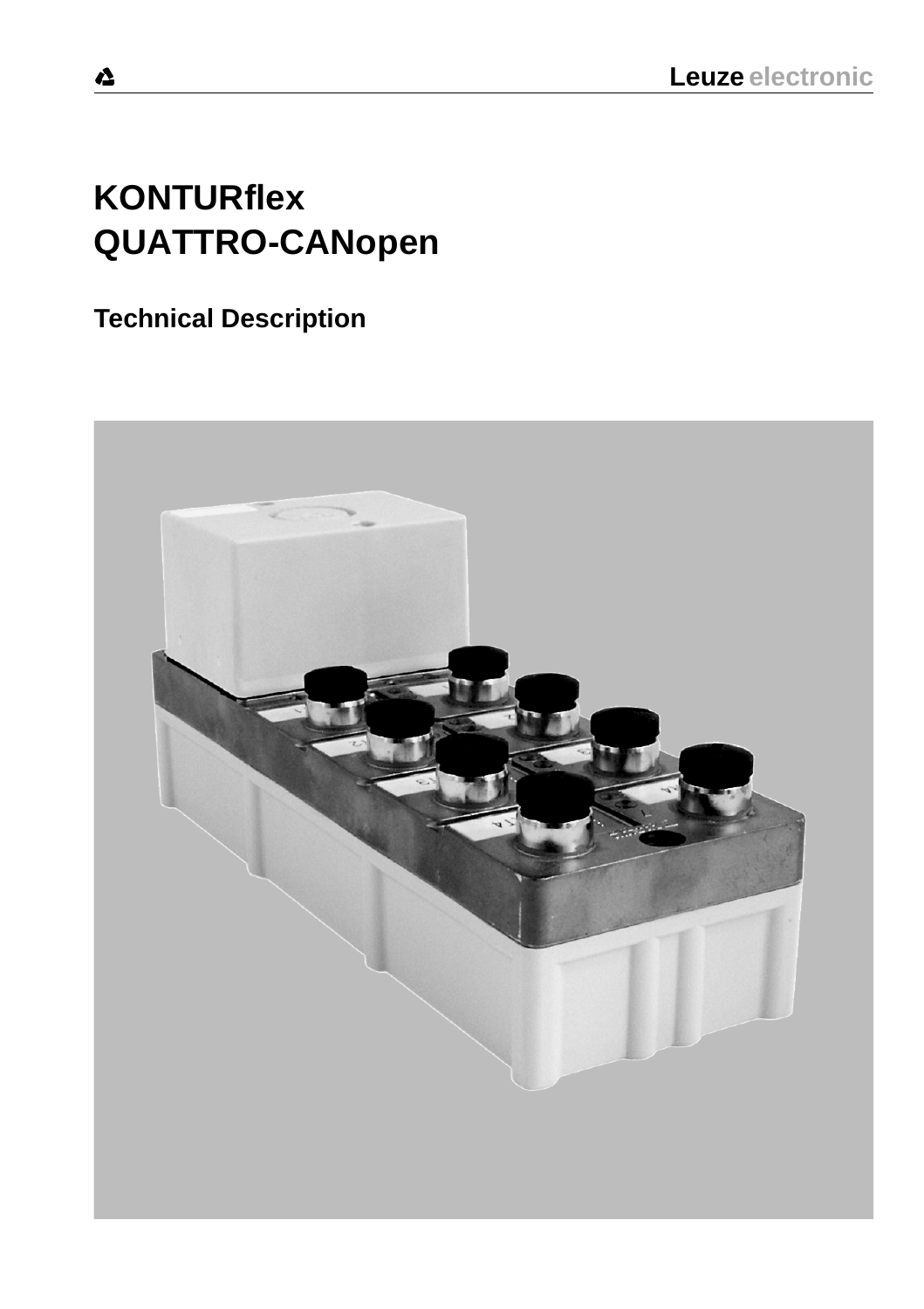Leuze electronic

# KONTURflex
# QUATTRO-CANopen

## Technical Description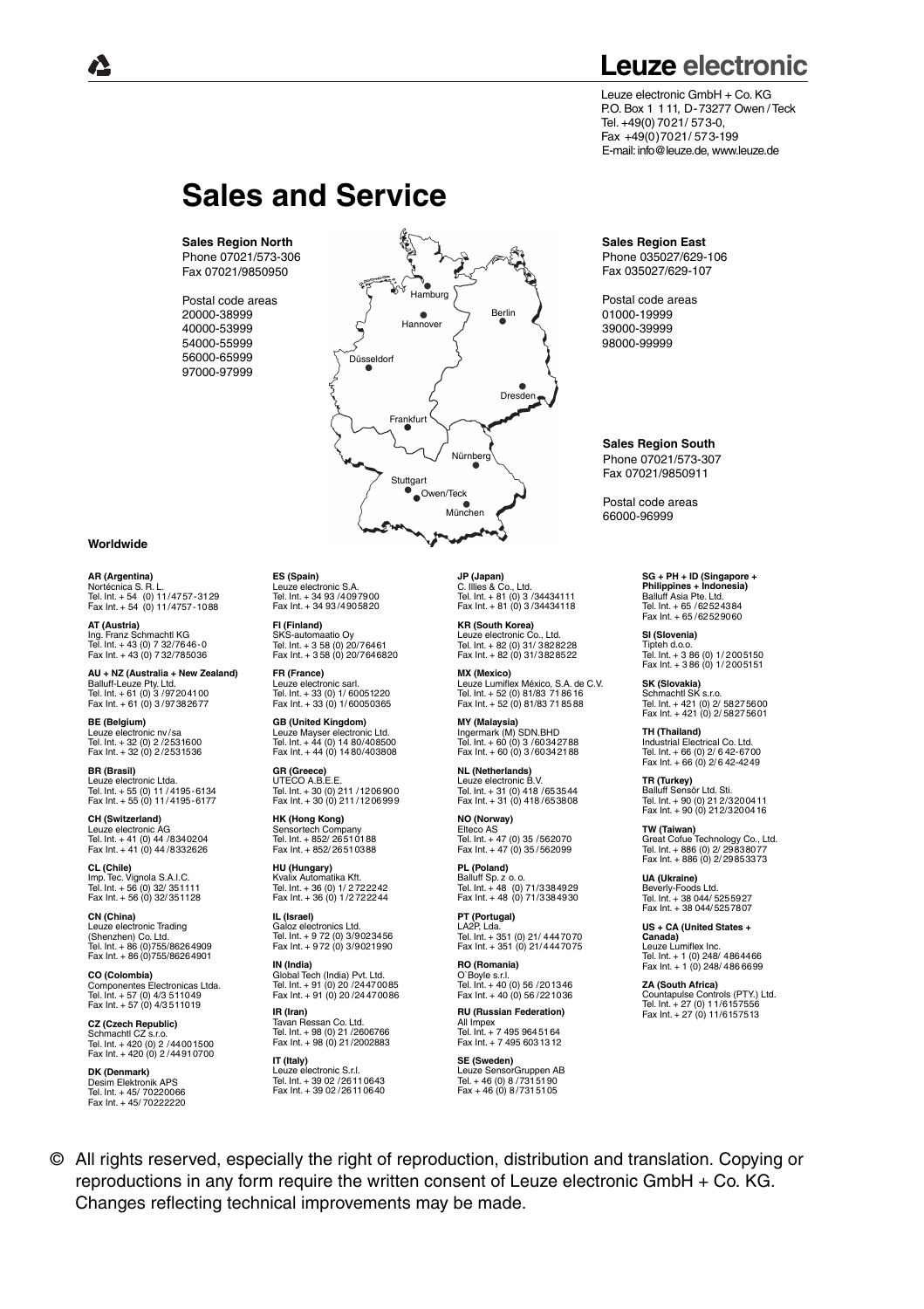# Leuze electronic

Leuze electronic GmbH + Co. KG
P.O. Box 1 1 11, D- 73277 Owen / Teck
Tel. +49(0) 7021/ 573-0,
Fax +49(0)7021/ 573-199
E-mail: info@leuze.de, www.leuze.de

# Sales and Service

**Sales Region North**
Phone 07021/573-306
Fax 07021/9850950

Postal code areas
20000-38999
40000-53999
54000-55999
56000-65999
97000-97999

**Sales Region East**
Phone 035027/629-106
Fax 035027/629-107

Postal code areas
01000-19999
39000-39999
98000-99999

**Sales Region South**
Phone 07021/573-307
Fax 07021/9850911

Postal code areas
66000-96999

Hamburg, Hannover, Berlin, Düsseldorf, Dresden, Frankfurt, Nürnberg, Stuttgart, Owen/Teck, München

**Worldwide**

**AR (Argentina)**
Nortécnica S. R. L.
Tel. Int. + 54 (0) 11/4757-3129
Fax Int. + 54 (0) 11/4757-1088

**AT (Austria)**
Ing. Franz Schmachtl KG
Tel. Int. + 43 (0) 7 32/7646-0
Fax Int. + 43 (0) 7 32/785036

**AU + NZ (Australia + New Zealand)**
Balluff-Leuze Pty. Ltd.
Tel. Int. + 61 (0) 3 /97204100
Fax Int. + 61 (0) 3 /97382677

**BE (Belgium)**
Leuze electronic nv/sa
Tel. Int. + 32 (0) 2 /2531600
Fax Int. + 32 (0) 2 /2531536

**BR (Brasil)**
Leuze electronic Ltda.
Tel. Int. + 55 (0) 11 / 4195-6134
Fax Int. + 55 (0) 11 / 4195-6177

**CH (Switzerland)**
Leuze electronic AG
Tel. Int. + 41 (0) 44 /8340204
Fax Int. + 41 (0) 44 /8332626

**CL (Chile)**
Imp. Tec. Vignola S.A.I.C.
Tel. Int. + 56 (0) 32/ 351111
Fax Int. + 56 (0) 32/ 351128

**CN (China)**
Leuze electronic Trading (Shenzhen) Co. Ltd.
Tel. Int. + 86 (0)755/86264909
Fax Int. + 86 (0)755/86264901

**CO (Colombia)**
Componentes Electronicas Ltda.
Tel. Int. + 57 (0) 4/3 511049
Fax Int. + 57 (0) 4/3 511019

**CZ (Czech Republic)**
Schmachtl CZ s.r.o.
Tel. Int. + 420 (0) 2 /44001500
Fax Int. + 420 (0) 2 /44910700

**DK (Denmark)**
Desim Elektronik APS
Tel. Int. + 45/ 70220066
Fax Int. + 45/ 70222220

**ES (Spain)**
Leuze electronic S.A.
Tel. Int. + 34 93 /4097900
Fax Int. + 34 93 /4905820

**FI (Finland)**
SKS-automaatio Oy
Tel. Int. + 3 58 (0) 20/76461
Fax Int. + 3 58 (0) 20/7646820

**FR (France)**
Leuze electronic sarl.
Tel. Int. + 33 (0) 1/ 60051220
Fax Int. + 33 (0) 1/ 60050365

**GB (United Kingdom)**
Leuze Mayser electronic Ltd.
Tel. Int. + 44 (0) 14 80/408500
Fax Int. + 44 (0) 14 80/403808

**GR (Greece)**
UTECO A.B.E.E.
Tel. Int. + 30 (0) 211 /1206900
Fax Int. + 30 (0) 211 /1206999

**HK (Hong Kong)**
Sensortech Company
Tel. Int. + 852/ 26510188
Fax Int. + 852/ 26510388

**HU (Hungary)**
Kvalix Automatika Kft.
Tel. Int. + 36 (0) 1/ 2722242
Fax Int. + 36 (0) 1/ 2722244

**IL (Israel)**
Galoz electronics Ltd.
Tel. Int. + 9 72 (0) 3/9023456
Fax Int. + 9 72 (0) 3/9021990

**IN (India)**
Global Tech (India) Pvt. Ltd.
Tel. Int. + 91 (0) 20 /24470085
Fax Int. + 91 (0) 20 /24470086

**IR (Iran)**
Tavan Ressan Co. Ltd.
Tel. Int. + 98 (0) 21 /2606766
Fax Int. + 98 (0) 21 /2002883

**IT (Italy)**
Leuze electronic S.r.l.
Tel. Int. + 39 02 /26110643
Fax Int. + 39 02 /26110640

**JP (Japan)**
C. Illies & Co., Ltd.
Tel. Int. + 81 (0) 3 /34434111
Fax Int. + 81 (0) 3 /34434118

**KR (South Korea)**
Leuze electronic Co., Ltd.
Tel. Int. + 82 (0) 31/ 3828228
Fax Int. + 82 (0) 31/ 3828522

**MX (Mexico)**
Leuze Lumiflex México, S.A. de C.V.
Tel. Int. + 52 (0) 81/83 718616
Fax Int. + 52 (0) 81/83 718588

**MY (Malaysia)**
Ingermark (M) SDN.BHD
Tel. Int. + 60 (0) 3 /60342788
Fax Int. + 60 (0) 3 /60342188

**NL (Netherlands)**
Leuze electronic B.V.
Tel. Int. + 31 (0) 418 /653544
Fax Int. + 31 (0) 418 /653808

**NO (Norway)**
Elteco AS
Tel. Int. + 47 (0) 35 /562070
Fax Int. + 47 (0) 35 /562099

**PL (Poland)**
Balluff Sp. z o. o.
Tel. Int. + 48 (0) 71/3384929
Fax Int. + 48 (0) 71/3384930

**PT (Portugal)**
LA2P, Lda.
Tel. Int. + 351 (0) 21/ 4447070
Fax Int. + 351 (0) 21/ 4447075

**RO (Romania)**
O`Boyle s.r.l.
Tel. Int. + 40 (0) 56 /201346
Fax Int. + 40 (0) 56 /221036

**RU (Russian Federation)**
All Impex
Tel. Int. + 7 495 9645164
Fax Int. + 7 495 6031312

**SE (Sweden)**
Leuze SensorGruppen AB
Tel. + 46 (0) 8 /7315190
Fax + 46 (0) 8 /7315105

**SG + PH + ID (Singapore + Philippines + Indonesia)**
Balluff Asia Pte. Ltd.
Tel. Int. + 65 /62524384
Fax Int. + 65 /62529060

**SI (Slovenia)**
Tipteh d.o.o.
Tel. Int. + 3 86 (0) 1/ 2005150
Fax Int. + 3 86 (0) 1/ 2005151

**SK (Slovakia)**
Schmachtl SK s.r.o.
Tel. Int. + 421 (0) 2/ 58275600
Fax Int. + 421 (0) 2/ 58275601

**TH (Thailand)**
Industrial Electrical Co. Ltd.
Tel. Int. + 66 (0) 2/ 6 42-6700
Fax Int. + 66 (0) 2/ 6 42-4249

**TR (Turkey)**
Balluff Sensör Ltd. Sti.
Tel. Int. + 90 (0) 212/3200411
Fax Int. + 90 (0) 212/3200416

**TW (Taiwan)**
Great Cofue Technology Co., Ltd.
Tel. Int. + 886 (0) 2/ 29838077
Fax Int. + 886 (0) 2/ 29853373

**UA (Ukraine)**
Beverly-Foods Ltd.
Tel. Int. + 38 044/ 5255927
Fax Int. + 38 044/ 5257807

**US + CA (United States + Canada)**
Leuze Lumiflex Inc.
Tel. Int. + 1 (0) 248/ 4864466
Fax Int. + 1 (0) 248/ 4866699

**ZA (South Africa)**
Countapulse Controls (PTY.) Ltd.
Tel. Int. + 27 (0) 11/6157556
Fax Int. + 27 (0) 11/6157513

© All rights reserved, especially the right of reproduction, distribution and translation. Copying or reproductions in any form require the written consent of Leuze electronic GmbH + Co. KG. Changes reflecting technical improvements may be made.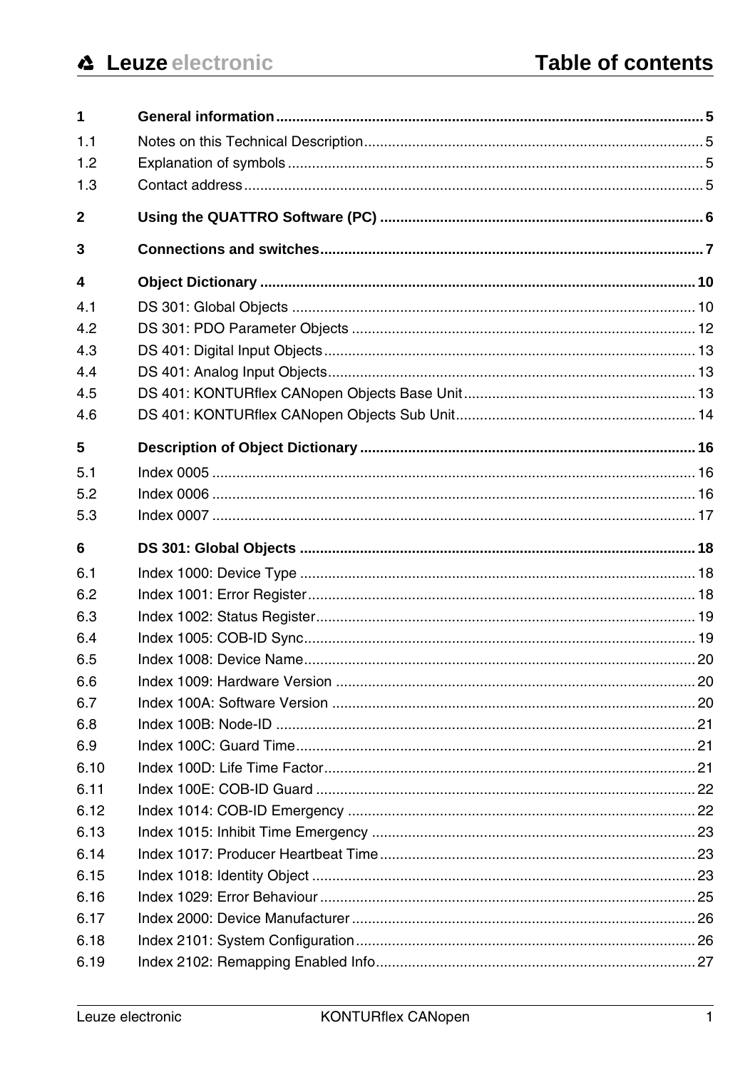# Table of contents

| | | |
|---|---|---|
| **1** | **General information** | **5** |
| 1.1 | Notes on this Technical Description | 5 |
| 1.2 | Explanation of symbols | 5 |
| 1.3 | Contact address | 5 |
| **2** | **Using the QUATTRO Software (PC)** | **6** |
| **3** | **Connections and switches** | **7** |
| **4** | **Object Dictionary** | **10** |
| 4.1 | DS 301: Global Objects | 10 |
| 4.2 | DS 301: PDO Parameter Objects | 12 |
| 4.3 | DS 401: Digital Input Objects | 13 |
| 4.4 | DS 401: Analog Input Objects | 13 |
| 4.5 | DS 401: KONTURflex CANopen Objects Base Unit | 13 |
| 4.6 | DS 401: KONTURflex CANopen Objects Sub Unit | 14 |
| **5** | **Description of Object Dictionary** | **16** |
| 5.1 | Index 0005 | 16 |
| 5.2 | Index 0006 | 16 |
| 5.3 | Index 0007 | 17 |
| **6** | **DS 301: Global Objects** | **18** |
| 6.1 | Index 1000: Device Type | 18 |
| 6.2 | Index 1001: Error Register | 18 |
| 6.3 | Index 1002: Status Register | 19 |
| 6.4 | Index 1005: COB-ID Sync | 19 |
| 6.5 | Index 1008: Device Name | 20 |
| 6.6 | Index 1009: Hardware Version | 20 |
| 6.7 | Index 100A: Software Version | 20 |
| 6.8 | Index 100B: Node-ID | 21 |
| 6.9 | Index 100C: Guard Time | 21 |
| 6.10 | Index 100D: Life Time Factor | 21 |
| 6.11 | Index 100E: COB-ID Guard | 22 |
| 6.12 | Index 1014: COB-ID Emergency | 22 |
| 6.13 | Index 1015: Inhibit Time Emergency | 23 |
| 6.14 | Index 1017: Producer Heartbeat Time | 23 |
| 6.15 | Index 1018: Identity Object | 23 |
| 6.16 | Index 1029: Error Behaviour | 25 |
| 6.17 | Index 2000: Device Manufacturer | 26 |
| 6.18 | Index 2101: System Configuration | 26 |
| 6.19 | Index 2102: Remapping Enabled Info | 27 |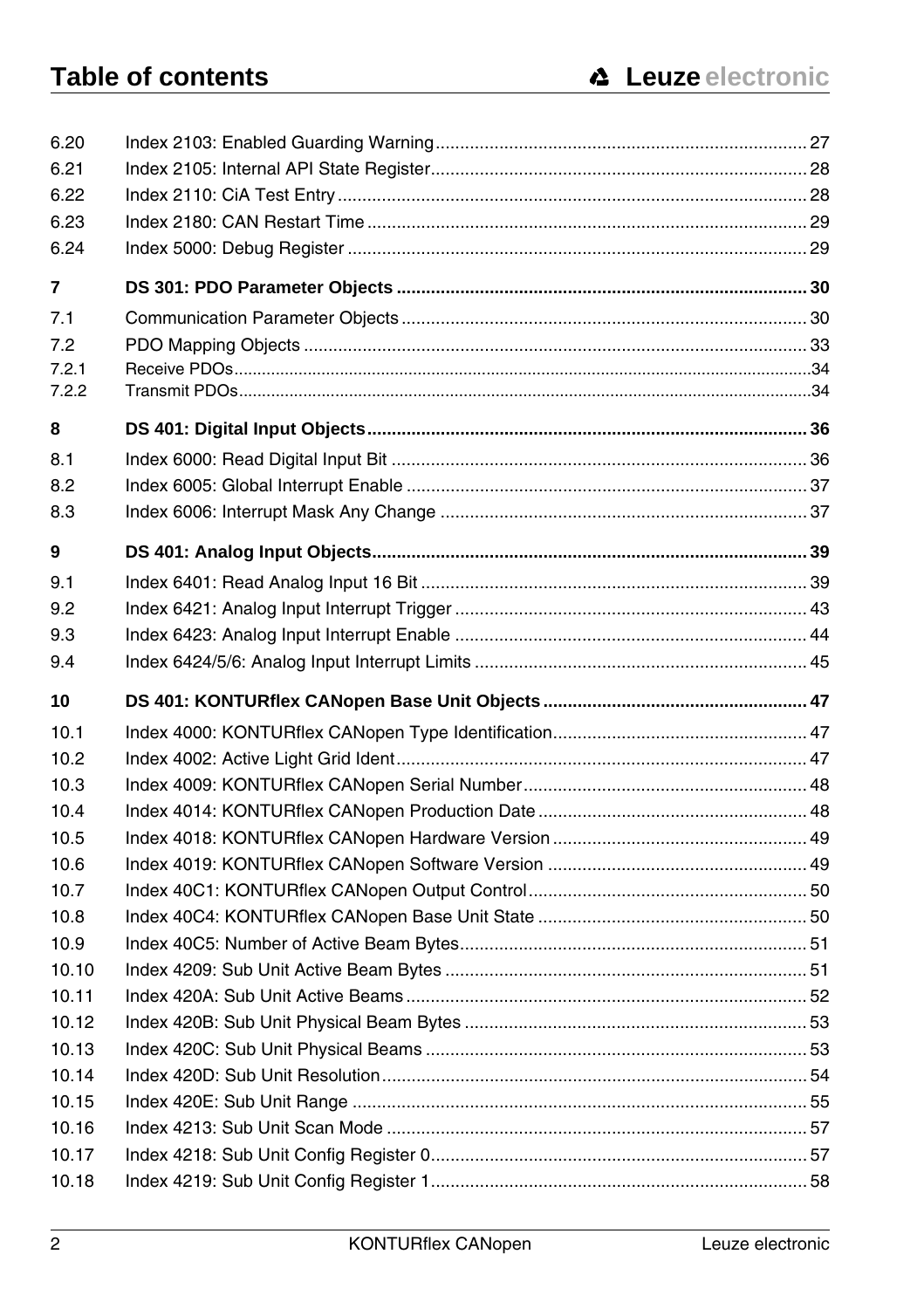| | | |
|---|---|---|
| 6.20 | Index 2103: Enabled Guarding Warning | 27 |
| 6.21 | Index 2105: Internal API State Register | 28 |
| 6.22 | Index 2110: CiA Test Entry | 28 |
| 6.23 | Index 2180: CAN Restart Time | 29 |
| 6.24 | Index 5000: Debug Register | 29 |
| **7** | **DS 301: PDO Parameter Objects** | **30** |
| 7.1 | Communication Parameter Objects | 30 |
| 7.2 | PDO Mapping Objects | 33 |
| 7.2.1 | Receive PDOs | 34 |
| 7.2.2 | Transmit PDOs | 34 |
| **8** | **DS 401: Digital Input Objects** | **36** |
| 8.1 | Index 6000: Read Digital Input Bit | 36 |
| 8.2 | Index 6005: Global Interrupt Enable | 37 |
| 8.3 | Index 6006: Interrupt Mask Any Change | 37 |
| **9** | **DS 401: Analog Input Objects** | **39** |
| 9.1 | Index 6401: Read Analog Input 16 Bit | 39 |
| 9.2 | Index 6421: Analog Input Interrupt Trigger | 43 |
| 9.3 | Index 6423: Analog Input Interrupt Enable | 44 |
| 9.4 | Index 6424/5/6: Analog Input Interrupt Limits | 45 |
| **10** | **DS 401: KONTURflex CANopen Base Unit Objects** | **47** |
| 10.1 | Index 4000: KONTURflex CANopen Type Identification | 47 |
| 10.2 | Index 4002: Active Light Grid Ident | 47 |
| 10.3 | Index 4009: KONTURflex CANopen Serial Number | 48 |
| 10.4 | Index 4014: KONTURflex CANopen Production Date | 48 |
| 10.5 | Index 4018: KONTURflex CANopen Hardware Version | 49 |
| 10.6 | Index 4019: KONTURflex CANopen Software Version | 49 |
| 10.7 | Index 40C1: KONTURflex CANopen Output Control | 50 |
| 10.8 | Index 40C4: KONTURflex CANopen Base Unit State | 50 |
| 10.9 | Index 40C5: Number of Active Beam Bytes | 51 |
| 10.10 | Index 4209: Sub Unit Active Beam Bytes | 51 |
| 10.11 | Index 420A: Sub Unit Active Beams | 52 |
| 10.12 | Index 420B: Sub Unit Physical Beam Bytes | 53 |
| 10.13 | Index 420C: Sub Unit Physical Beams | 53 |
| 10.14 | Index 420D: Sub Unit Resolution | 54 |
| 10.15 | Index 420E: Sub Unit Range | 55 |
| 10.16 | Index 4213: Sub Unit Scan Mode | 57 |
| 10.17 | Index 4218: Sub Unit Config Register 0 | 57 |
| 10.18 | Index 4219: Sub Unit Config Register 1 | 58 |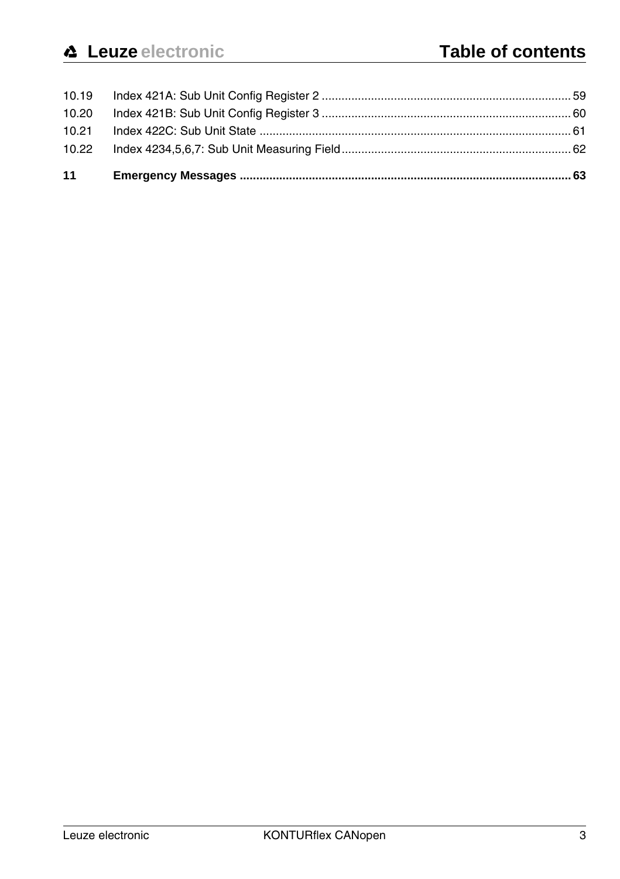10.19 Index 421A: Sub Unit Config Register 2 ........................................................................... 59
10.20 Index 421B: Sub Unit Config Register 3 ........................................................................... 60
10.21 Index 422C: Sub Unit State ............................................................................................... 61
10.22 Index 4234,5,6,7: Sub Unit Measuring Field..................................................................... 62

**11 Emergency Messages .................................................................................................... 63**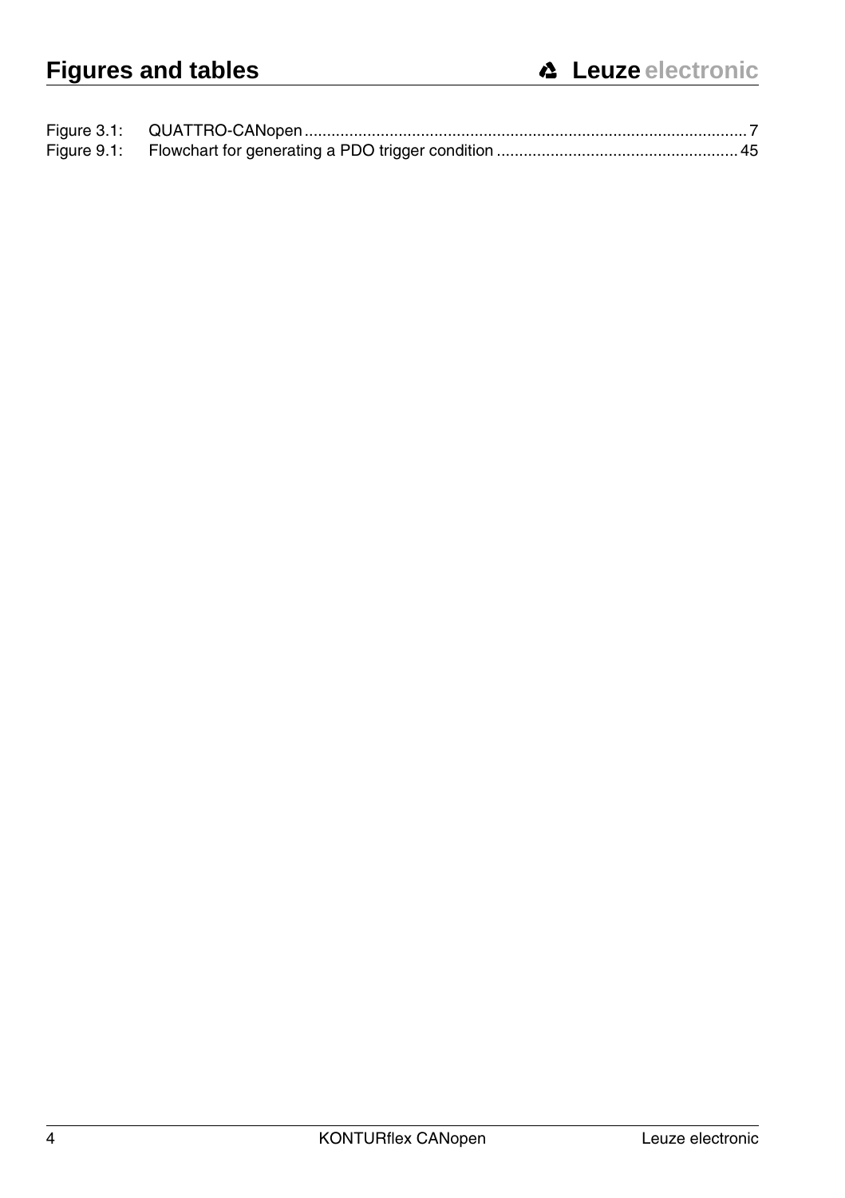# Figures and tables

Figure 3.1: QUATTRO-CANopen ........................................................................................................ 7
Figure 9.1: Flowchart for generating a PDO trigger condition ...................................................... 45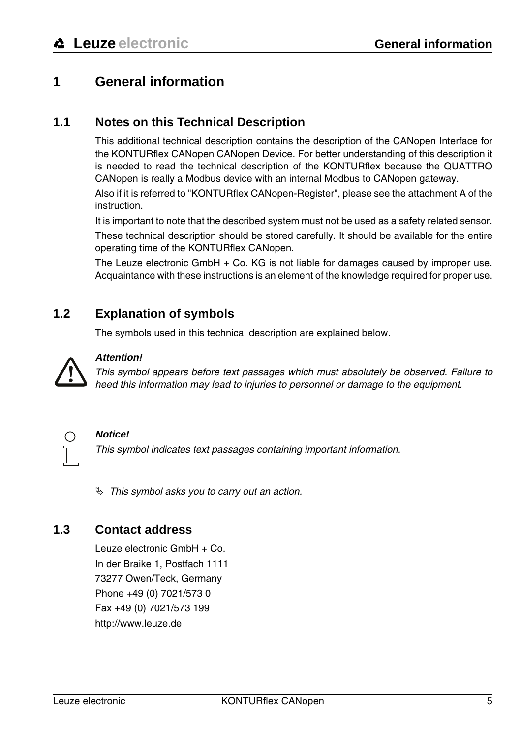# 1 General information

## 1.1 Notes on this Technical Description

This additional technical description contains the description of the CANopen Interface for the KONTURflex CANopen CANopen Device. For better understanding of this description it is needed to read the technical description of the KONTURflex because the QUATTRO CANopen is really a Modbus device with an internal Modbus to CANopen gateway.

Also if it is referred to "KONTURflex CANopen-Register", please see the attachment A of the instruction.

It is important to note that the described system must not be used as a safety related sensor.

These technical description should be stored carefully. It should be available for the entire operating time of the KONTURflex CANopen.

The Leuze electronic GmbH + Co. KG is not liable for damages caused by improper use. Acquaintance with these instructions is an element of the knowledge required for proper use.

## 1.2 Explanation of symbols

The symbols used in this technical description are explained below.

***Attention!***

*This symbol appears before text passages which must absolutely be observed. Failure to heed this information may lead to injuries to personnel or damage to the equipment.*

***Notice!***

*This symbol indicates text passages containing important information.*

↳ *This symbol asks you to carry out an action.*

## 1.3 Contact address

Leuze electronic GmbH + Co.
In der Braike 1, Postfach 1111
73277 Owen/Teck, Germany
Phone +49 (0) 7021/573 0
Fax +49 (0) 7021/573 199
http://www.leuze.de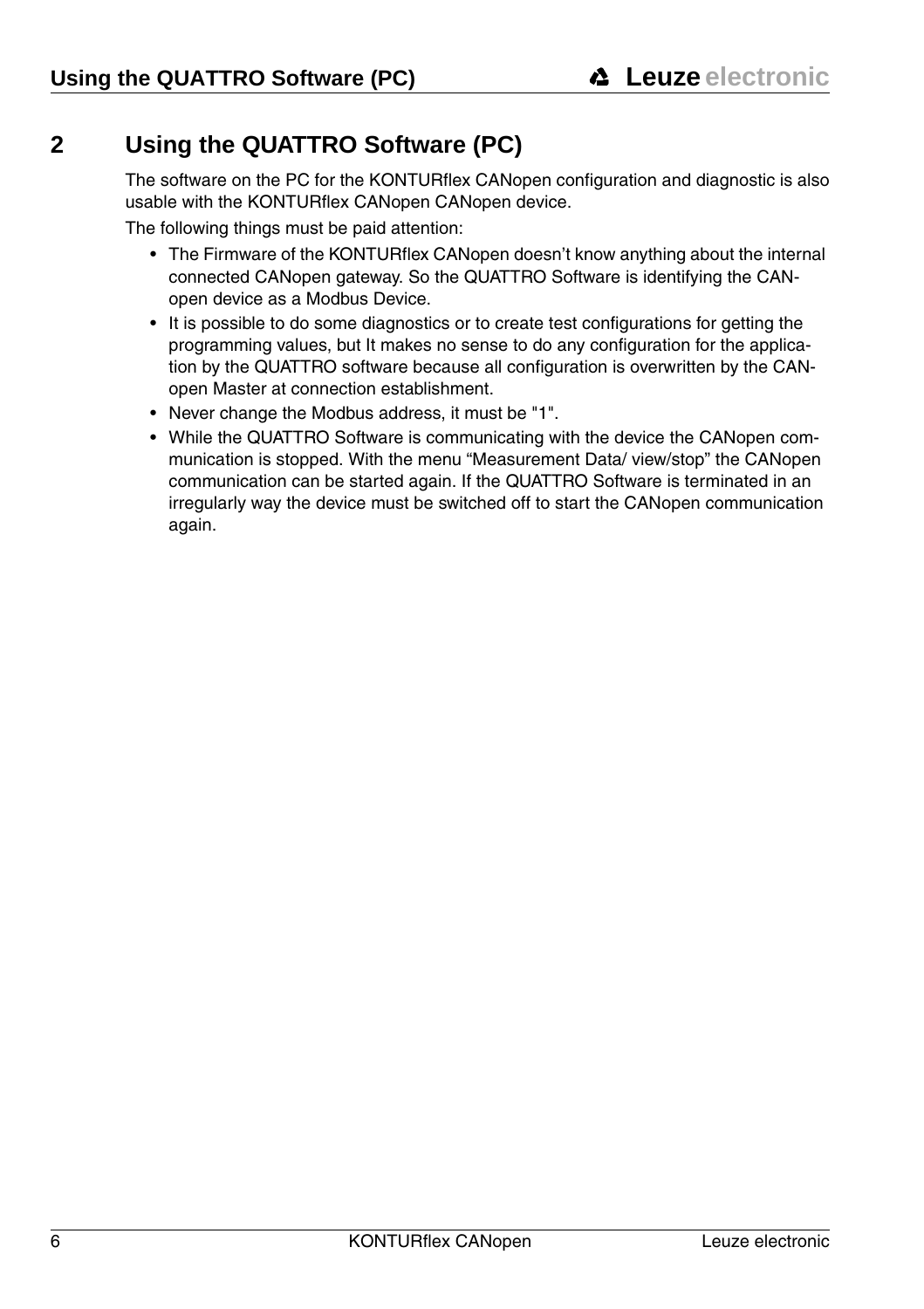# 2 Using the QUATTRO Software (PC)

The software on the PC for the KONTURflex CANopen configuration and diagnostic is also usable with the KONTURflex CANopen CANopen device.

The following things must be paid attention:

- The Firmware of the KONTURflex CANopen doesn't know anything about the internal connected CANopen gateway. So the QUATTRO Software is identifying the CANopen device as a Modbus Device.
- It is possible to do some diagnostics or to create test configurations for getting the programming values, but It makes no sense to do any configuration for the application by the QUATTRO software because all configuration is overwritten by the CANopen Master at connection establishment.
- Never change the Modbus address, it must be "1".
- While the QUATTRO Software is communicating with the device the CANopen communication is stopped. With the menu "Measurement Data/ view/stop" the CANopen communication can be started again. If the QUATTRO Software is terminated in an irregularly way the device must be switched off to start the CANopen communication again.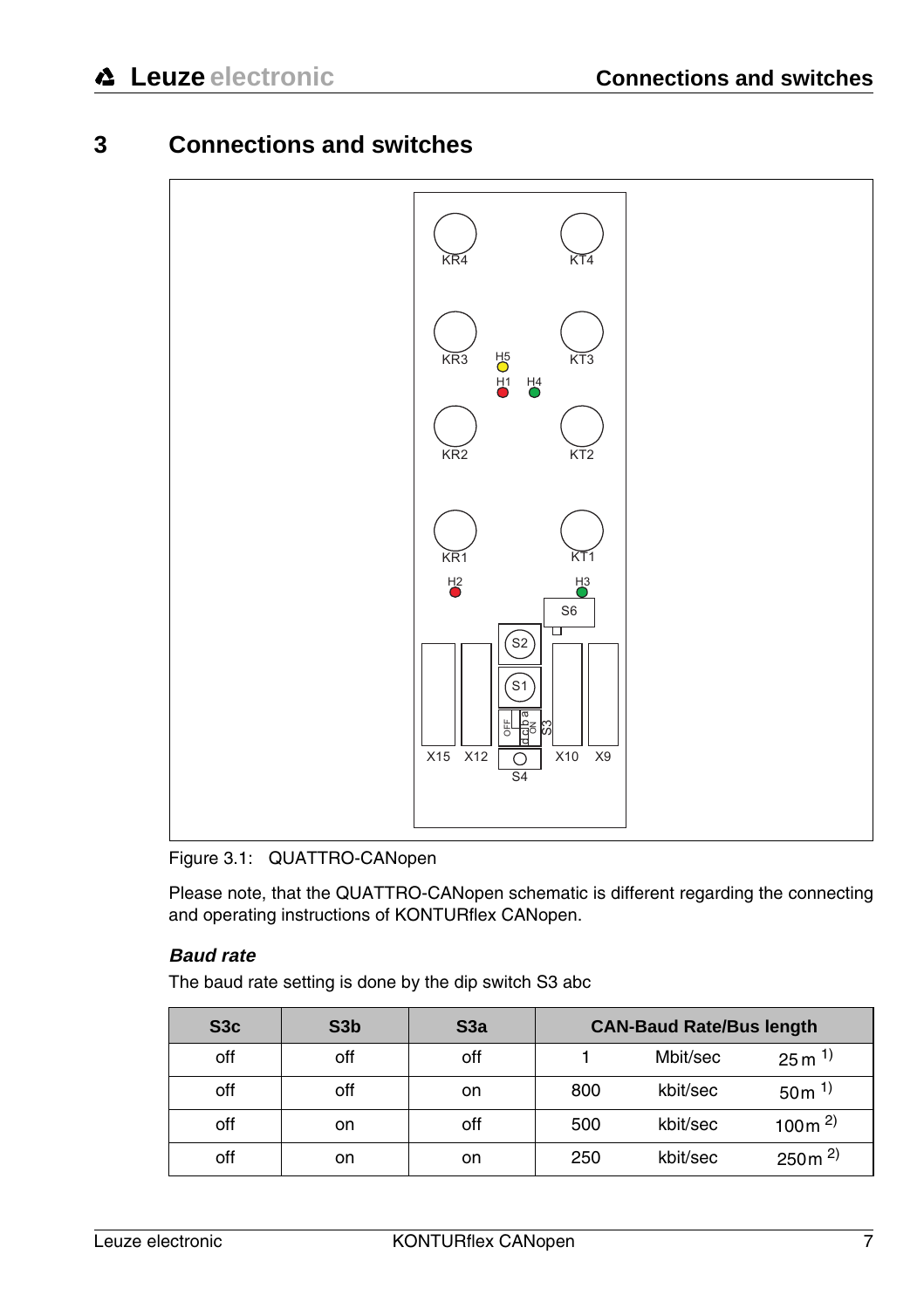# 3 Connections and switches

Figure 3.1: QUATTRO-CANopen

Please note, that the QUATTRO-CANopen schematic is different regarding the connecting and operating instructions of KONTURflex CANopen.

***Baud rate***

The baud rate setting is done by the dip switch S3 abc

| S3c | S3b | S3a | CAN-Baud Rate/Bus length | | |
|---|---|---|---|---|---|
| off | off | off | 1 | Mbit/sec | 25 m [1)] |
| off | off | on | 800 | kbit/sec | 50 m [1)] |
| off | on | off | 500 | kbit/sec | 100 m [2)] |
| off | on | on | 250 | kbit/sec | 250 m [2)] |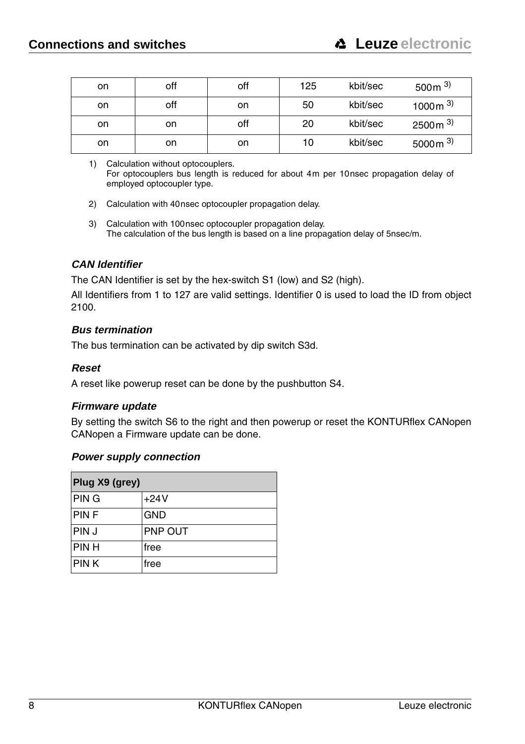| on | off | off | 125 | kbit/sec | 500m [3)] |
|---|---|---|---|---|---|
| on | off | on | 50 | kbit/sec | 1000m [3)] |
| on | on | off | 20 | kbit/sec | 2500m [3)] |
| on | on | on | 10 | kbit/sec | 5000m [3)] |

1) Calculation without optocouplers.
   For optocouplers bus length is reduced for about 4m per 10nsec propagation delay of employed optocoupler type.

2) Calculation with 40nsec optocoupler propagation delay.

3) Calculation with 100nsec optocoupler propagation delay.
   The calculation of the bus length is based on a line propagation delay of 5nsec/m.

### *CAN Identifier*

The CAN Identifier is set by the hex-switch S1 (low) and S2 (high).

All Identifiers from 1 to 127 are valid settings. Identifier 0 is used to load the ID from object 2100.

### *Bus termination*

The bus termination can be activated by dip switch S3d.

### *Reset*

A reset like powerup reset can be done by the pushbutton S4.

### *Firmware update*

By setting the switch S6 to the right and then powerup or reset the KONTURflex CANopen CANopen a Firmware update can be done.

### *Power supply connection*

| Plug X9 (grey) | |
|---|---|
| PIN G | +24V |
| PIN F | GND |
| PIN J | PNP OUT |
| PIN H | free |
| PIN K | free |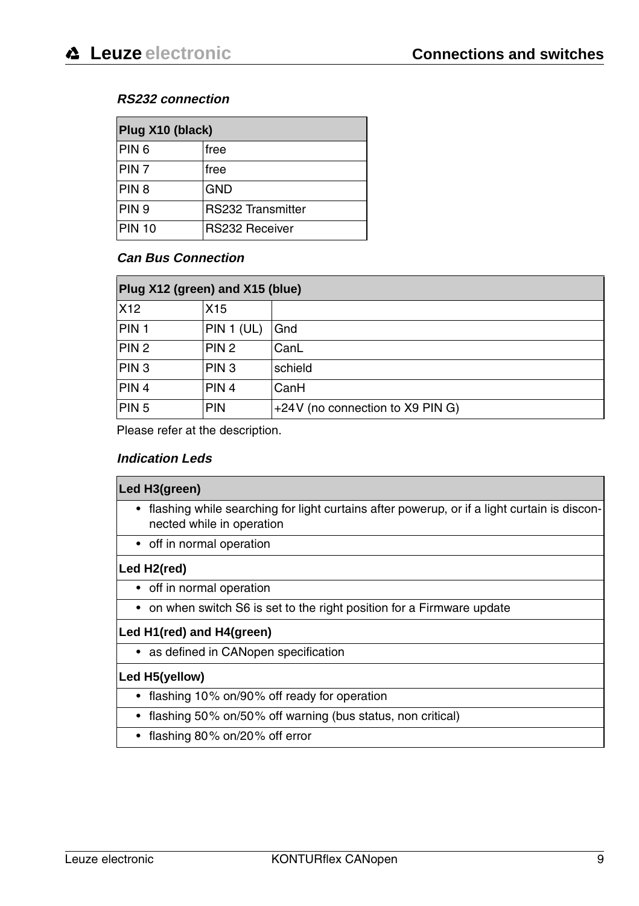### *RS232 connection*

| Plug X10 (black) | |
|---|---|
| PIN 6 | free |
| PIN 7 | free |
| PIN 8 | GND |
| PIN 9 | RS232 Transmitter |
| PIN 10 | RS232 Receiver |

### *Can Bus Connection*

| Plug X12 (green) and X15 (blue) | | |
|---|---|---|
| X12 | X15 | |
| PIN 1 | PIN 1 (UL) | Gnd |
| PIN 2 | PIN 2 | CanL |
| PIN 3 | PIN 3 | schield |
| PIN 4 | PIN 4 | CanH |
| PIN 5 | PIN | +24V (no connection to X9 PIN G) |

Please refer at the description.

### *Indication Leds*

| Led H3(green) |
|---|
| • flashing while searching for light curtains after powerup, or if a light curtain is disconnected while in operation |
| • off in normal operation |
| **Led H2(red)** |
| • off in normal operation |
| • on when switch S6 is set to the right position for a Firmware update |
| **Led H1(red) and H4(green)** |
| • as defined in CANopen specification |
| **Led H5(yellow)** |
| • flashing 10% on/90% off ready for operation |
| • flashing 50% on/50% off warning (bus status, non critical) |
| • flashing 80% on/20% off error |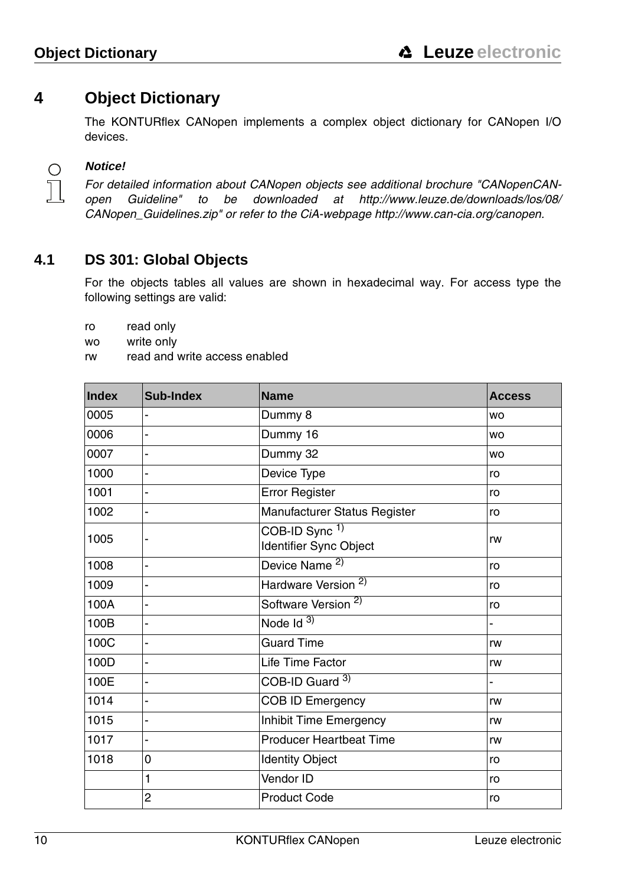// ...

# 4 Object Dictionary

The KONTURflex CANopen implements a complex object dictionary for CANopen I/O devices.

***Notice!***

*For detailed information about CANopen objects see additional brochure "CANopenCAN-open Guideline" to be downloaded at http://www.leuze.de/downloads/los/08/CANopen_Guidelines.zip" or refer to the CiA-webpage http://www.can-cia.org/canopen.*

## 4.1 DS 301: Global Objects

For the objects tables all values are shown in hexadecimal way. For access type the following settings are valid:

ro read only
wo write only
rw read and write access enabled

| Index | Sub-Index | Name | Access |
|---|---|---|---|
| 0005 | - | Dummy 8 | wo |
| 0006 | - | Dummy 16 | wo |
| 0007 | - | Dummy 32 | wo |
| 1000 | - | Device Type | ro |
| 1001 | - | Error Register | ro |
| 1002 | - | Manufacturer Status Register | ro |
| 1005 | - | COB-ID Sync 1)<br>Identifier Sync Object | rw |
| 1008 | - | Device Name 2) | ro |
| 1009 | - | Hardware Version 2) | ro |
| 100A | - | Software Version 2) | ro |
| 100B | - | Node Id 3) | - |
| 100C | - | Guard Time | rw |
| 100D | - | Life Time Factor | rw |
| 100E | - | COB-ID Guard 3) | - |
| 1014 | - | COB ID Emergency | rw |
| 1015 | - | Inhibit Time Emergency | rw |
| 1017 | - | Producer Heartbeat Time | rw |
| 1018 | 0 | Identity Object | ro |
| | 1 | Vendor ID | ro |
| | 2 | Product Code | ro |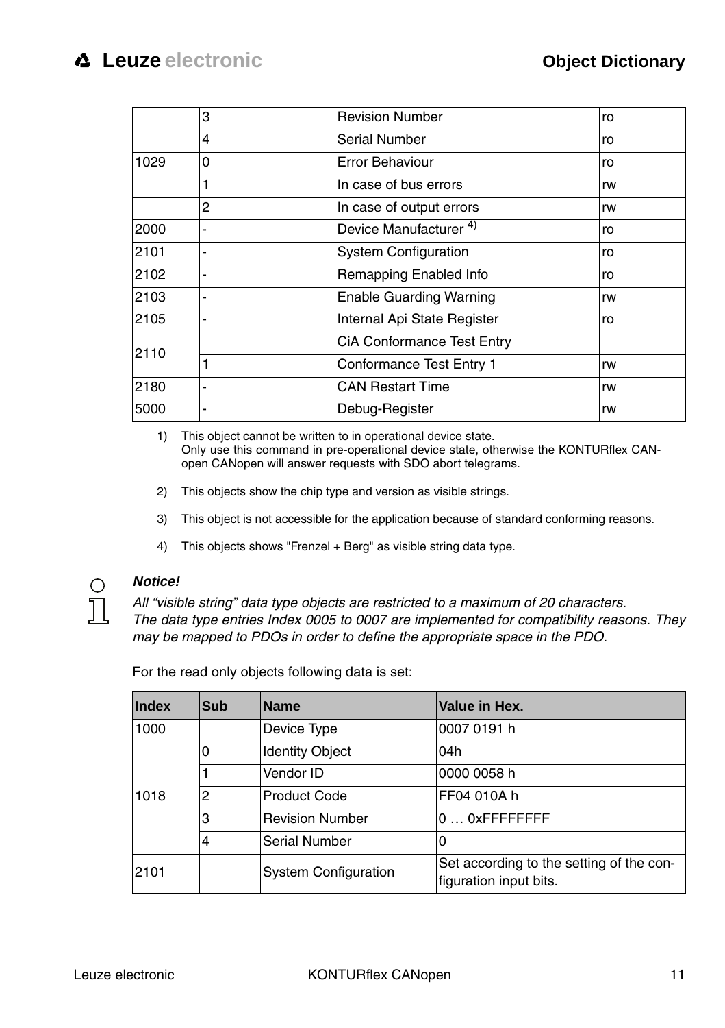| | | | |
|---|---|---|---|
| | 3 | Revision Number | ro |
| | 4 | Serial Number | ro |
| 1029 | 0 | Error Behaviour | ro |
| | 1 | In case of bus errors | rw |
| | 2 | In case of output errors | rw |
| 2000 | - | Device Manufacturer [4)] | ro |
| 2101 | - | System Configuration | ro |
| 2102 | - | Remapping Enabled Info | ro |
| 2103 | - | Enable Guarding Warning | rw |
| 2105 | - | Internal Api State Register | ro |
| 2110 | | CiA Conformance Test Entry | |
| | 1 | Conformance Test Entry 1 | rw |
| 2180 | - | CAN Restart Time | rw |
| 5000 | - | Debug-Register | rw |

1) This object cannot be written to in operational device state.
   Only use this command in pre-operational device state, otherwise the KONTURflex CANopen CANopen will answer requests with SDO abort telegrams.

2) This objects show the chip type and version as visible strings.

3) This object is not accessible for the application because of standard conforming reasons.

4) This objects shows "Frenzel + Berg" as visible string data type.

***Notice!***

*All "visible string" data type objects are restricted to a maximum of 20 characters.*
*The data type entries Index 0005 to 0007 are implemented for compatibility reasons. They may be mapped to PDOs in order to define the appropriate space in the PDO.*

For the read only objects following data is set:

| Index | Sub | Name | Value in Hex. |
|---|---|---|---|
| 1000 | | Device Type | 0007 0191 h |
| 1018 | 0 | Identity Object | 04h |
| | 1 | Vendor ID | 0000 0058 h |
| | 2 | Product Code | FF04 010A h |
| | 3 | Revision Number | 0 … 0xFFFFFFFF |
| | 4 | Serial Number | 0 |
| 2101 | | System Configuration | Set according to the setting of the configuration input bits. |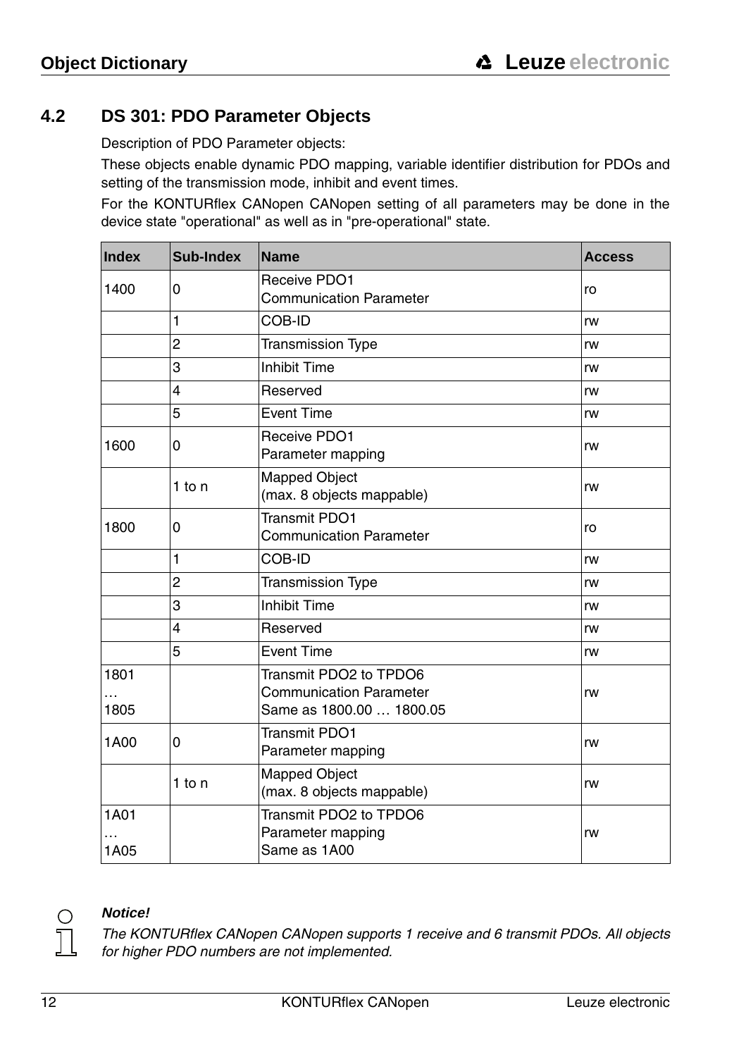## 4.2 DS 301: PDO Parameter Objects

Description of PDO Parameter objects:

These objects enable dynamic PDO mapping, variable identifier distribution for PDOs and setting of the transmission mode, inhibit and event times.

For the KONTURflex CANopen CANopen setting of all parameters may be done in the device state "operational" as well as in "pre-operational" state.

| Index | Sub-Index | Name | Access |
|---|---|---|---|
| 1400 | 0 | Receive PDO1<br>Communication Parameter | ro |
| | 1 | COB-ID | rw |
| | 2 | Transmission Type | rw |
| | 3 | Inhibit Time | rw |
| | 4 | Reserved | rw |
| | 5 | Event Time | rw |
| 1600 | 0 | Receive PDO1<br>Parameter mapping | rw |
| | 1 to n | Mapped Object<br>(max. 8 objects mappable) | rw |
| 1800 | 0 | Transmit PDO1<br>Communication Parameter | ro |
| | 1 | COB-ID | rw |
| | 2 | Transmission Type | rw |
| | 3 | Inhibit Time | rw |
| | 4 | Reserved | rw |
| | 5 | Event Time | rw |
| 1801<br>…<br>1805 | | Transmit PDO2 to TPDO6<br>Communication Parameter<br>Same as 1800.00 … 1800.05 | rw |
| 1A00 | 0 | Transmit PDO1<br>Parameter mapping | rw |
| | 1 to n | Mapped Object<br>(max. 8 objects mappable) | rw |
| 1A01<br>…<br>1A05 | | Transmit PDO2 to TPDO6<br>Parameter mapping<br>Same as 1A00 | rw |

***Notice!***

*The KONTURflex CANopen CANopen supports 1 receive and 6 transmit PDOs. All objects for higher PDO numbers are not implemented.*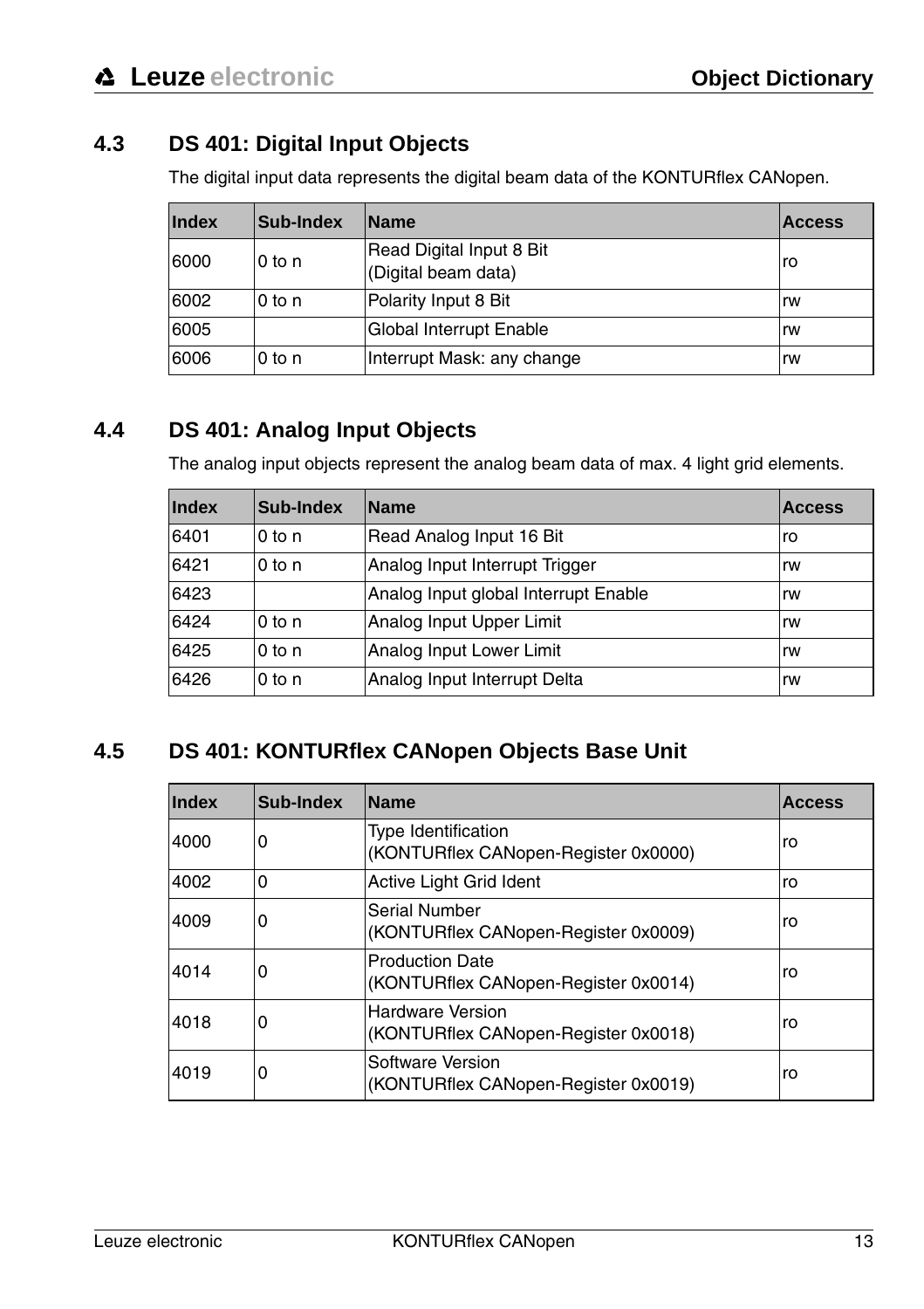## 4.3 DS 401: Digital Input Objects

The digital input data represents the digital beam data of the KONTURflex CANopen.

| Index | Sub-Index | Name | Access |
|---|---|---|---|
| 6000 | 0 to n | Read Digital Input 8 Bit (Digital beam data) | ro |
| 6002 | 0 to n | Polarity Input 8 Bit | rw |
| 6005 | | Global Interrupt Enable | rw |
| 6006 | 0 to n | Interrupt Mask: any change | rw |

## 4.4 DS 401: Analog Input Objects

The analog input objects represent the analog beam data of max. 4 light grid elements.

| Index | Sub-Index | Name | Access |
|---|---|---|---|
| 6401 | 0 to n | Read Analog Input 16 Bit | ro |
| 6421 | 0 to n | Analog Input Interrupt Trigger | rw |
| 6423 | | Analog Input global Interrupt Enable | rw |
| 6424 | 0 to n | Analog Input Upper Limit | rw |
| 6425 | 0 to n | Analog Input Lower Limit | rw |
| 6426 | 0 to n | Analog Input Interrupt Delta | rw |

## 4.5 DS 401: KONTURflex CANopen Objects Base Unit

| Index | Sub-Index | Name | Access |
|---|---|---|---|
| 4000 | 0 | Type Identification (KONTURflex CANopen-Register 0x0000) | ro |
| 4002 | 0 | Active Light Grid Ident | ro |
| 4009 | 0 | Serial Number (KONTURflex CANopen-Register 0x0009) | ro |
| 4014 | 0 | Production Date (KONTURflex CANopen-Register 0x0014) | ro |
| 4018 | 0 | Hardware Version (KONTURflex CANopen-Register 0x0018) | ro |
| 4019 | 0 | Software Version (KONTURflex CANopen-Register 0x0019) | ro |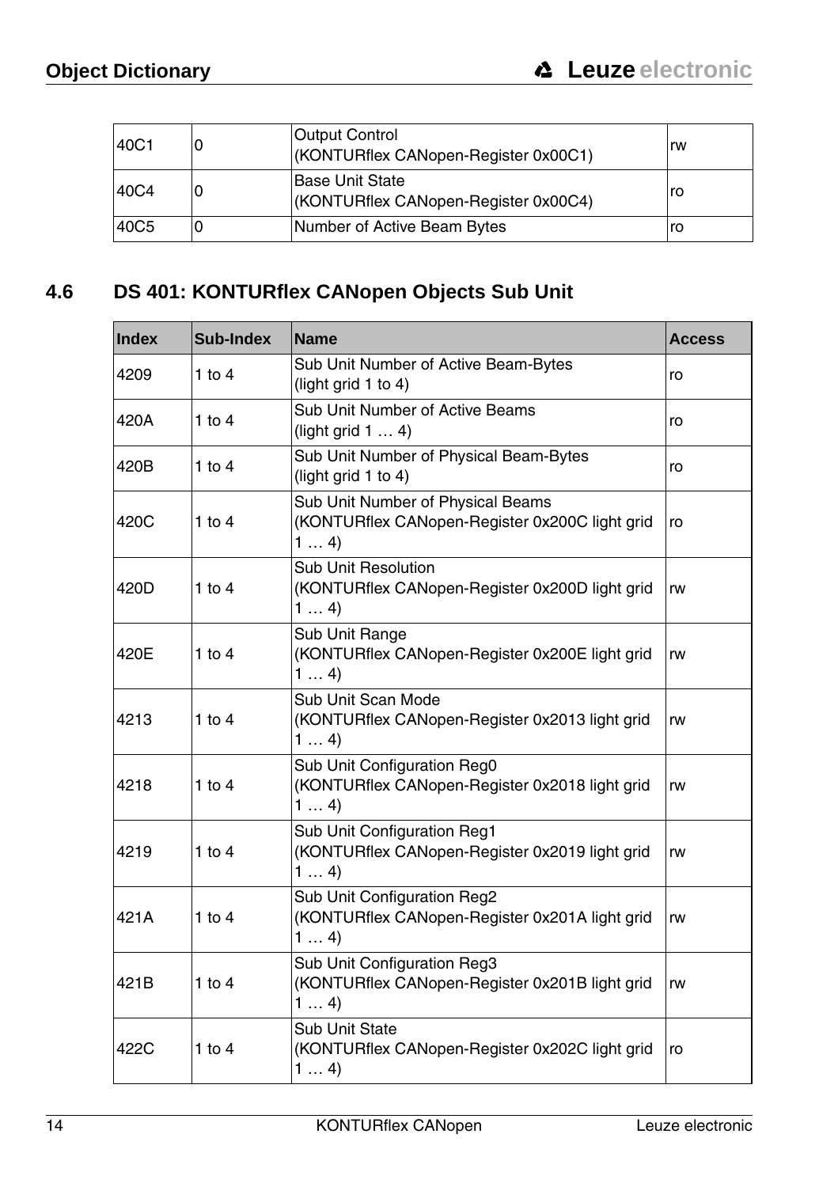| 40C1 | 0 | Output Control<br>(KONTURflex CANopen-Register 0x00C1) | rw |
|---|---|---|---|
| 40C4 | 0 | Base Unit State<br>(KONTURflex CANopen-Register 0x00C4) | ro |
| 40C5 | 0 | Number of Active Beam Bytes | ro |

## 4.6 DS 401: KONTURflex CANopen Objects Sub Unit

| Index | Sub-Index | Name | Access |
|---|---|---|---|
| 4209 | 1 to 4 | Sub Unit Number of Active Beam-Bytes<br>(light grid 1 to 4) | ro |
| 420A | 1 to 4 | Sub Unit Number of Active Beams<br>(light grid 1 … 4) | ro |
| 420B | 1 to 4 | Sub Unit Number of Physical Beam-Bytes<br>(light grid 1 to 4) | ro |
| 420C | 1 to 4 | Sub Unit Number of Physical Beams<br>(KONTURflex CANopen-Register 0x200C light grid 1 … 4) | ro |
| 420D | 1 to 4 | Sub Unit Resolution<br>(KONTURflex CANopen-Register 0x200D light grid 1 … 4) | rw |
| 420E | 1 to 4 | Sub Unit Range<br>(KONTURflex CANopen-Register 0x200E light grid 1 … 4) | rw |
| 4213 | 1 to 4 | Sub Unit Scan Mode<br>(KONTURflex CANopen-Register 0x2013 light grid 1 … 4) | rw |
| 4218 | 1 to 4 | Sub Unit Configuration Reg0<br>(KONTURflex CANopen-Register 0x2018 light grid 1 … 4) | rw |
| 4219 | 1 to 4 | Sub Unit Configuration Reg1<br>(KONTURflex CANopen-Register 0x2019 light grid 1 … 4) | rw |
| 421A | 1 to 4 | Sub Unit Configuration Reg2<br>(KONTURflex CANopen-Register 0x201A light grid 1 … 4) | rw |
| 421B | 1 to 4 | Sub Unit Configuration Reg3<br>(KONTURflex CANopen-Register 0x201B light grid 1 … 4) | rw |
| 422C | 1 to 4 | Sub Unit State<br>(KONTURflex CANopen-Register 0x202C light grid 1 … 4) | ro |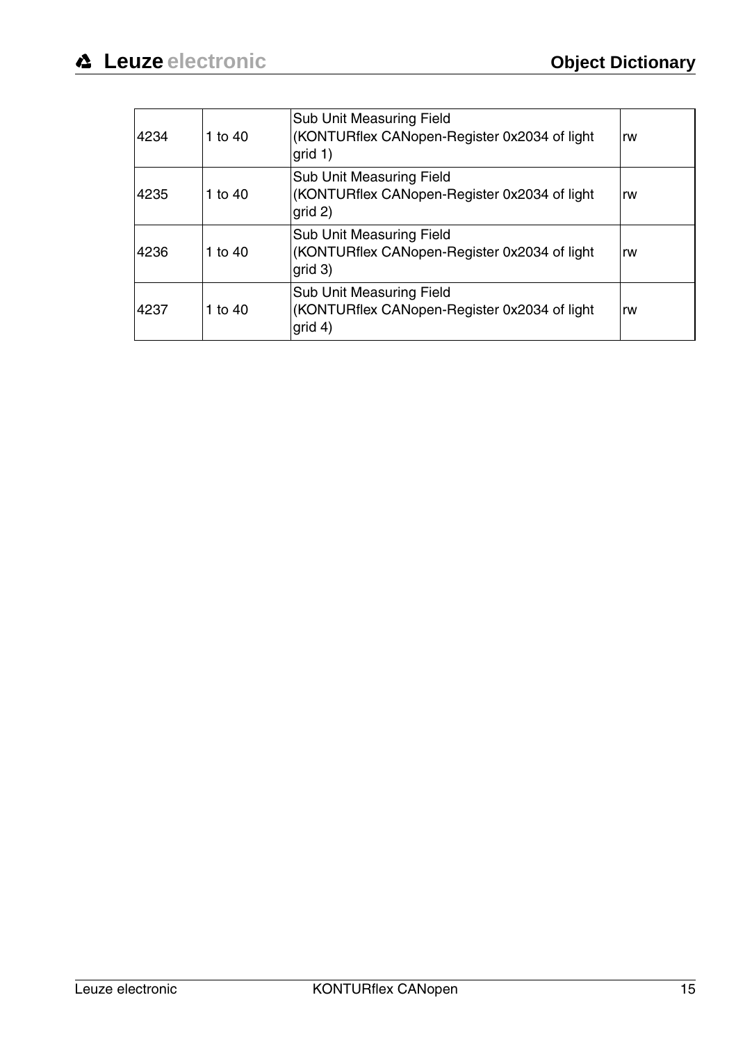| | | | |
|---|---|---|---|
| 4234 | 1 to 40 | Sub Unit Measuring Field (KONTURflex CANopen-Register 0x2034 of light grid 1) | rw |
| 4235 | 1 to 40 | Sub Unit Measuring Field (KONTURflex CANopen-Register 0x2034 of light grid 2) | rw |
| 4236 | 1 to 40 | Sub Unit Measuring Field (KONTURflex CANopen-Register 0x2034 of light grid 3) | rw |
| 4237 | 1 to 40 | Sub Unit Measuring Field (KONTURflex CANopen-Register 0x2034 of light grid 4) | rw |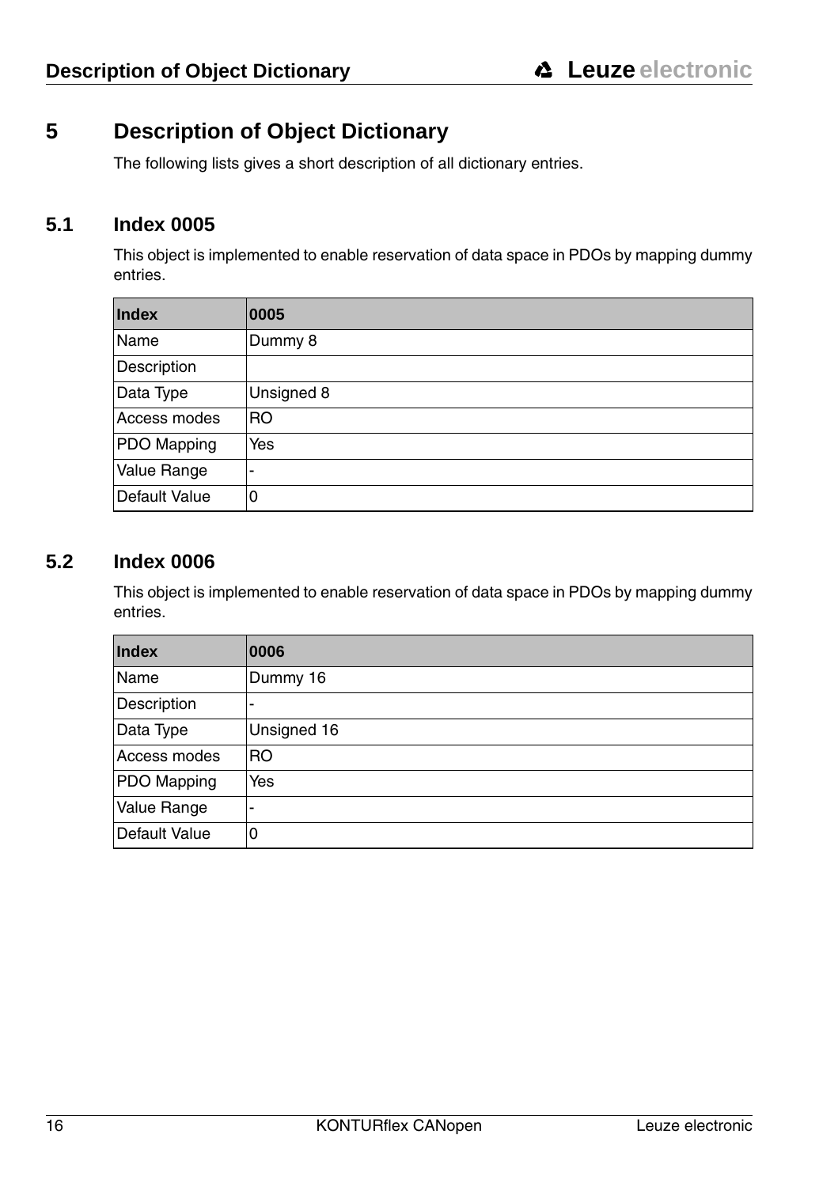# 5 Description of Object Dictionary

The following lists gives a short description of all dictionary entries.

## 5.1 Index 0005

This object is implemented to enable reservation of data space in PDOs by mapping dummy entries.

| **Index** | **0005** |
|---|---|
| Name | Dummy 8 |
| Description | |
| Data Type | Unsigned 8 |
| Access modes | RO |
| PDO Mapping | Yes |
| Value Range | - |
| Default Value | 0 |

## 5.2 Index 0006

This object is implemented to enable reservation of data space in PDOs by mapping dummy entries.

| **Index** | **0006** |
|---|---|
| Name | Dummy 16 |
| Description | - |
| Data Type | Unsigned 16 |
| Access modes | RO |
| PDO Mapping | Yes |
| Value Range | - |
| Default Value | 0 |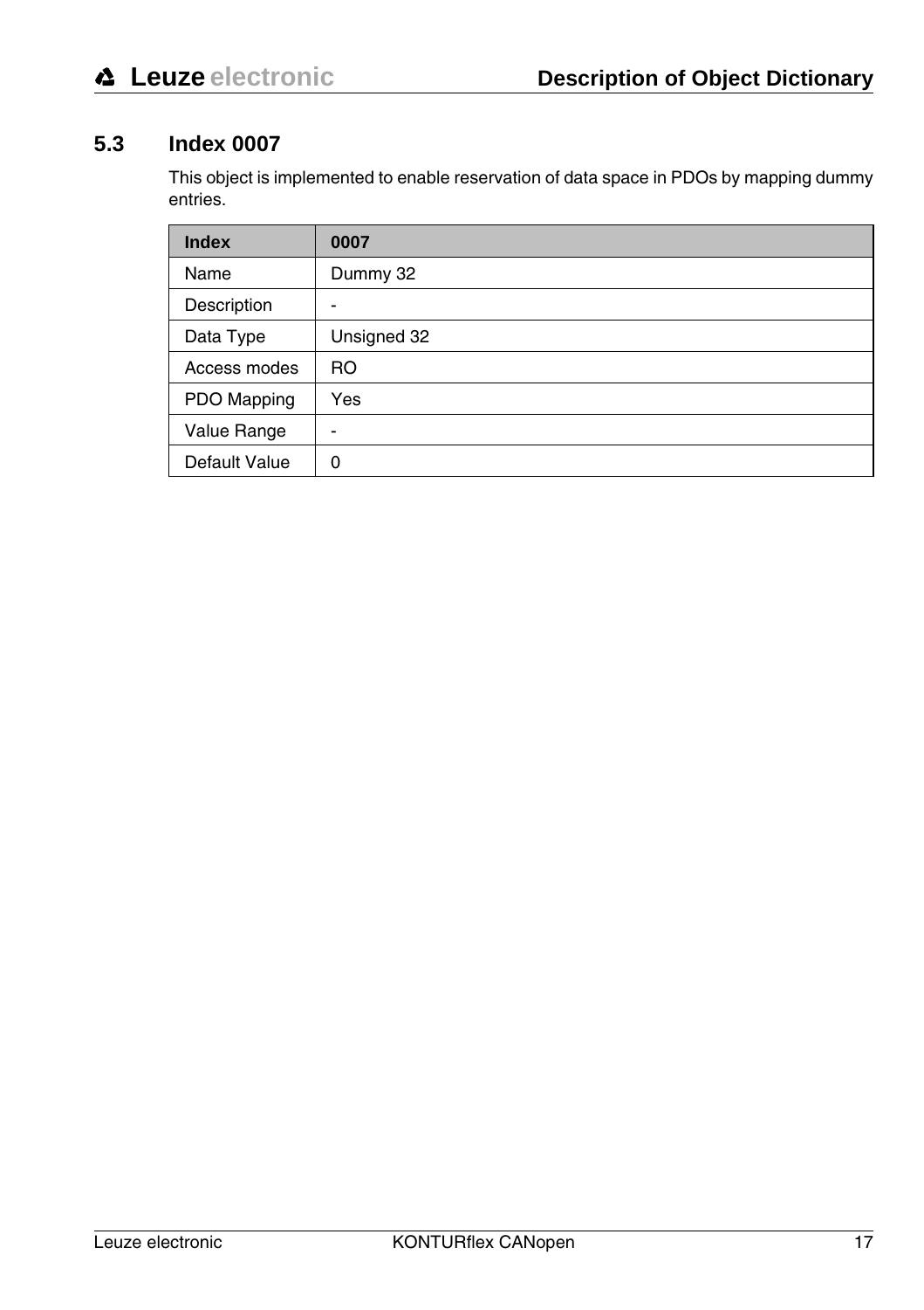## 5.3 Index 0007

This object is implemented to enable reservation of data space in PDOs by mapping dummy entries.

| **Index** | **0007** |
|---|---|
| Name | Dummy 32 |
| Description | - |
| Data Type | Unsigned 32 |
| Access modes | RO |
| PDO Mapping | Yes |
| Value Range | - |
| Default Value | 0 |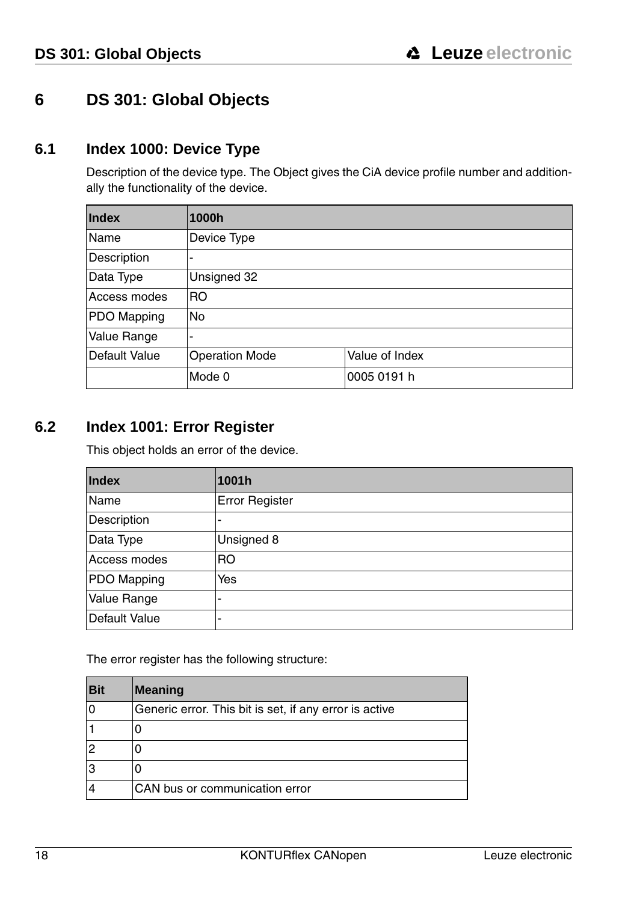# 6 DS 301: Global Objects

## 6.1 Index 1000: Device Type

Description of the device type. The Object gives the CiA device profile number and additionally the functionality of the device.

| Index | 1000h | |
|---|---|---|
| Name | Device Type | |
| Description | - | |
| Data Type | Unsigned 32 | |
| Access modes | RO | |
| PDO Mapping | No | |
| Value Range | - | |
| Default Value | Operation Mode | Value of Index |
| | Mode 0 | 0005 0191 h |

## 6.2 Index 1001: Error Register

This object holds an error of the device.

| Index | 1001h |
|---|---|
| Name | Error Register |
| Description | - |
| Data Type | Unsigned 8 |
| Access modes | RO |
| PDO Mapping | Yes |
| Value Range | - |
| Default Value | - |

The error register has the following structure:

| Bit | Meaning |
|---|---|
| 0 | Generic error. This bit is set, if any error is active |
| 1 | 0 |
| 2 | 0 |
| 3 | 0 |
| 4 | CAN bus or communication error |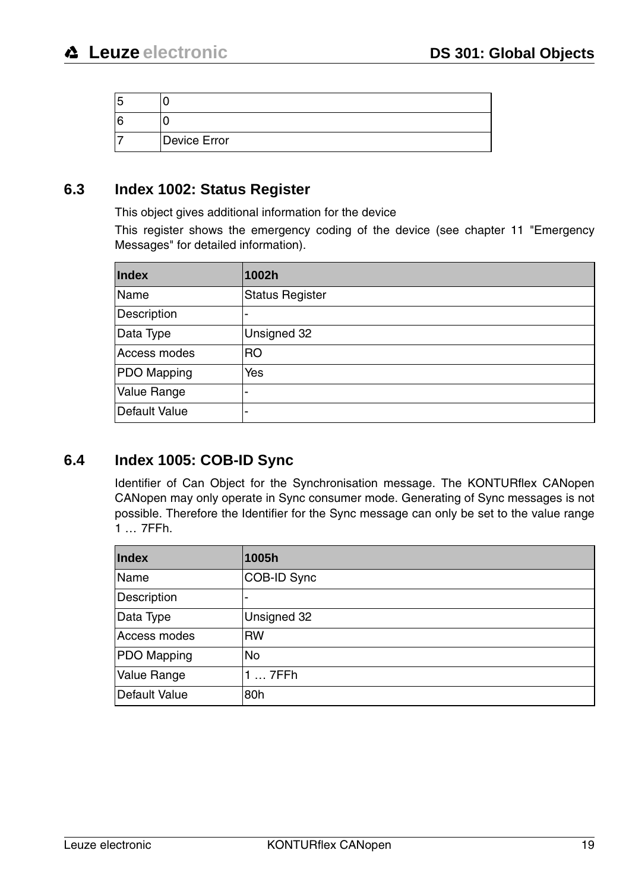| 5 | 0 |
|---|---|
| 6 | 0 |
| 7 | Device Error |

## 6.3 Index 1002: Status Register

This object gives additional information for the device

This register shows the emergency coding of the device (see chapter 11 "Emergency Messages" for detailed information).

| Index | 1002h |
|---|---|
| Name | Status Register |
| Description | - |
| Data Type | Unsigned 32 |
| Access modes | RO |
| PDO Mapping | Yes |
| Value Range | - |
| Default Value | - |

## 6.4 Index 1005: COB-ID Sync

Identifier of Can Object for the Synchronisation message. The KONTURflex CANopen CANopen may only operate in Sync consumer mode. Generating of Sync messages is not possible. Therefore the Identifier for the Sync message can only be set to the value range 1 … 7FFh.

| Index | 1005h |
|---|---|
| Name | COB-ID Sync |
| Description | - |
| Data Type | Unsigned 32 |
| Access modes | RW |
| PDO Mapping | No |
| Value Range | 1 … 7FFh |
| Default Value | 80h |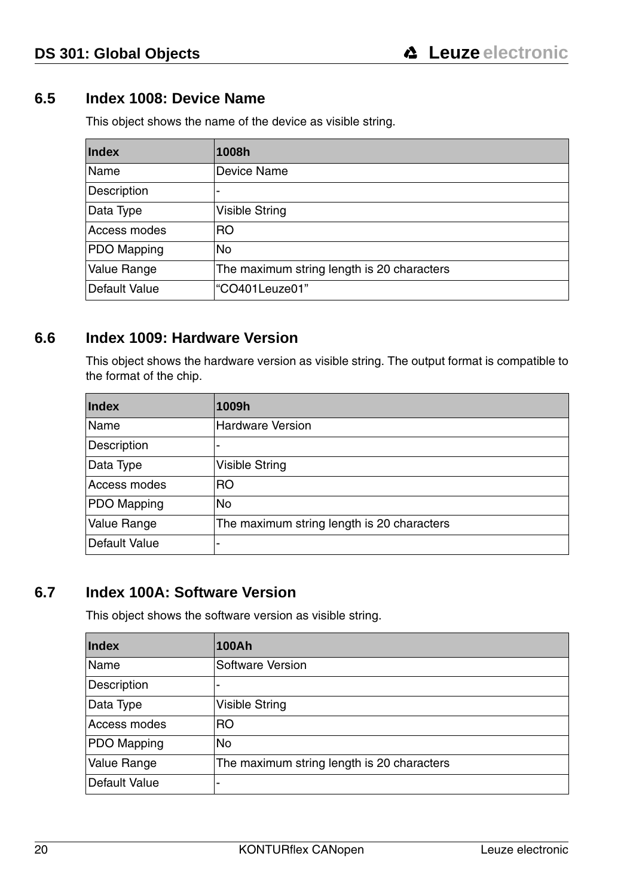## 6.5 Index 1008: Device Name

This object shows the name of the device as visible string.

| Index | 1008h |
|---|---|
| Name | Device Name |
| Description | - |
| Data Type | Visible String |
| Access modes | RO |
| PDO Mapping | No |
| Value Range | The maximum string length is 20 characters |
| Default Value | “CO401Leuze01” |

## 6.6 Index 1009: Hardware Version

This object shows the hardware version as visible string. The output format is compatible to the format of the chip.

| Index | 1009h |
|---|---|
| Name | Hardware Version |
| Description | - |
| Data Type | Visible String |
| Access modes | RO |
| PDO Mapping | No |
| Value Range | The maximum string length is 20 characters |
| Default Value | - |

## 6.7 Index 100A: Software Version

This object shows the software version as visible string.

| Index | 100Ah |
|---|---|
| Name | Software Version |
| Description | - |
| Data Type | Visible String |
| Access modes | RO |
| PDO Mapping | No |
| Value Range | The maximum string length is 20 characters |
| Default Value | - |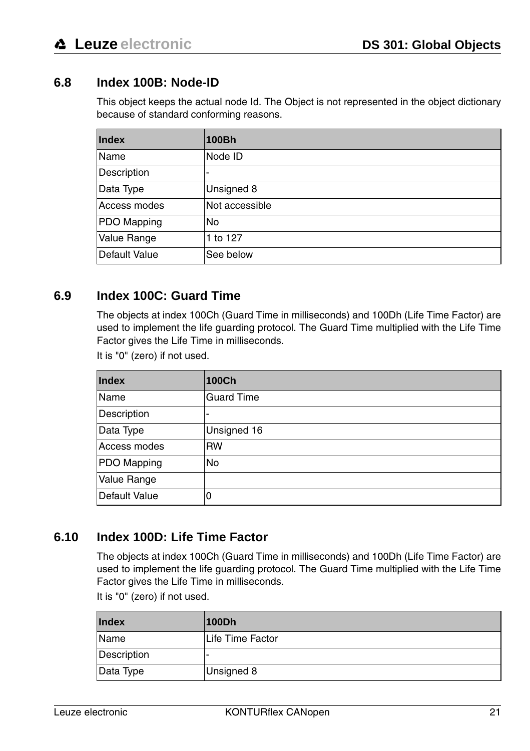## 6.8 Index 100B: Node-ID

This object keeps the actual node Id. The Object is not represented in the object dictionary because of standard conforming reasons.

| Index | 100Bh |
|---|---|
| Name | Node ID |
| Description | - |
| Data Type | Unsigned 8 |
| Access modes | Not accessible |
| PDO Mapping | No |
| Value Range | 1 to 127 |
| Default Value | See below |

## 6.9 Index 100C: Guard Time

The objects at index 100Ch (Guard Time in milliseconds) and 100Dh (Life Time Factor) are used to implement the life guarding protocol. The Guard Time multiplied with the Life Time Factor gives the Life Time in milliseconds.

It is "0" (zero) if not used.

| Index | 100Ch |
|---|---|
| Name | Guard Time |
| Description | - |
| Data Type | Unsigned 16 |
| Access modes | RW |
| PDO Mapping | No |
| Value Range | |
| Default Value | 0 |

## 6.10 Index 100D: Life Time Factor

The objects at index 100Ch (Guard Time in milliseconds) and 100Dh (Life Time Factor) are used to implement the life guarding protocol. The Guard Time multiplied with the Life Time Factor gives the Life Time in milliseconds.

It is "0" (zero) if not used.

| Index | 100Dh |
|---|---|
| Name | Life Time Factor |
| Description | - |
| Data Type | Unsigned 8 |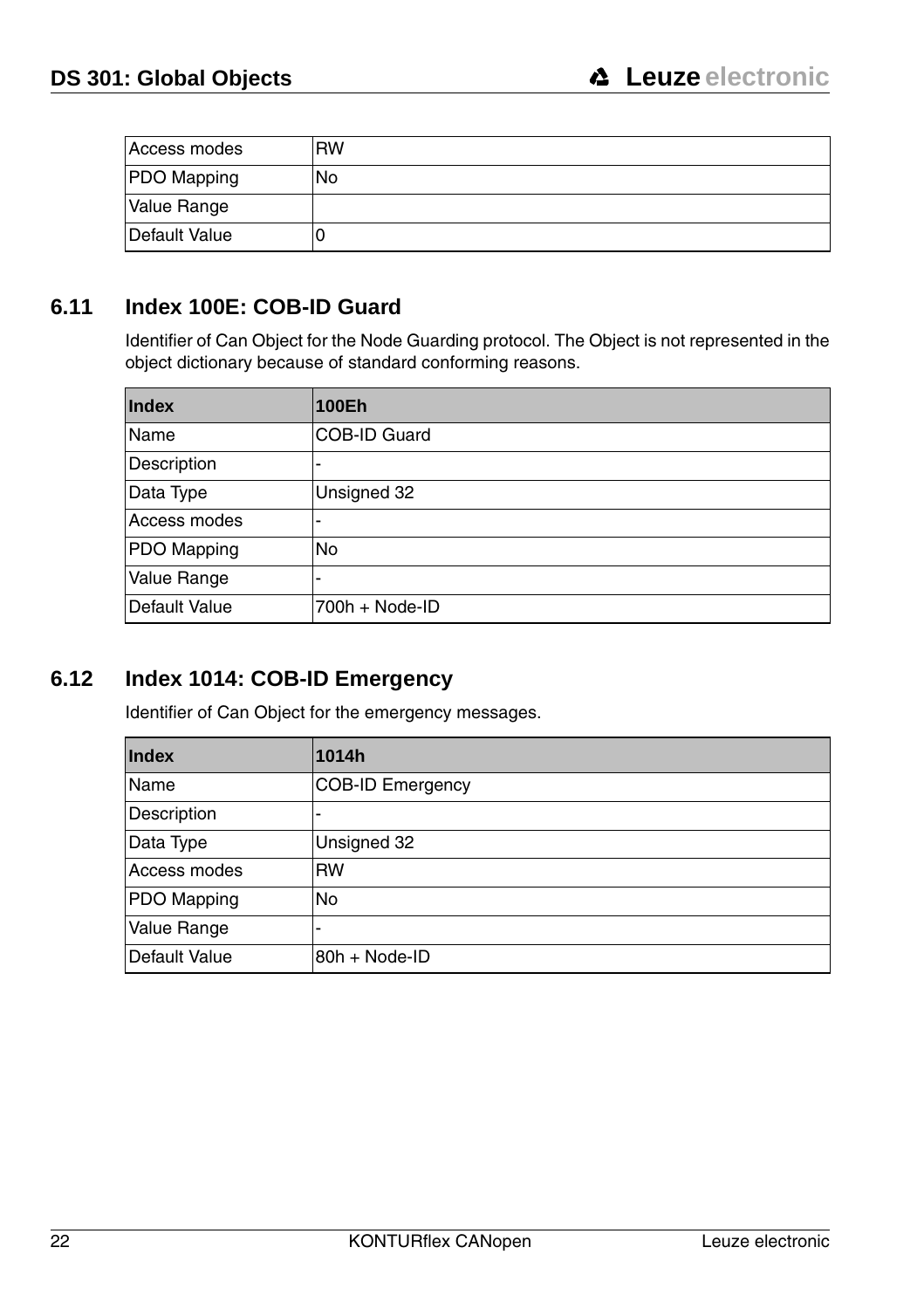| Access modes | RW |
|---|---|
| PDO Mapping | No |
| Value Range | |
| Default Value | 0 |

## 6.11 Index 100E: COB-ID Guard

Identifier of Can Object for the Node Guarding protocol. The Object is not represented in the object dictionary because of standard conforming reasons.

| **Index** | **100Eh** |
|---|---|
| Name | COB-ID Guard |
| Description | - |
| Data Type | Unsigned 32 |
| Access modes | - |
| PDO Mapping | No |
| Value Range | - |
| Default Value | 700h + Node-ID |

## 6.12 Index 1014: COB-ID Emergency

Identifier of Can Object for the emergency messages.

| **Index** | **1014h** |
|---|---|
| Name | COB-ID Emergency |
| Description | - |
| Data Type | Unsigned 32 |
| Access modes | RW |
| PDO Mapping | No |
| Value Range | - |
| Default Value | 80h + Node-ID |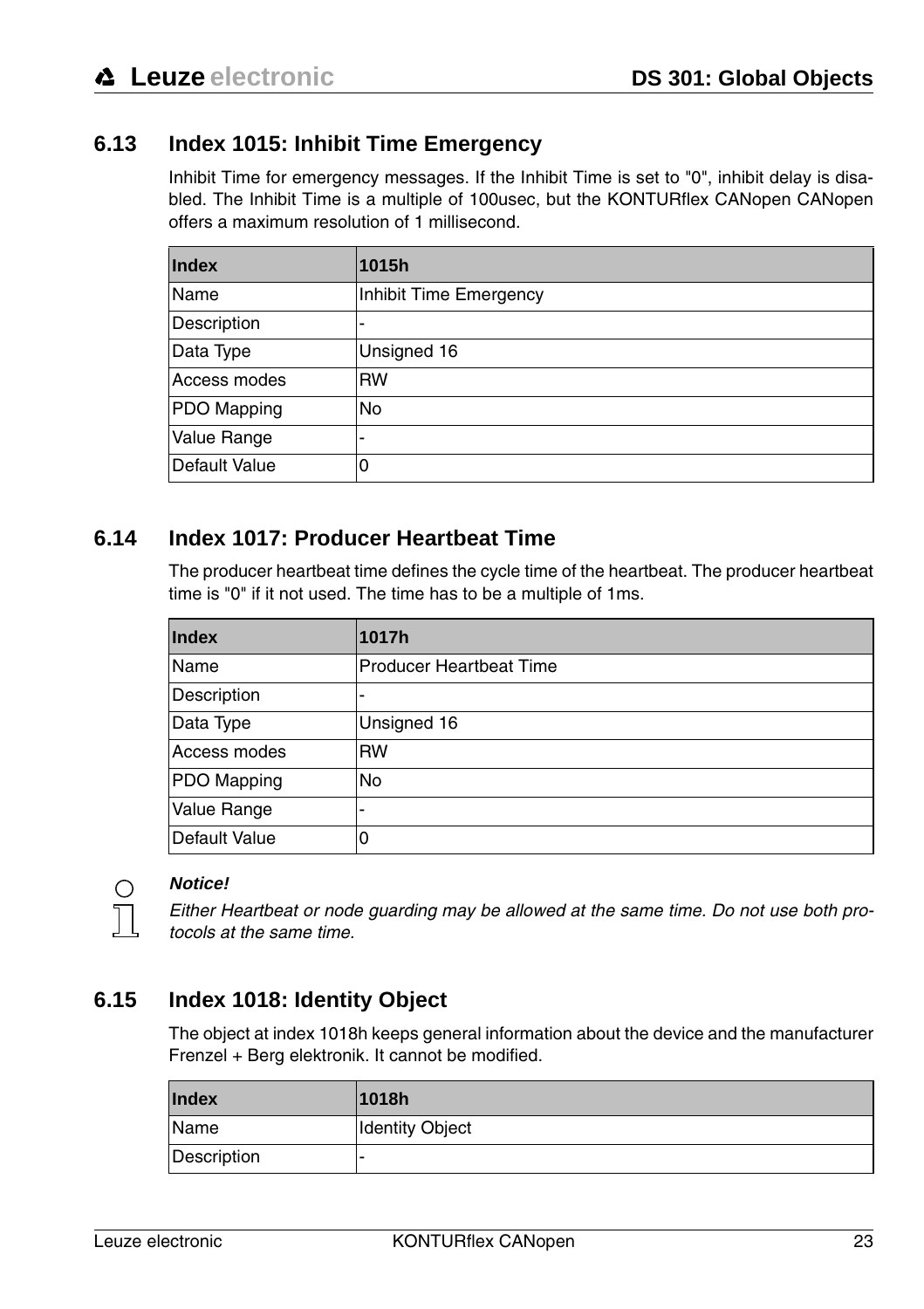## 6.13 Index 1015: Inhibit Time Emergency

Inhibit Time for emergency messages. If the Inhibit Time is set to "0", inhibit delay is disabled. The Inhibit Time is a multiple of 100usec, but the KONTURflex CANopen CANopen offers a maximum resolution of 1 millisecond.

| Index | 1015h |
|---|---|
| Name | Inhibit Time Emergency |
| Description | - |
| Data Type | Unsigned 16 |
| Access modes | RW |
| PDO Mapping | No |
| Value Range | - |
| Default Value | 0 |

## 6.14 Index 1017: Producer Heartbeat Time

The producer heartbeat time defines the cycle time of the heartbeat. The producer heartbeat time is "0" if it not used. The time has to be a multiple of 1ms.

| Index | 1017h |
|---|---|
| Name | Producer Heartbeat Time |
| Description | - |
| Data Type | Unsigned 16 |
| Access modes | RW |
| PDO Mapping | No |
| Value Range | - |
| Default Value | 0 |

***Notice!***

*Either Heartbeat or node guarding may be allowed at the same time. Do not use both protocols at the same time.*

## 6.15 Index 1018: Identity Object

The object at index 1018h keeps general information about the device and the manufacturer Frenzel + Berg elektronik. It cannot be modified.

| Index | 1018h |
|---|---|
| Name | Identity Object |
| Description | - |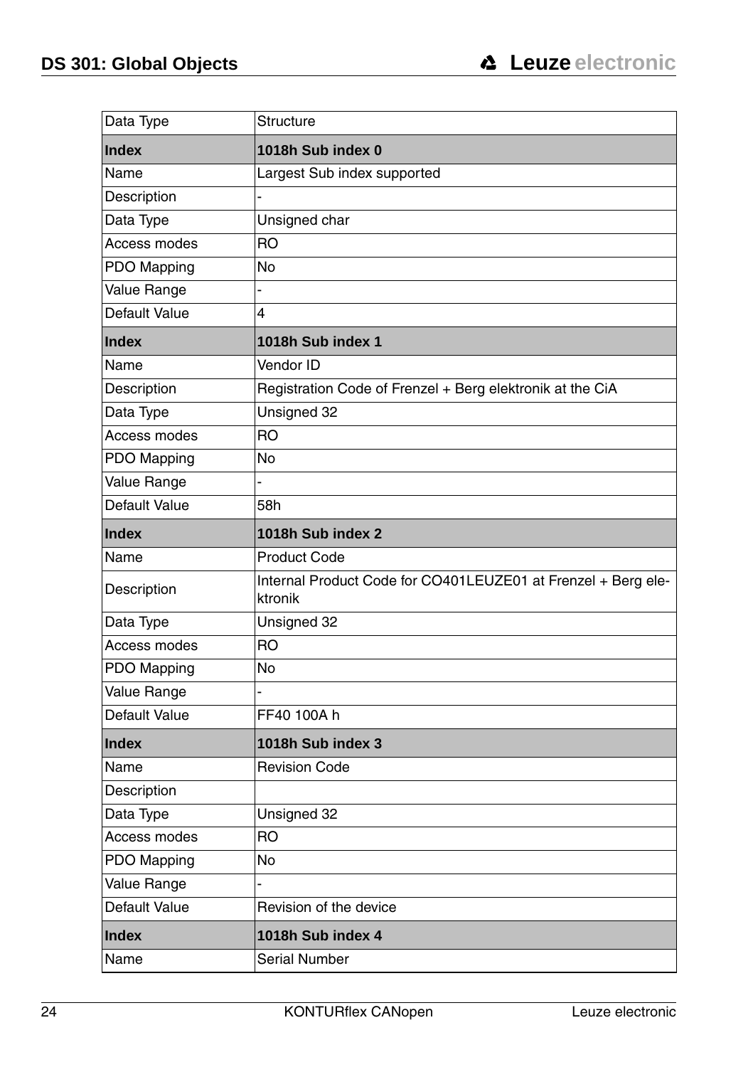| Data Type | Structure |
|---|---|
| **Index** | **1018h Sub index 0** |
| Name | Largest Sub index supported |
| Description | - |
| Data Type | Unsigned char |
| Access modes | RO |
| PDO Mapping | No |
| Value Range | - |
| Default Value | 4 |
| **Index** | **1018h Sub index 1** |
| Name | Vendor ID |
| Description | Registration Code of Frenzel + Berg elektronik at the CiA |
| Data Type | Unsigned 32 |
| Access modes | RO |
| PDO Mapping | No |
| Value Range | - |
| Default Value | 58h |
| **Index** | **1018h Sub index 2** |
| Name | Product Code |
| Description | Internal Product Code for CO401LEUZE01 at Frenzel + Berg elektronik |
| Data Type | Unsigned 32 |
| Access modes | RO |
| PDO Mapping | No |
| Value Range | - |
| Default Value | FF40 100A h |
| **Index** | **1018h Sub index 3** |
| Name | Revision Code |
| Description | |
| Data Type | Unsigned 32 |
| Access modes | RO |
| PDO Mapping | No |
| Value Range | - |
| Default Value | Revision of the device |
| **Index** | **1018h Sub index 4** |
| Name | Serial Number |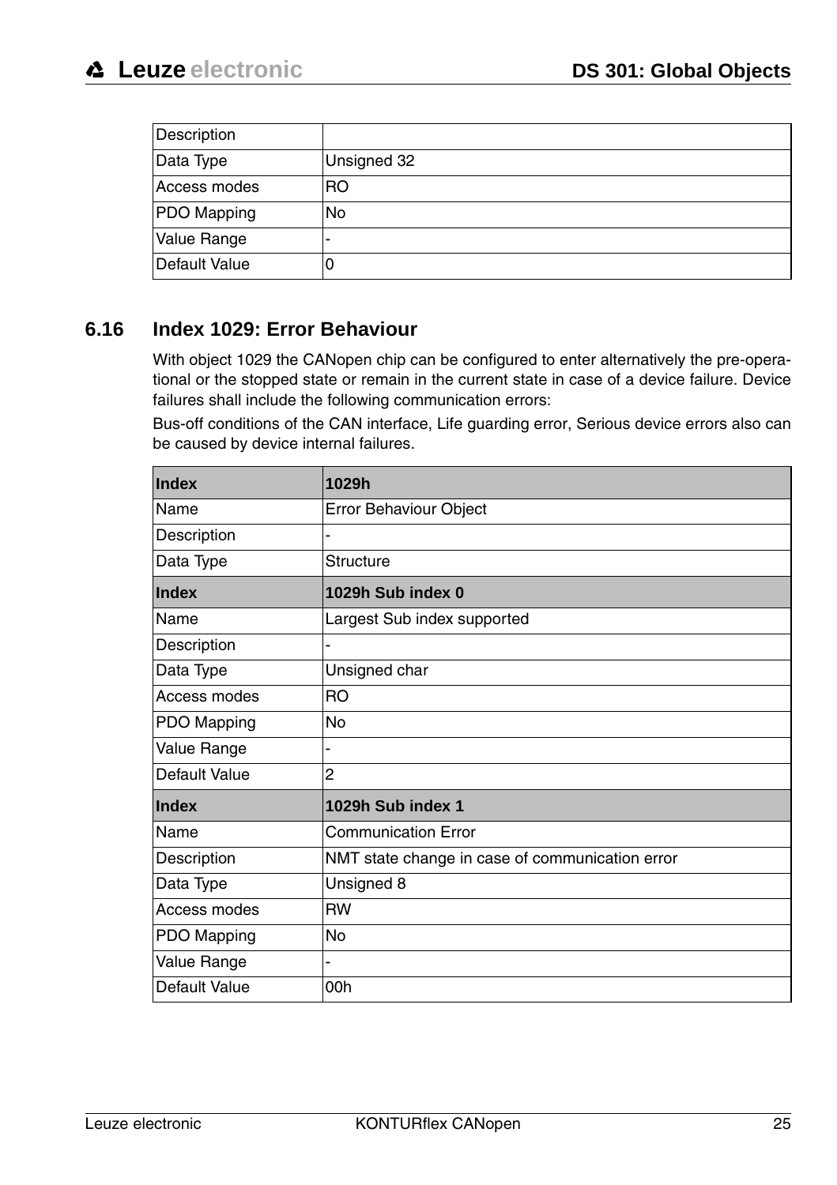| Description | |
|---|---|
| Data Type | Unsigned 32 |
| Access modes | RO |
| PDO Mapping | No |
| Value Range | - |
| Default Value | 0 |

## 6.16 Index 1029: Error Behaviour

With object 1029 the CANopen chip can be configured to enter alternatively the pre-operational or the stopped state or remain in the current state in case of a device failure. Device failures shall include the following communication errors:

Bus-off conditions of the CAN interface, Life guarding error, Serious device errors also can be caused by device internal failures.

| **Index** | **1029h** |
|---|---|
| Name | Error Behaviour Object |
| Description | - |
| Data Type | Structure |
| **Index** | **1029h Sub index 0** |
| Name | Largest Sub index supported |
| Description | - |
| Data Type | Unsigned char |
| Access modes | RO |
| PDO Mapping | No |
| Value Range | - |
| Default Value | 2 |
| **Index** | **1029h Sub index 1** |
| Name | Communication Error |
| Description | NMT state change in case of communication error |
| Data Type | Unsigned 8 |
| Access modes | RW |
| PDO Mapping | No |
| Value Range | - |
| Default Value | 00h |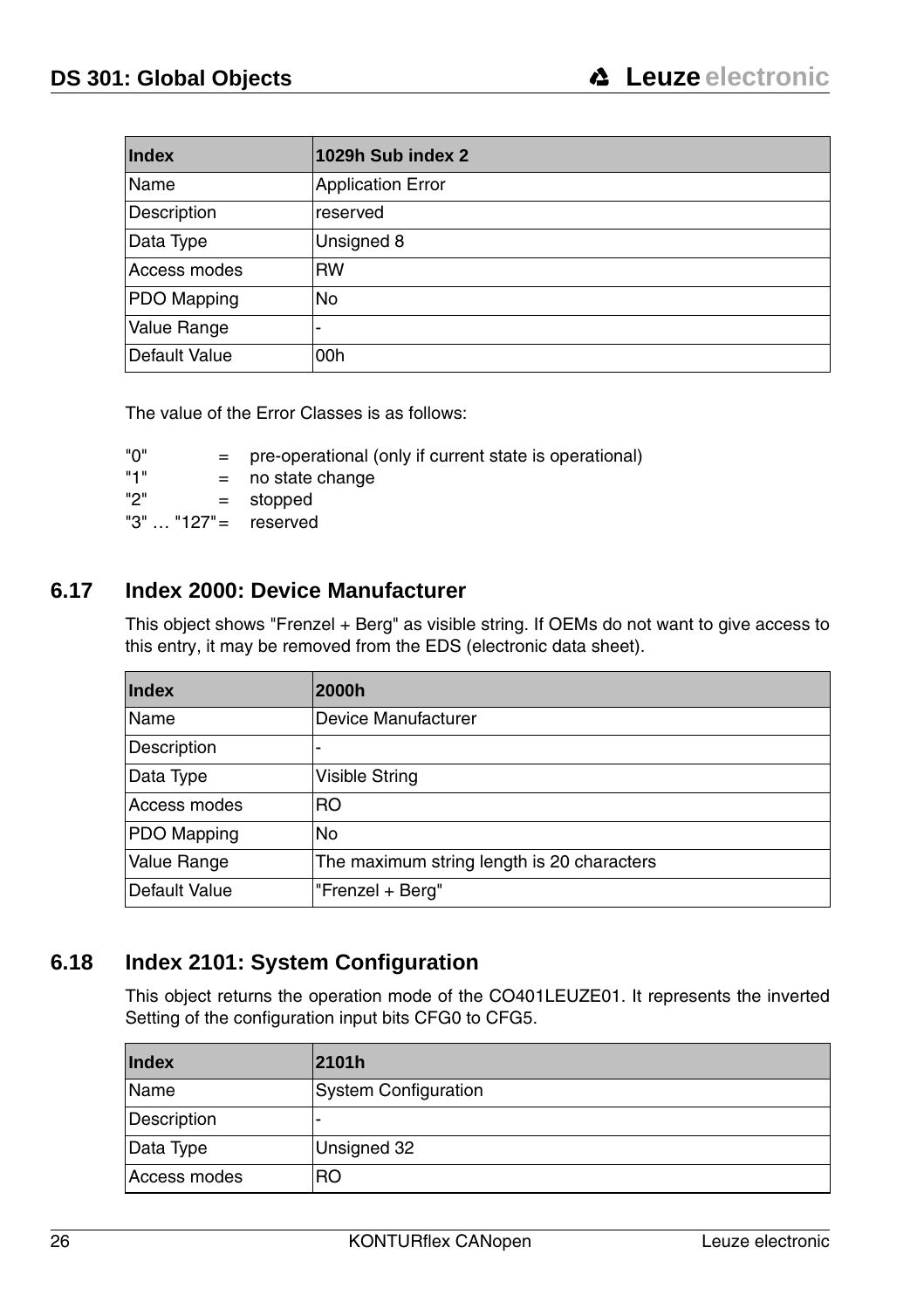| Index | 1029h Sub index 2 |
|---|---|
| Name | Application Error |
| Description | reserved |
| Data Type | Unsigned 8 |
| Access modes | RW |
| PDO Mapping | No |
| Value Range | - |
| Default Value | 00h |

The value of the Error Classes is as follows:

"0" = pre-operational (only if current state is operational)
"1" = no state change
"2" = stopped
"3" … "127" = reserved

## 6.17 Index 2000: Device Manufacturer

This object shows "Frenzel + Berg" as visible string. If OEMs do not want to give access to this entry, it may be removed from the EDS (electronic data sheet).

| Index | 2000h |
|---|---|
| Name | Device Manufacturer |
| Description | - |
| Data Type | Visible String |
| Access modes | RO |
| PDO Mapping | No |
| Value Range | The maximum string length is 20 characters |
| Default Value | "Frenzel + Berg" |

## 6.18 Index 2101: System Configuration

This object returns the operation mode of the CO401LEUZE01. It represents the inverted Setting of the configuration input bits CFG0 to CFG5.

| Index | 2101h |
|---|---|
| Name | System Configuration |
| Description | - |
| Data Type | Unsigned 32 |
| Access modes | RO |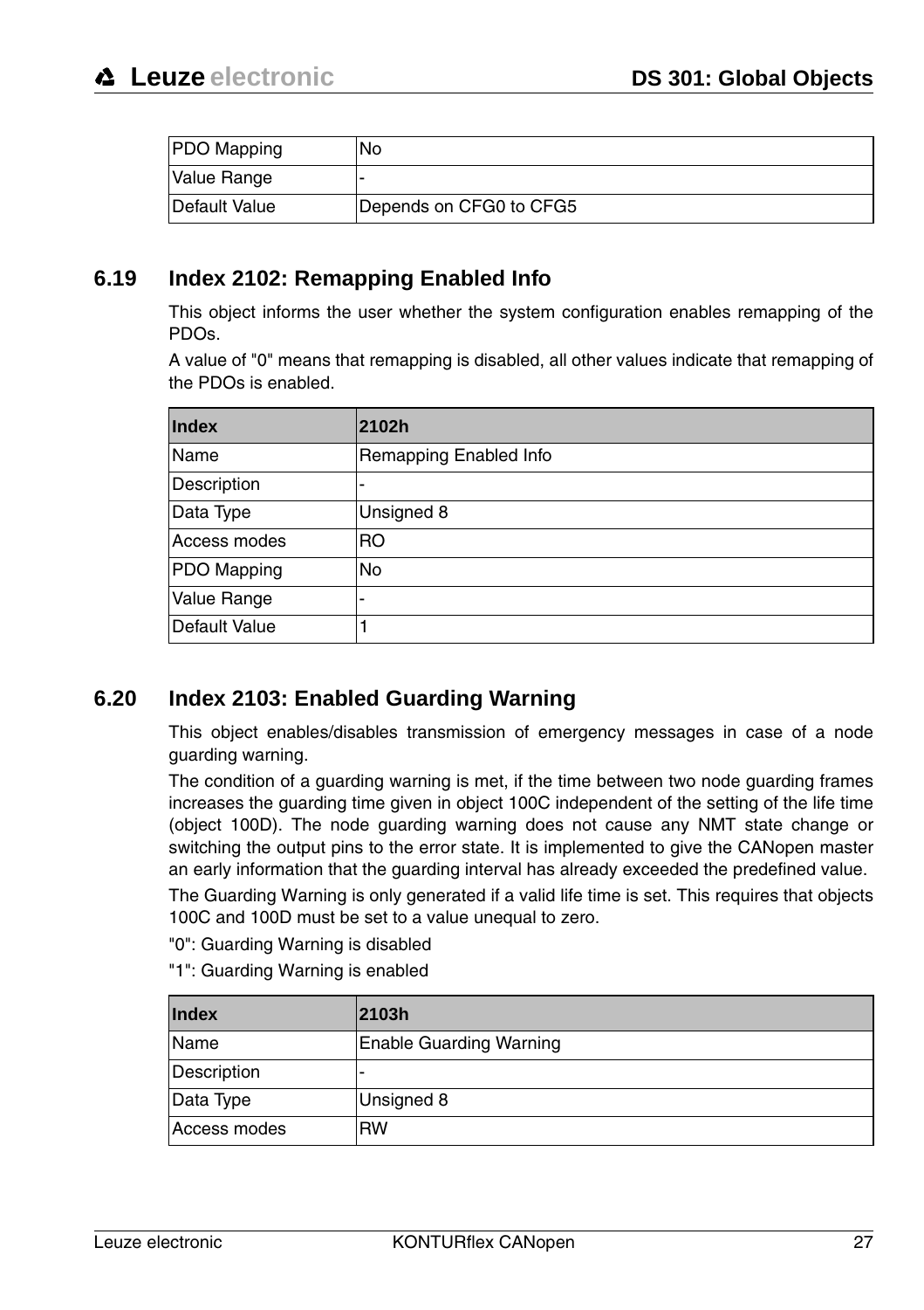| PDO Mapping | No |
|---|---|
| Value Range | - |
| Default Value | Depends on CFG0 to CFG5 |

## 6.19 Index 2102: Remapping Enabled Info

This object informs the user whether the system configuration enables remapping of the PDOs.

A value of "0" means that remapping is disabled, all other values indicate that remapping of the PDOs is enabled.

| Index | 2102h |
|---|---|
| Name | Remapping Enabled Info |
| Description | - |
| Data Type | Unsigned 8 |
| Access modes | RO |
| PDO Mapping | No |
| Value Range | - |
| Default Value | 1 |

## 6.20 Index 2103: Enabled Guarding Warning

This object enables/disables transmission of emergency messages in case of a node guarding warning.

The condition of a guarding warning is met, if the time between two node guarding frames increases the guarding time given in object 100C independent of the setting of the life time (object 100D). The node guarding warning does not cause any NMT state change or switching the output pins to the error state. It is implemented to give the CANopen master an early information that the guarding interval has already exceeded the predefined value.

The Guarding Warning is only generated if a valid life time is set. This requires that objects 100C and 100D must be set to a value unequal to zero.

"0": Guarding Warning is disabled

"1": Guarding Warning is enabled

| Index | 2103h |
|---|---|
| Name | Enable Guarding Warning |
| Description | - |
| Data Type | Unsigned 8 |
| Access modes | RW |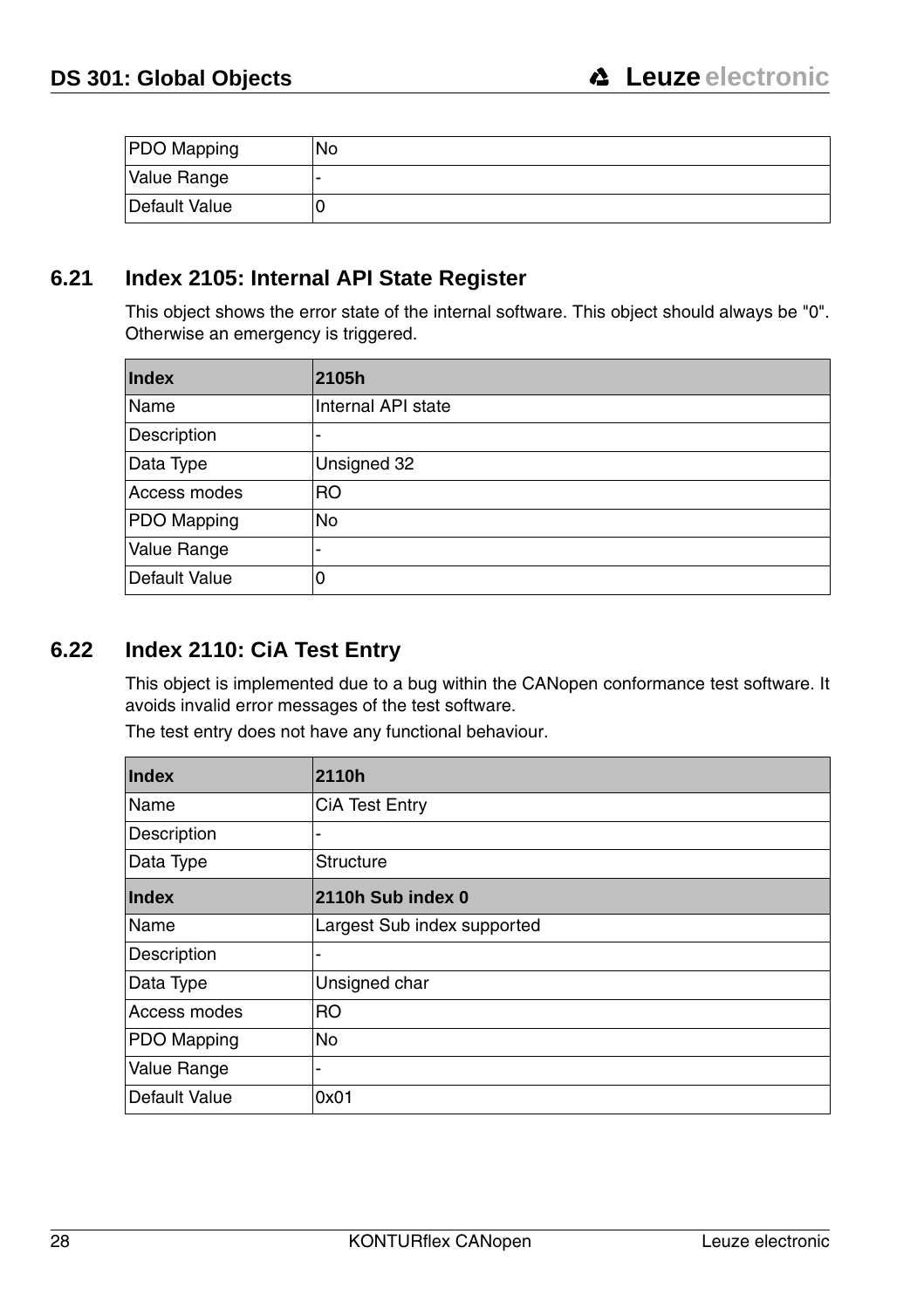| | |
|---|---|
| PDO Mapping | No |
| Value Range | - |
| Default Value | 0 |

## 6.21 Index 2105: Internal API State Register

This object shows the error state of the internal software. This object should always be "0". Otherwise an emergency is triggered.

| Index | 2105h |
|---|---|
| Name | Internal API state |
| Description | - |
| Data Type | Unsigned 32 |
| Access modes | RO |
| PDO Mapping | No |
| Value Range | - |
| Default Value | 0 |

## 6.22 Index 2110: CiA Test Entry

This object is implemented due to a bug within the CANopen conformance test software. It avoids invalid error messages of the test software.

The test entry does not have any functional behaviour.

| Index | 2110h |
|---|---|
| Name | CiA Test Entry |
| Description | - |
| Data Type | Structure |
| **Index** | **2110h Sub index 0** |
| Name | Largest Sub index supported |
| Description | - |
| Data Type | Unsigned char |
| Access modes | RO |
| PDO Mapping | No |
| Value Range | - |
| Default Value | 0x01 |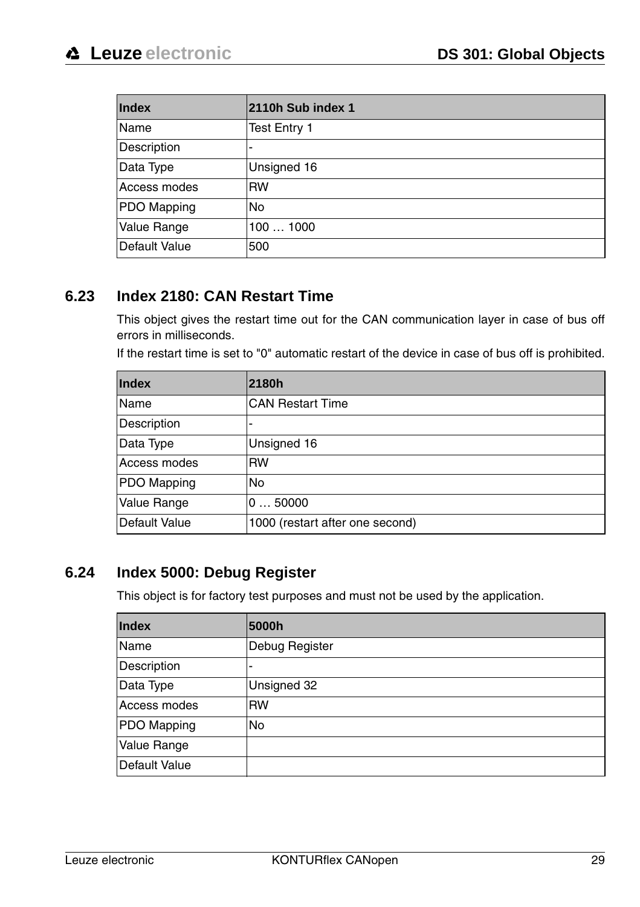| Index | 2110h Sub index 1 |
|---|---|
| Name | Test Entry 1 |
| Description | - |
| Data Type | Unsigned 16 |
| Access modes | RW |
| PDO Mapping | No |
| Value Range | 100 … 1000 |
| Default Value | 500 |

## 6.23 Index 2180: CAN Restart Time

This object gives the restart time out for the CAN communication layer in case of bus off errors in milliseconds.

If the restart time is set to "0" automatic restart of the device in case of bus off is prohibited.

| Index | 2180h |
|---|---|
| Name | CAN Restart Time |
| Description | - |
| Data Type | Unsigned 16 |
| Access modes | RW |
| PDO Mapping | No |
| Value Range | 0 … 50000 |
| Default Value | 1000 (restart after one second) |

## 6.24 Index 5000: Debug Register

This object is for factory test purposes and must not be used by the application.

| Index | 5000h |
|---|---|
| Name | Debug Register |
| Description | - |
| Data Type | Unsigned 32 |
| Access modes | RW |
| PDO Mapping | No |
| Value Range | |
| Default Value | |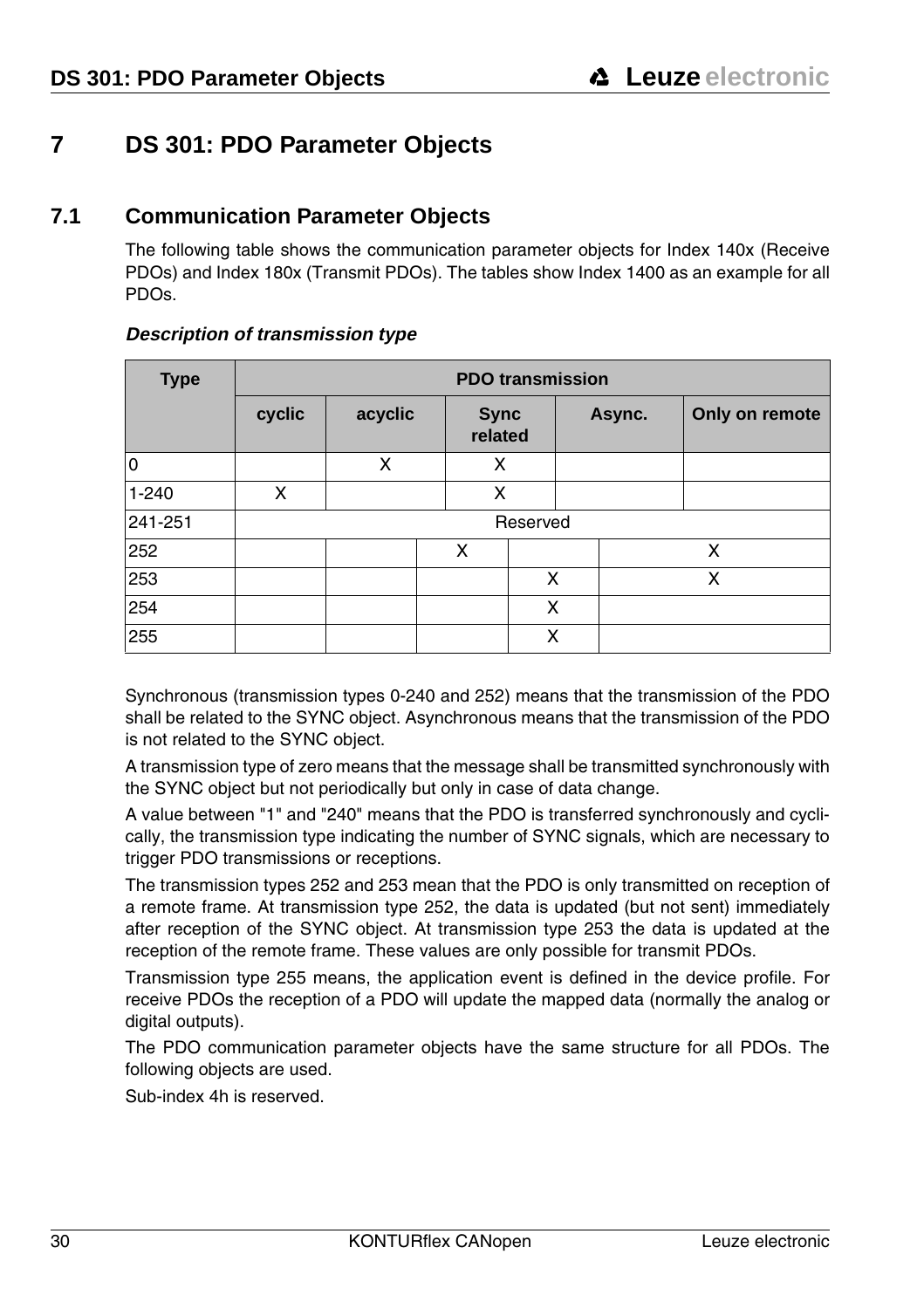# 7 DS 301: PDO Parameter Objects

## 7.1 Communication Parameter Objects

The following table shows the communication parameter objects for Index 140x (Receive PDOs) and Index 180x (Transmit PDOs). The tables show Index 1400 as an example for all PDOs.

***Description of transmission type***

| Type | PDO transmission | | | | |
|---|---|---|---|---|---|
| | **cyclic** | **acyclic** | **Sync related** | **Async.** | **Only on remote** |
| 0 | | X | X | | |
| 1-240 | X | | X | | |
| 241-251 | Reserved | | | | |
| 252 | | | X | | X |
| 253 | | | | X | X |
| 254 | | | | X | |
| 255 | | | | X | |

Synchronous (transmission types 0-240 and 252) means that the transmission of the PDO shall be related to the SYNC object. Asynchronous means that the transmission of the PDO is not related to the SYNC object.

A transmission type of zero means that the message shall be transmitted synchronously with the SYNC object but not periodically but only in case of data change.

A value between "1" and "240" means that the PDO is transferred synchronously and cyclically, the transmission type indicating the number of SYNC signals, which are necessary to trigger PDO transmissions or receptions.

The transmission types 252 and 253 mean that the PDO is only transmitted on reception of a remote frame. At transmission type 252, the data is updated (but not sent) immediately after reception of the SYNC object. At transmission type 253 the data is updated at the reception of the remote frame. These values are only possible for transmit PDOs.

Transmission type 255 means, the application event is defined in the device profile. For receive PDOs the reception of a PDO will update the mapped data (normally the analog or digital outputs).

The PDO communication parameter objects have the same structure for all PDOs. The following objects are used.

Sub-index 4h is reserved.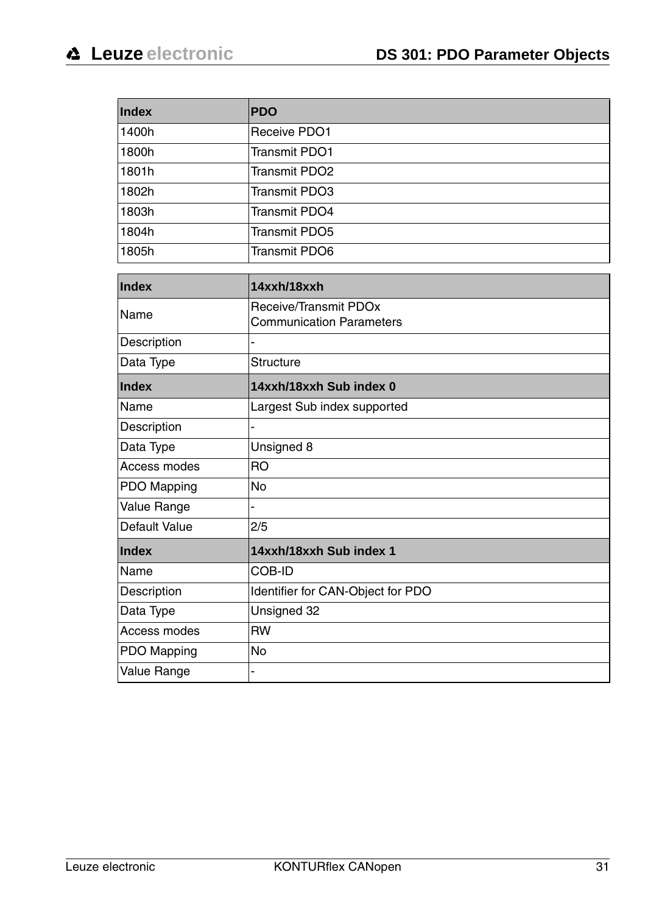| Index | PDO |
|---|---|
| 1400h | Receive PDO1 |
| 1800h | Transmit PDO1 |
| 1801h | Transmit PDO2 |
| 1802h | Transmit PDO3 |
| 1803h | Transmit PDO4 |
| 1804h | Transmit PDO5 |
| 1805h | Transmit PDO6 |

| Index | 14xxh/18xxh |
|---|---|
| Name | Receive/Transmit PDOx Communication Parameters |
| Description | - |
| Data Type | Structure |
| **Index** | **14xxh/18xxh Sub index 0** |
| Name | Largest Sub index supported |
| Description | - |
| Data Type | Unsigned 8 |
| Access modes | RO |
| PDO Mapping | No |
| Value Range | - |
| Default Value | 2/5 |
| **Index** | **14xxh/18xxh Sub index 1** |
| Name | COB-ID |
| Description | Identifier for CAN-Object for PDO |
| Data Type | Unsigned 32 |
| Access modes | RW |
| PDO Mapping | No |
| Value Range | - |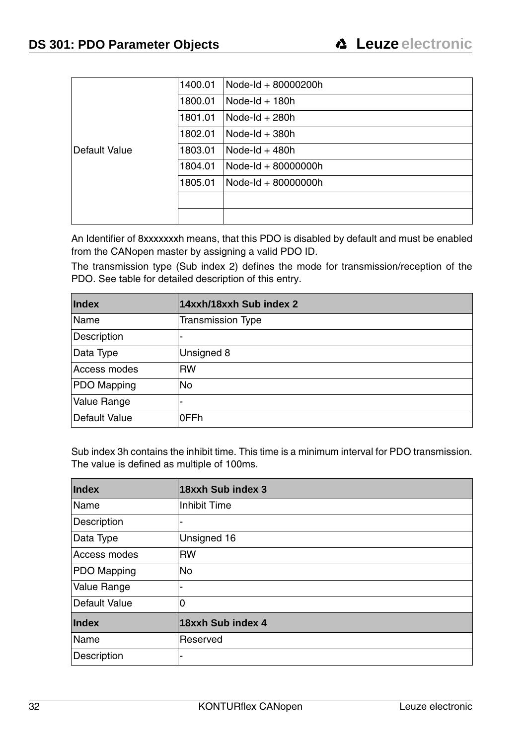| Default Value | 1400.01 | Node-Id + 80000200h |
|---|---|---|
| | 1800.01 | Node-Id + 180h |
| | 1801.01 | Node-Id + 280h |
| | 1802.01 | Node-Id + 380h |
| | 1803.01 | Node-Id + 480h |
| | 1804.01 | Node-Id + 80000000h |
| | 1805.01 | Node-Id + 80000000h |
| | | |
| | | |

An Identifier of 8xxxxxxxh means, that this PDO is disabled by default and must be enabled from the CANopen master by assigning a valid PDO ID.

The transmission type (Sub index 2) defines the mode for transmission/reception of the PDO. See table for detailed description of this entry.

| **Index** | **14xxh/18xxh Sub index 2** |
|---|---|
| Name | Transmission Type |
| Description | - |
| Data Type | Unsigned 8 |
| Access modes | RW |
| PDO Mapping | No |
| Value Range | - |
| Default Value | 0FFh |

Sub index 3h contains the inhibit time. This time is a minimum interval for PDO transmission. The value is defined as multiple of 100ms.

| **Index** | **18xxh Sub index 3** |
|---|---|
| Name | Inhibit Time |
| Description | - |
| Data Type | Unsigned 16 |
| Access modes | RW |
| PDO Mapping | No |
| Value Range | - |
| Default Value | 0 |
| **Index** | **18xxh Sub index 4** |
| Name | Reserved |
| Description | - |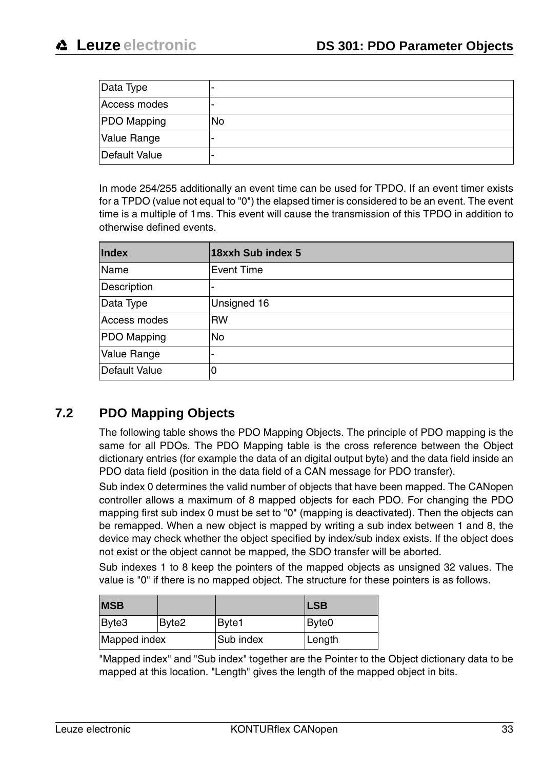| | |
|---|---|
| Data Type | - |
| Access modes | - |
| PDO Mapping | No |
| Value Range | - |
| Default Value | - |

In mode 254/255 additionally an event time can be used for TPDO. If an event timer exists for a TPDO (value not equal to "0") the elapsed timer is considered to be an event. The event time is a multiple of 1ms. This event will cause the transmission of this TPDO in addition to otherwise defined events.

| Index | 18xxh Sub index 5 |
|---|---|
| Name | Event Time |
| Description | - |
| Data Type | Unsigned 16 |
| Access modes | RW |
| PDO Mapping | No |
| Value Range | - |
| Default Value | 0 |

## 7.2 PDO Mapping Objects

The following table shows the PDO Mapping Objects. The principle of PDO mapping is the same for all PDOs. The PDO Mapping table is the cross reference between the Object dictionary entries (for example the data of an digital output byte) and the data field inside an PDO data field (position in the data field of a CAN message for PDO transfer).

Sub index 0 determines the valid number of objects that have been mapped. The CANopen controller allows a maximum of 8 mapped objects for each PDO. For changing the PDO mapping first sub index 0 must be set to "0" (mapping is deactivated). Then the objects can be remapped. When a new object is mapped by writing a sub index between 1 and 8, the device may check whether the object specified by index/sub index exists. If the object does not exist or the object cannot be mapped, the SDO transfer will be aborted.

Sub indexes 1 to 8 keep the pointers of the mapped objects as unsigned 32 values. The value is "0" if there is no mapped object. The structure for these pointers is as follows.

| MSB | | | LSB |
|---|---|---|---|
| Byte3 | Byte2 | Byte1 | Byte0 |
| Mapped index | | Sub index | Length |

"Mapped index" and "Sub index" together are the Pointer to the Object dictionary data to be mapped at this location. "Length" gives the length of the mapped object in bits.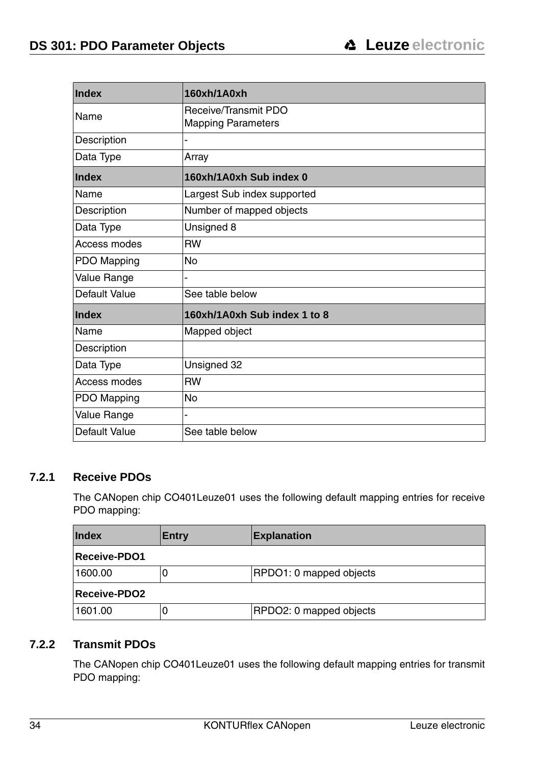| Index | 160xh/1A0xh |
|---|---|
| Name | Receive/Transmit PDO Mapping Parameters |
| Description | - |
| Data Type | Array |
| **Index** | **160xh/1A0xh Sub index 0** |
| Name | Largest Sub index supported |
| Description | Number of mapped objects |
| Data Type | Unsigned 8 |
| Access modes | RW |
| PDO Mapping | No |
| Value Range | - |
| Default Value | See table below |
| **Index** | **160xh/1A0xh Sub index 1 to 8** |
| Name | Mapped object |
| Description | |
| Data Type | Unsigned 32 |
| Access modes | RW |
| PDO Mapping | No |
| Value Range | - |
| Default Value | See table below |

### 7.2.1 Receive PDOs

The CANopen chip CO401Leuze01 uses the following default mapping entries for receive PDO mapping:

| Index | Entry | Explanation |
|---|---|---|
| **Receive-PDO1** | | |
| 1600.00 | 0 | RPDO1: 0 mapped objects |
| **Receive-PDO2** | | |
| 1601.00 | 0 | RPDO2: 0 mapped objects |

### 7.2.2 Transmit PDOs

The CANopen chip CO401Leuze01 uses the following default mapping entries for transmit PDO mapping: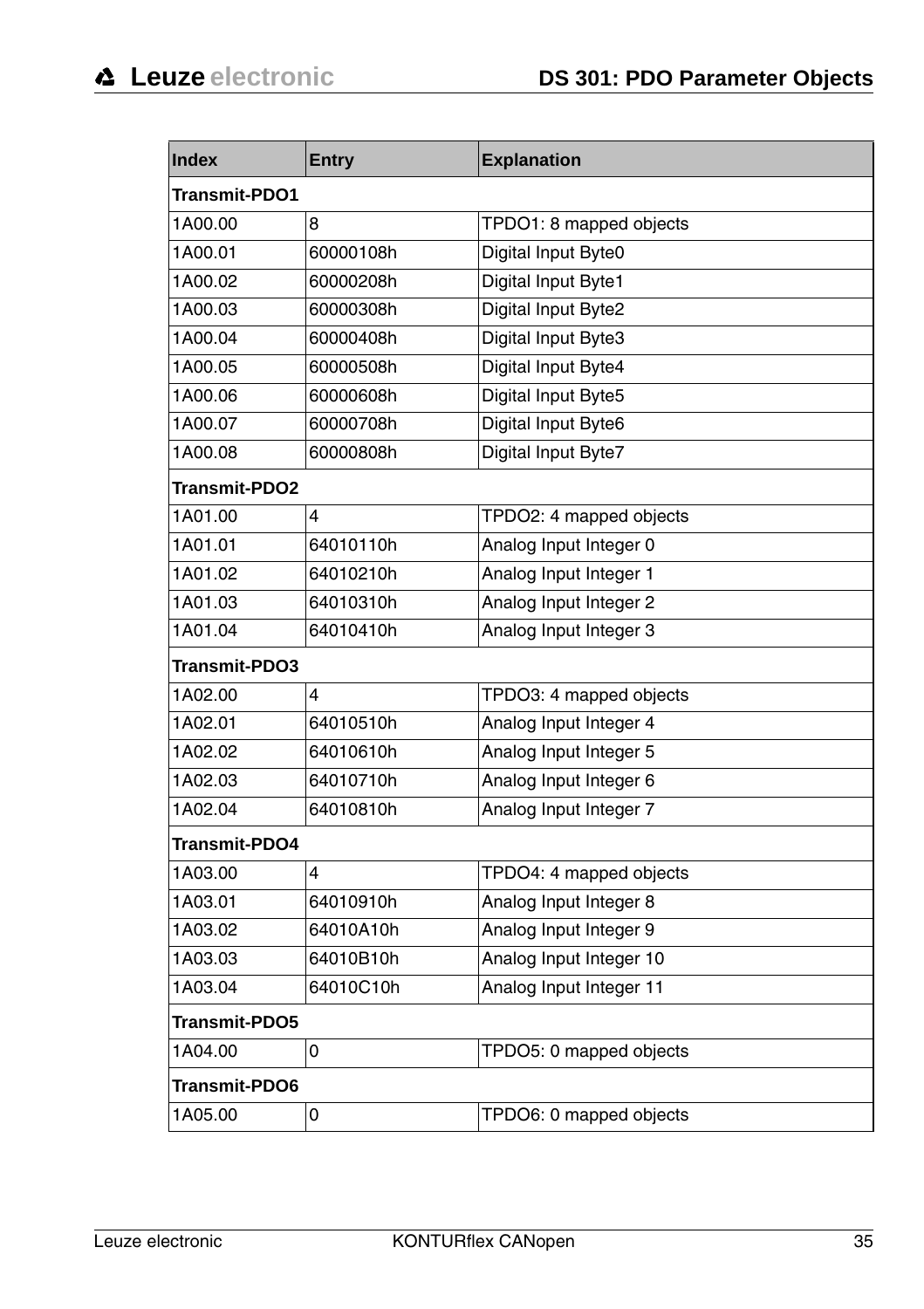| Index | Entry | Explanation |
|---|---|---|
| **Transmit-PDO1** | | |
| 1A00.00 | 8 | TPDO1: 8 mapped objects |
| 1A00.01 | 60000108h | Digital Input Byte0 |
| 1A00.02 | 60000208h | Digital Input Byte1 |
| 1A00.03 | 60000308h | Digital Input Byte2 |
| 1A00.04 | 60000408h | Digital Input Byte3 |
| 1A00.05 | 60000508h | Digital Input Byte4 |
| 1A00.06 | 60000608h | Digital Input Byte5 |
| 1A00.07 | 60000708h | Digital Input Byte6 |
| 1A00.08 | 60000808h | Digital Input Byte7 |
| **Transmit-PDO2** | | |
| 1A01.00 | 4 | TPDO2: 4 mapped objects |
| 1A01.01 | 64010110h | Analog Input Integer 0 |
| 1A01.02 | 64010210h | Analog Input Integer 1 |
| 1A01.03 | 64010310h | Analog Input Integer 2 |
| 1A01.04 | 64010410h | Analog Input Integer 3 |
| **Transmit-PDO3** | | |
| 1A02.00 | 4 | TPDO3: 4 mapped objects |
| 1A02.01 | 64010510h | Analog Input Integer 4 |
| 1A02.02 | 64010610h | Analog Input Integer 5 |
| 1A02.03 | 64010710h | Analog Input Integer 6 |
| 1A02.04 | 64010810h | Analog Input Integer 7 |
| **Transmit-PDO4** | | |
| 1A03.00 | 4 | TPDO4: 4 mapped objects |
| 1A03.01 | 64010910h | Analog Input Integer 8 |
| 1A03.02 | 64010A10h | Analog Input Integer 9 |
| 1A03.03 | 64010B10h | Analog Input Integer 10 |
| 1A03.04 | 64010C10h | Analog Input Integer 11 |
| **Transmit-PDO5** | | |
| 1A04.00 | 0 | TPDO5: 0 mapped objects |
| **Transmit-PDO6** | | |
| 1A05.00 | 0 | TPDO6: 0 mapped objects |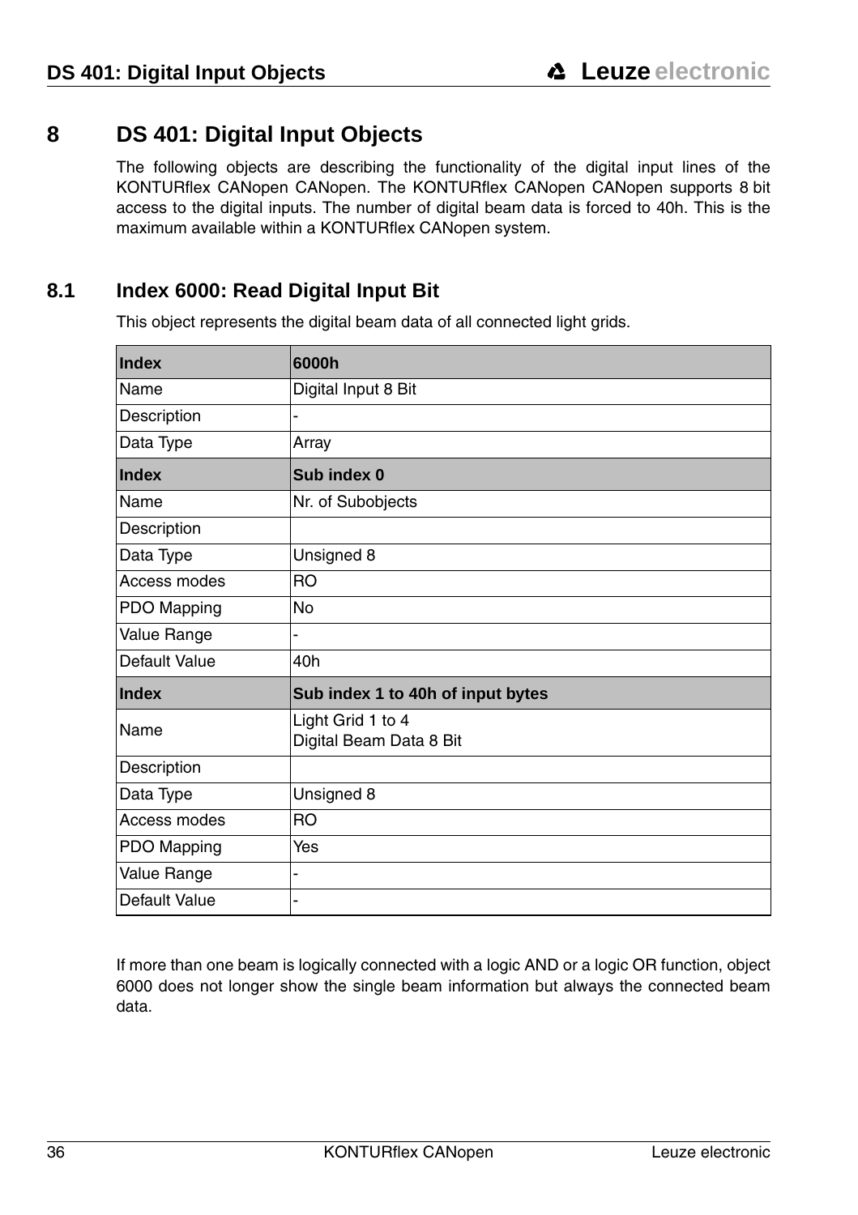# 8 DS 401: Digital Input Objects

The following objects are describing the functionality of the digital input lines of the KONTURflex CANopen CANopen. The KONTURflex CANopen CANopen supports 8 bit access to the digital inputs. The number of digital beam data is forced to 40h. This is the maximum available within a KONTURflex CANopen system.

## 8.1 Index 6000: Read Digital Input Bit

This object represents the digital beam data of all connected light grids.

| **Index** | **6000h** |
|---|---|
| Name | Digital Input 8 Bit |
| Description | - |
| Data Type | Array |
| **Index** | **Sub index 0** |
| Name | Nr. of Subobjects |
| Description | |
| Data Type | Unsigned 8 |
| Access modes | RO |
| PDO Mapping | No |
| Value Range | - |
| Default Value | 40h |
| **Index** | **Sub index 1 to 40h of input bytes** |
| Name | Light Grid 1 to 4<br>Digital Beam Data 8 Bit |
| Description | |
| Data Type | Unsigned 8 |
| Access modes | RO |
| PDO Mapping | Yes |
| Value Range | - |
| Default Value | - |

If more than one beam is logically connected with a logic AND or a logic OR function, object 6000 does not longer show the single beam information but always the connected beam data.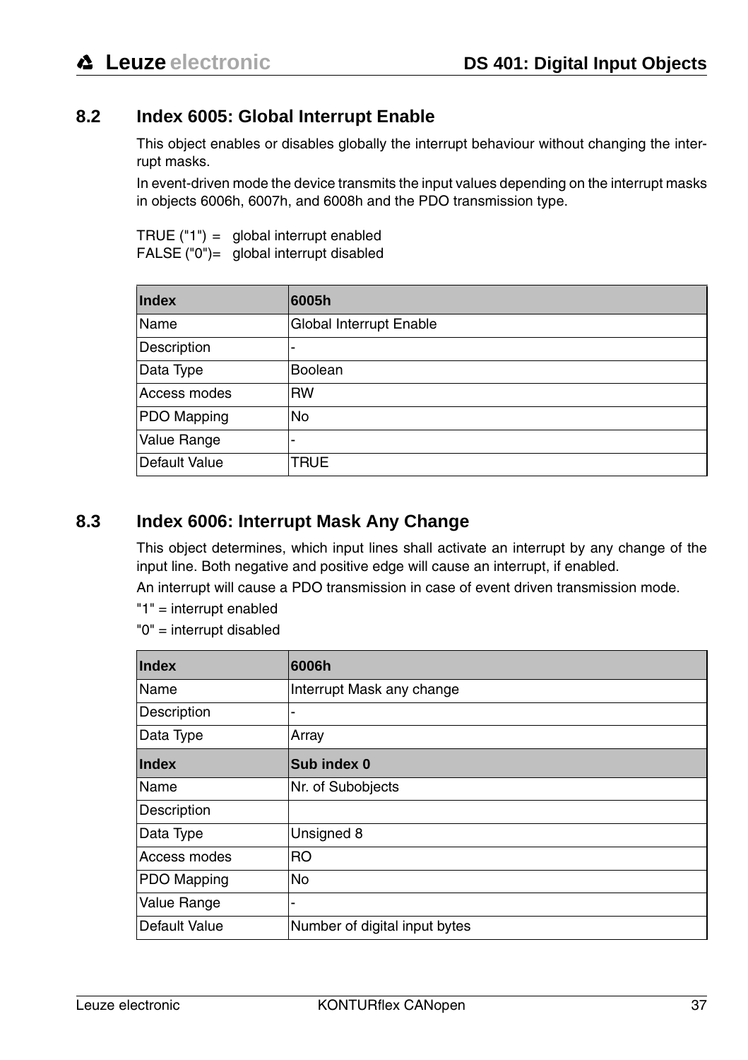## 8.2 Index 6005: Global Interrupt Enable

This object enables or disables globally the interrupt behaviour without changing the interrupt masks.

In event-driven mode the device transmits the input values depending on the interrupt masks in objects 6006h, 6007h, and 6008h and the PDO transmission type.

TRUE ("1") = global interrupt enabled
FALSE ("0")= global interrupt disabled

| **Index** | **6005h** |
|---|---|
| Name | Global Interrupt Enable |
| Description | - |
| Data Type | Boolean |
| Access modes | RW |
| PDO Mapping | No |
| Value Range | - |
| Default Value | TRUE |

## 8.3 Index 6006: Interrupt Mask Any Change

This object determines, which input lines shall activate an interrupt by any change of the input line. Both negative and positive edge will cause an interrupt, if enabled.

An interrupt will cause a PDO transmission in case of event driven transmission mode.

"1" = interrupt enabled

"0" = interrupt disabled

| **Index** | **6006h** |
|---|---|
| Name | Interrupt Mask any change |
| Description | - |
| Data Type | Array |
| **Index** | **Sub index 0** |
| Name | Nr. of Subobjects |
| Description | |
| Data Type | Unsigned 8 |
| Access modes | RO |
| PDO Mapping | No |
| Value Range | - |
| Default Value | Number of digital input bytes |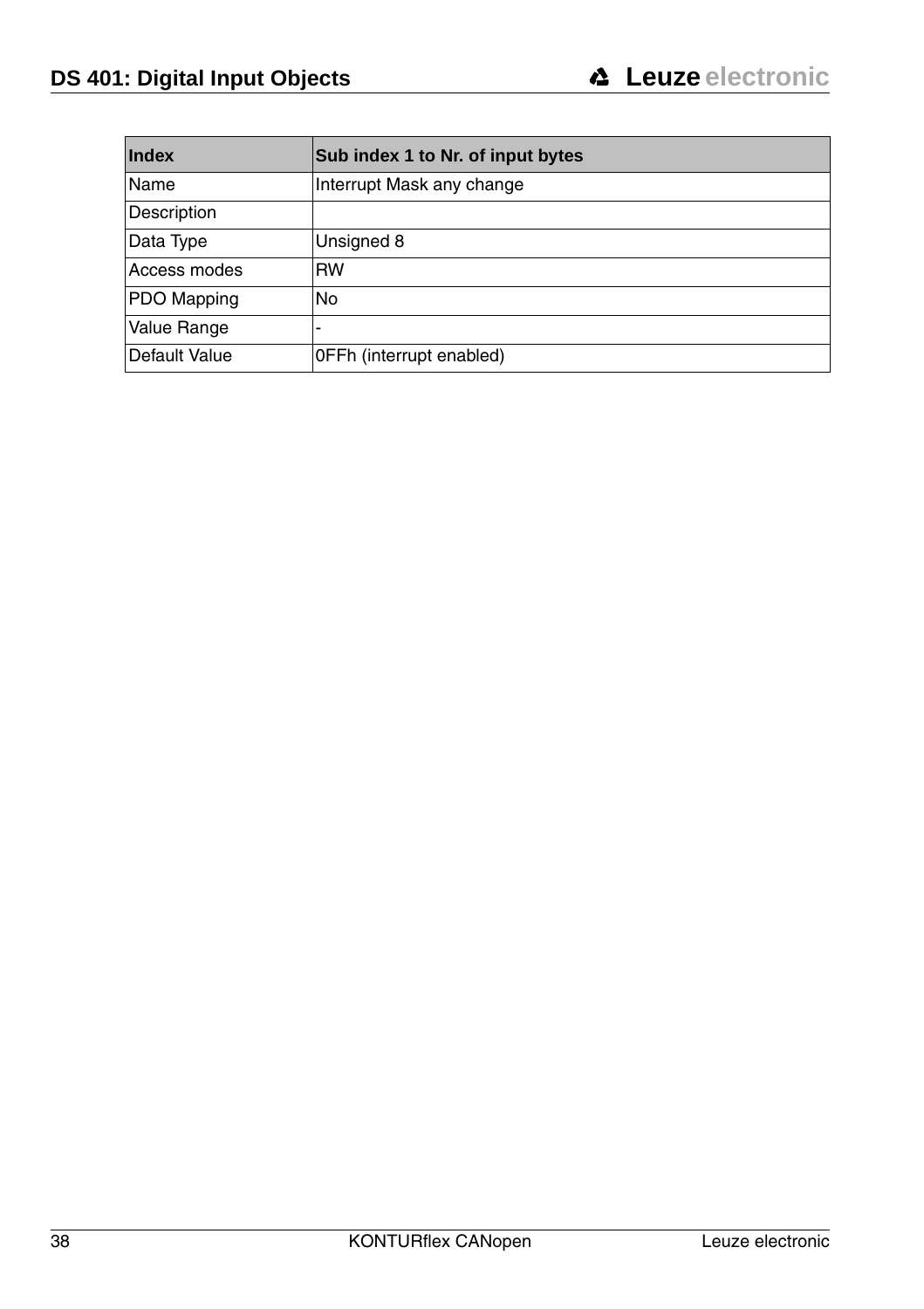| Index | Sub index 1 to Nr. of input bytes |
|---|---|
| Name | Interrupt Mask any change |
| Description | |
| Data Type | Unsigned 8 |
| Access modes | RW |
| PDO Mapping | No |
| Value Range | - |
| Default Value | 0FFh (interrupt enabled) |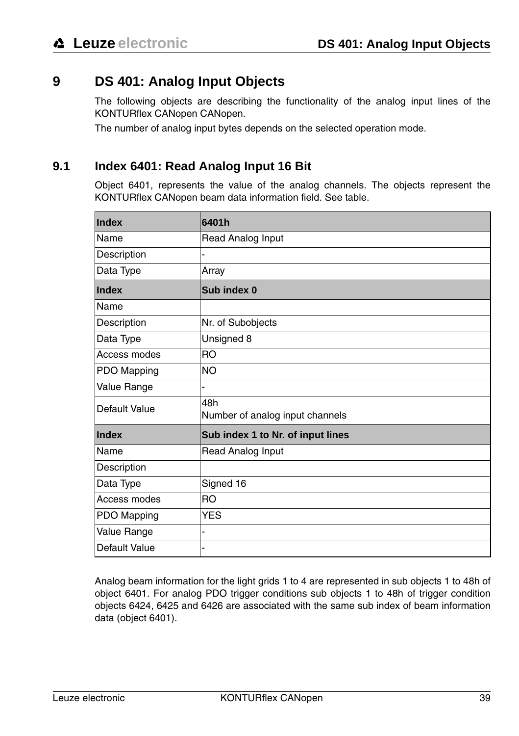# 9 DS 401: Analog Input Objects

The following objects are describing the functionality of the analog input lines of the KONTURflex CANopen CANopen.

The number of analog input bytes depends on the selected operation mode.

## 9.1 Index 6401: Read Analog Input 16 Bit

Object 6401, represents the value of the analog channels. The objects represent the KONTURflex CANopen beam data information field. See table.

| **Index** | **6401h** |
|---|---|
| Name | Read Analog Input |
| Description | - |
| Data Type | Array |
| **Index** | **Sub index 0** |
| Name | |
| Description | Nr. of Subobjects |
| Data Type | Unsigned 8 |
| Access modes | RO |
| PDO Mapping | NO |
| Value Range | - |
| Default Value | 48h<br>Number of analog input channels |
| **Index** | **Sub index 1 to Nr. of input lines** |
| Name | Read Analog Input |
| Description | |
| Data Type | Signed 16 |
| Access modes | RO |
| PDO Mapping | YES |
| Value Range | - |
| Default Value | - |

Analog beam information for the light grids 1 to 4 are represented in sub objects 1 to 48h of object 6401. For analog PDO trigger conditions sub objects 1 to 48h of trigger condition objects 6424, 6425 and 6426 are associated with the same sub index of beam information data (object 6401).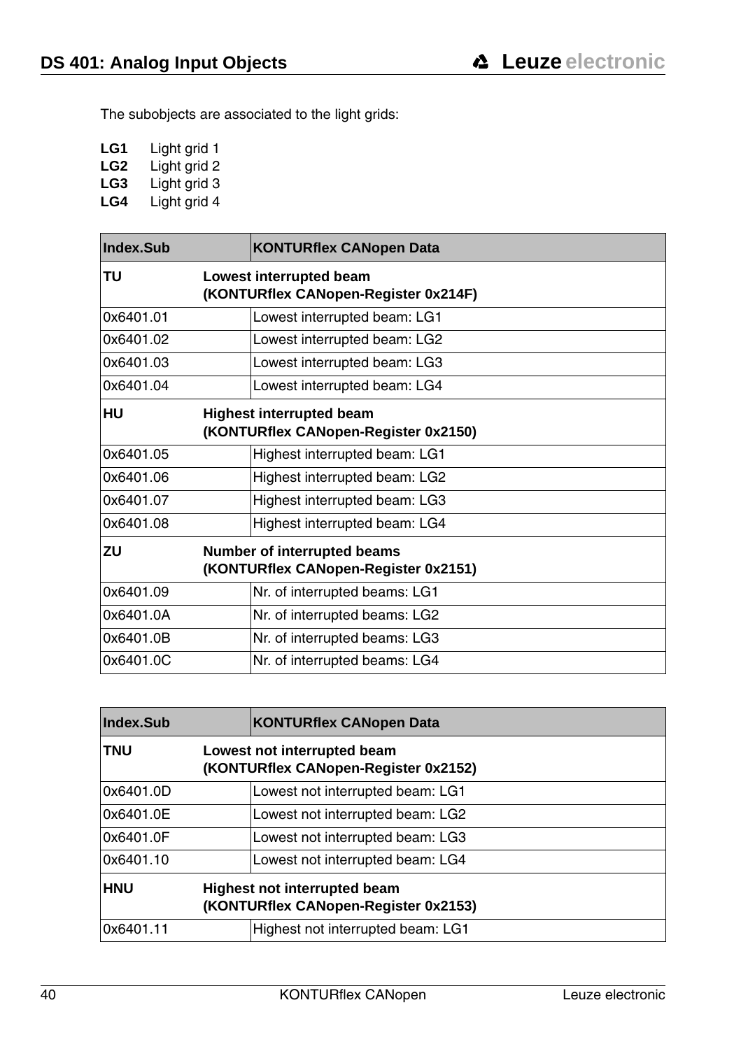The subobjects are associated to the light grids:

**LG1** Light grid 1
**LG2** Light grid 2
**LG3** Light grid 3
**LG4** Light grid 4

| Index.Sub | KONTURflex CANopen Data |
|---|---|
| **TU** | **Lowest interrupted beam (KONTURflex CANopen-Register 0x214F)** |
| 0x6401.01 | Lowest interrupted beam: LG1 |
| 0x6401.02 | Lowest interrupted beam: LG2 |
| 0x6401.03 | Lowest interrupted beam: LG3 |
| 0x6401.04 | Lowest interrupted beam: LG4 |
| **HU** | **Highest interrupted beam (KONTURflex CANopen-Register 0x2150)** |
| 0x6401.05 | Highest interrupted beam: LG1 |
| 0x6401.06 | Highest interrupted beam: LG2 |
| 0x6401.07 | Highest interrupted beam: LG3 |
| 0x6401.08 | Highest interrupted beam: LG4 |
| **ZU** | **Number of interrupted beams (KONTURflex CANopen-Register 0x2151)** |
| 0x6401.09 | Nr. of interrupted beams: LG1 |
| 0x6401.0A | Nr. of interrupted beams: LG2 |
| 0x6401.0B | Nr. of interrupted beams: LG3 |
| 0x6401.0C | Nr. of interrupted beams: LG4 |

| Index.Sub | KONTURflex CANopen Data |
|---|---|
| **TNU** | **Lowest not interrupted beam (KONTURflex CANopen-Register 0x2152)** |
| 0x6401.0D | Lowest not interrupted beam: LG1 |
| 0x6401.0E | Lowest not interrupted beam: LG2 |
| 0x6401.0F | Lowest not interrupted beam: LG3 |
| 0x6401.10 | Lowest not interrupted beam: LG4 |
| **HNU** | **Highest not interrupted beam (KONTURflex CANopen-Register 0x2153)** |
| 0x6401.11 | Highest not interrupted beam: LG1 |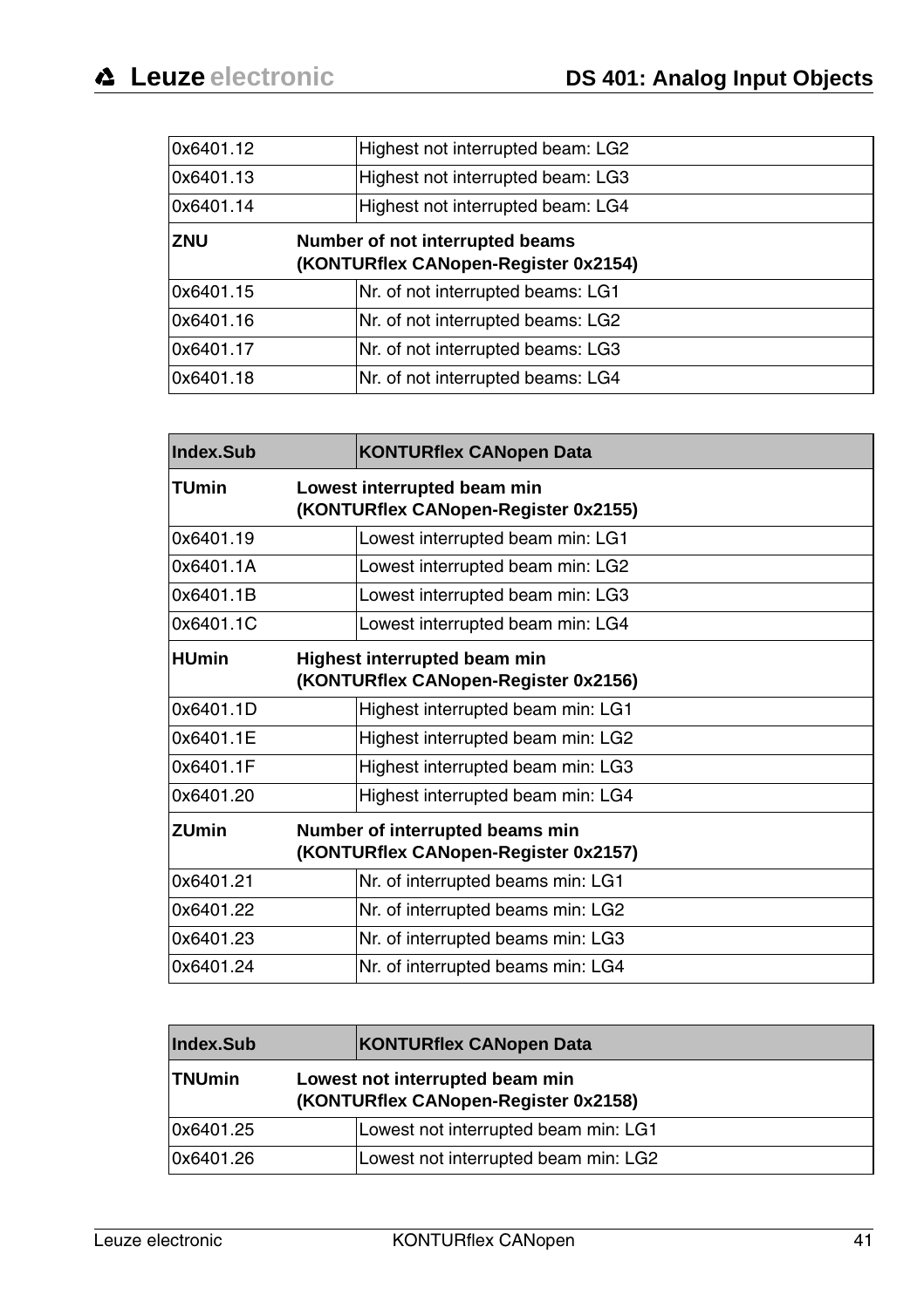| | |
|---|---|
| 0x6401.12 | Highest not interrupted beam: LG2 |
| 0x6401.13 | Highest not interrupted beam: LG3 |
| 0x6401.14 | Highest not interrupted beam: LG4 |
| **ZNU** | **Number of not interrupted beams (KONTURflex CANopen-Register 0x2154)** |
| 0x6401.15 | Nr. of not interrupted beams: LG1 |
| 0x6401.16 | Nr. of not interrupted beams: LG2 |
| 0x6401.17 | Nr. of not interrupted beams: LG3 |
| 0x6401.18 | Nr. of not interrupted beams: LG4 |

| Index.Sub | KONTURflex CANopen Data |
|---|---|
| **TUmin** | **Lowest interrupted beam min (KONTURflex CANopen-Register 0x2155)** |
| 0x6401.19 | Lowest interrupted beam min: LG1 |
| 0x6401.1A | Lowest interrupted beam min: LG2 |
| 0x6401.1B | Lowest interrupted beam min: LG3 |
| 0x6401.1C | Lowest interrupted beam min: LG4 |
| **HUmin** | **Highest interrupted beam min (KONTURflex CANopen-Register 0x2156)** |
| 0x6401.1D | Highest interrupted beam min: LG1 |
| 0x6401.1E | Highest interrupted beam min: LG2 |
| 0x6401.1F | Highest interrupted beam min: LG3 |
| 0x6401.20 | Highest interrupted beam min: LG4 |
| **ZUmin** | **Number of interrupted beams min (KONTURflex CANopen-Register 0x2157)** |
| 0x6401.21 | Nr. of interrupted beams min: LG1 |
| 0x6401.22 | Nr. of interrupted beams min: LG2 |
| 0x6401.23 | Nr. of interrupted beams min: LG3 |
| 0x6401.24 | Nr. of interrupted beams min: LG4 |

| Index.Sub | KONTURflex CANopen Data |
|---|---|
| **TNUmin** | **Lowest not interrupted beam min (KONTURflex CANopen-Register 0x2158)** |
| 0x6401.25 | Lowest not interrupted beam min: LG1 |
| 0x6401.26 | Lowest not interrupted beam min: LG2 |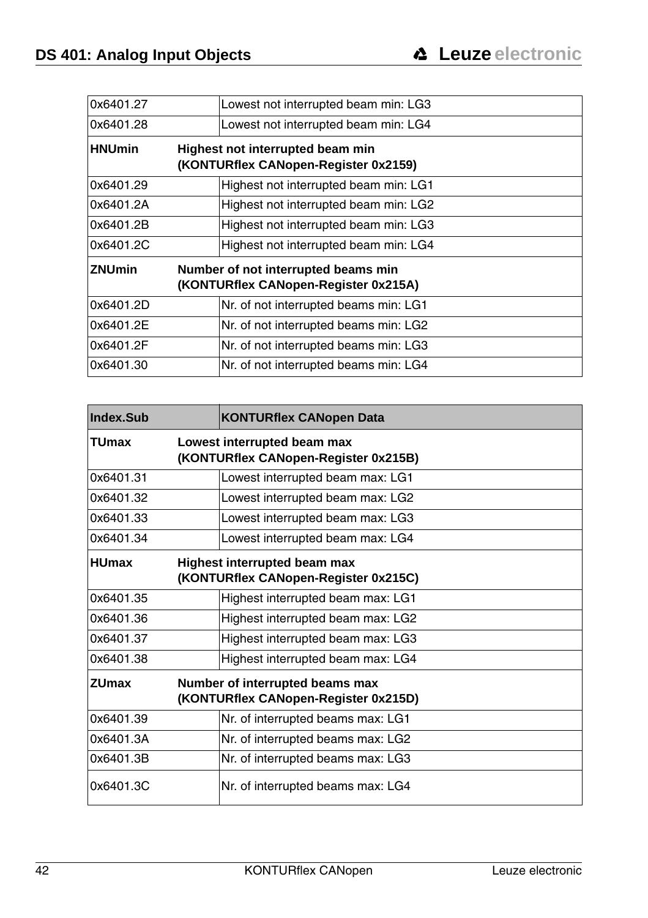| | |
|---|---|
| 0x6401.27 | Lowest not interrupted beam min: LG3 |
| 0x6401.28 | Lowest not interrupted beam min: LG4 |
| **HNUmin** | **Highest not interrupted beam min (KONTURflex CANopen-Register 0x2159)** |
| 0x6401.29 | Highest not interrupted beam min: LG1 |
| 0x6401.2A | Highest not interrupted beam min: LG2 |
| 0x6401.2B | Highest not interrupted beam min: LG3 |
| 0x6401.2C | Highest not interrupted beam min: LG4 |
| **ZNUmin** | **Number of not interrupted beams min (KONTURflex CANopen-Register 0x215A)** |
| 0x6401.2D | Nr. of not interrupted beams min: LG1 |
| 0x6401.2E | Nr. of not interrupted beams min: LG2 |
| 0x6401.2F | Nr. of not interrupted beams min: LG3 |
| 0x6401.30 | Nr. of not interrupted beams min: LG4 |

| Index.Sub | KONTURflex CANopen Data |
|---|---|
| **TUmax** | **Lowest interrupted beam max (KONTURflex CANopen-Register 0x215B)** |
| 0x6401.31 | Lowest interrupted beam max: LG1 |
| 0x6401.32 | Lowest interrupted beam max: LG2 |
| 0x6401.33 | Lowest interrupted beam max: LG3 |
| 0x6401.34 | Lowest interrupted beam max: LG4 |
| **HUmax** | **Highest interrupted beam max (KONTURflex CANopen-Register 0x215C)** |
| 0x6401.35 | Highest interrupted beam max: LG1 |
| 0x6401.36 | Highest interrupted beam max: LG2 |
| 0x6401.37 | Highest interrupted beam max: LG3 |
| 0x6401.38 | Highest interrupted beam max: LG4 |
| **ZUmax** | **Number of interrupted beams max (KONTURflex CANopen-Register 0x215D)** |
| 0x6401.39 | Nr. of interrupted beams max: LG1 |
| 0x6401.3A | Nr. of interrupted beams max: LG2 |
| 0x6401.3B | Nr. of interrupted beams max: LG3 |
| 0x6401.3C | Nr. of interrupted beams max: LG4 |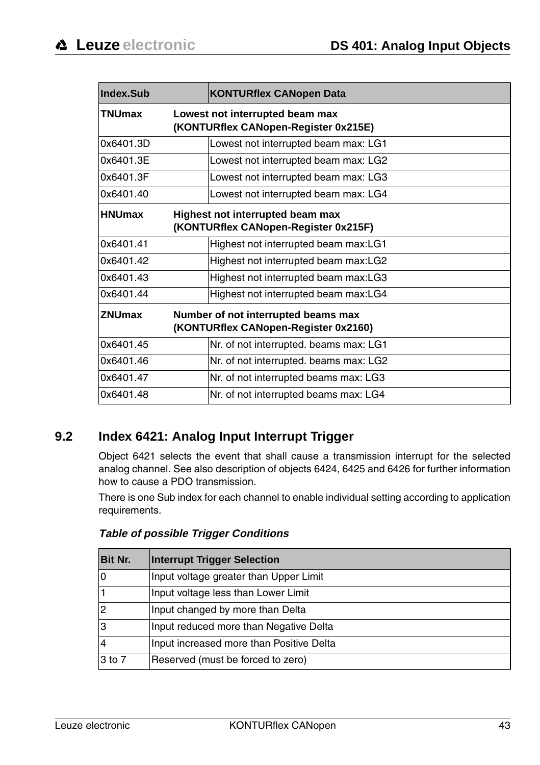| Index.Sub | KONTURflex CANopen Data |
|---|---|
| **TNUmax** | **Lowest not interrupted beam max (KONTURflex CANopen-Register 0x215E)** |
| 0x6401.3D | Lowest not interrupted beam max: LG1 |
| 0x6401.3E | Lowest not interrupted beam max: LG2 |
| 0x6401.3F | Lowest not interrupted beam max: LG3 |
| 0x6401.40 | Lowest not interrupted beam max: LG4 |
| **HNUmax** | **Highest not interrupted beam max (KONTURflex CANopen-Register 0x215F)** |
| 0x6401.41 | Highest not interrupted beam max:LG1 |
| 0x6401.42 | Highest not interrupted beam max:LG2 |
| 0x6401.43 | Highest not interrupted beam max:LG3 |
| 0x6401.44 | Highest not interrupted beam max:LG4 |
| **ZNUmax** | **Number of not interrupted beams max (KONTURflex CANopen-Register 0x2160)** |
| 0x6401.45 | Nr. of not interrupted. beams max: LG1 |
| 0x6401.46 | Nr. of not interrupted. beams max: LG2 |
| 0x6401.47 | Nr. of not interrupted beams max: LG3 |
| 0x6401.48 | Nr. of not interrupted beams max: LG4 |

## 9.2 Index 6421: Analog Input Interrupt Trigger

Object 6421 selects the event that shall cause a transmission interrupt for the selected analog channel. See also description of objects 6424, 6425 and 6426 for further information how to cause a PDO transmission.

There is one Sub index for each channel to enable individual setting according to application requirements.

***Table of possible Trigger Conditions***

| Bit Nr. | Interrupt Trigger Selection |
|---|---|
| 0 | Input voltage greater than Upper Limit |
| 1 | Input voltage less than Lower Limit |
| 2 | Input changed by more than Delta |
| 3 | Input reduced more than Negative Delta |
| 4 | Input increased more than Positive Delta |
| 3 to 7 | Reserved (must be forced to zero) |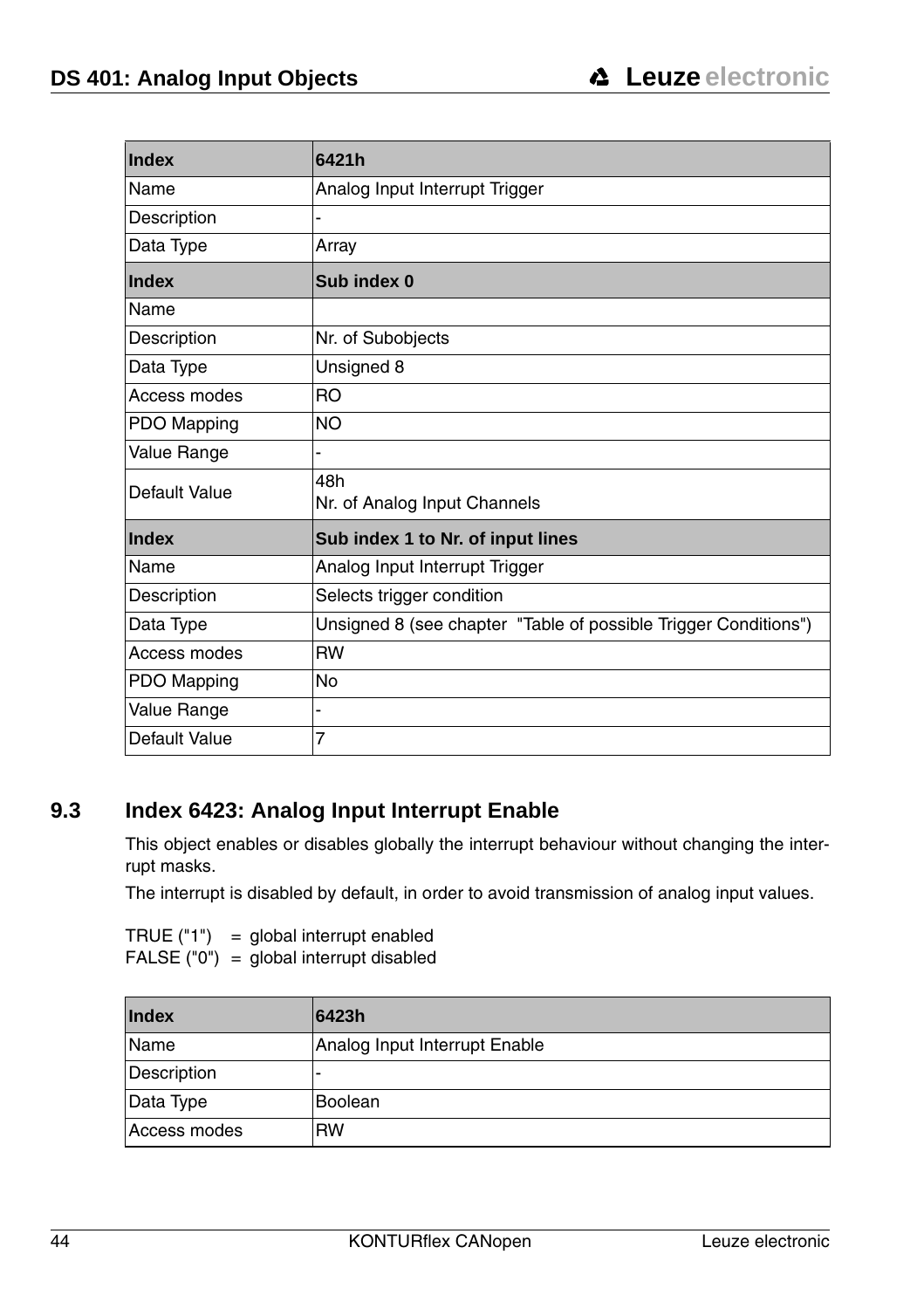| Index | 6421h |
|---|---|
| Name | Analog Input Interrupt Trigger |
| Description | - |
| Data Type | Array |
| **Index** | **Sub index 0** |
| Name | |
| Description | Nr. of Subobjects |
| Data Type | Unsigned 8 |
| Access modes | RO |
| PDO Mapping | NO |
| Value Range | - |
| Default Value | 48h<br>Nr. of Analog Input Channels |
| **Index** | **Sub index 1 to Nr. of input lines** |
| Name | Analog Input Interrupt Trigger |
| Description | Selects trigger condition |
| Data Type | Unsigned 8 (see chapter "Table of possible Trigger Conditions") |
| Access modes | RW |
| PDO Mapping | No |
| Value Range | - |
| Default Value | 7 |

## 9.3 Index 6423: Analog Input Interrupt Enable

This object enables or disables globally the interrupt behaviour without changing the interrupt masks.

The interrupt is disabled by default, in order to avoid transmission of analog input values.

TRUE ("1") = global interrupt enabled
FALSE ("0") = global interrupt disabled

| Index | 6423h |
|---|---|
| Name | Analog Input Interrupt Enable |
| Description | - |
| Data Type | Boolean |
| Access modes | RW |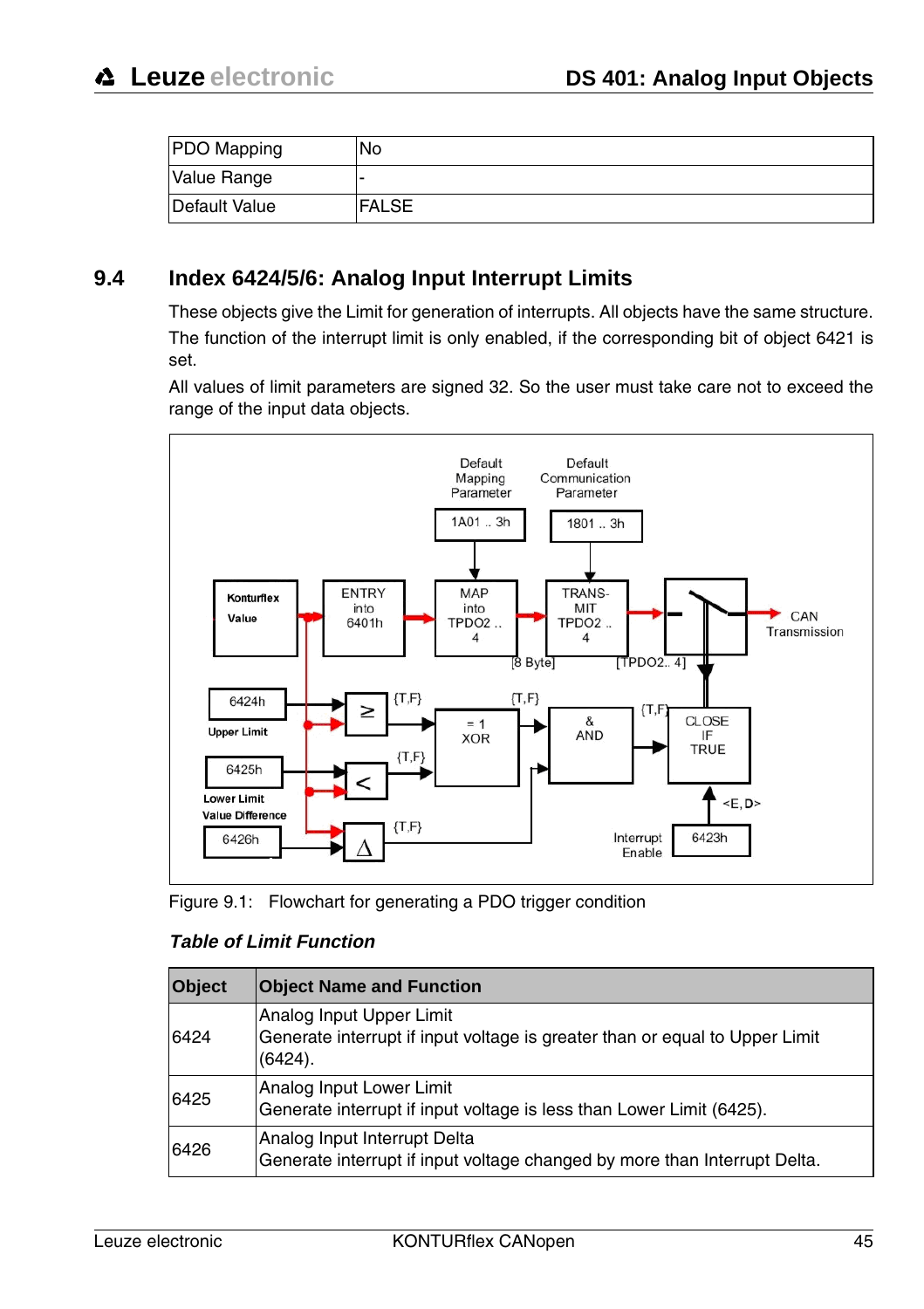| PDO Mapping | No |
|---|---|
| Value Range | - |
| Default Value | FALSE |

## 9.4 Index 6424/5/6: Analog Input Interrupt Limits

These objects give the Limit for generation of interrupts. All objects have the same structure.

The function of the interrupt limit is only enabled, if the corresponding bit of object 6421 is set.

All values of limit parameters are signed 32. So the user must take care not to exceed the range of the input data objects.

Figure 9.1: Flowchart for generating a PDO trigger condition

***Table of Limit Function***

| Object | Object Name and Function |
|---|---|
| 6424 | Analog Input Upper Limit<br>Generate interrupt if input voltage is greater than or equal to Upper Limit (6424). |
| 6425 | Analog Input Lower Limit<br>Generate interrupt if input voltage is less than Lower Limit (6425). |
| 6426 | Analog Input Interrupt Delta<br>Generate interrupt if input voltage changed by more than Interrupt Delta. |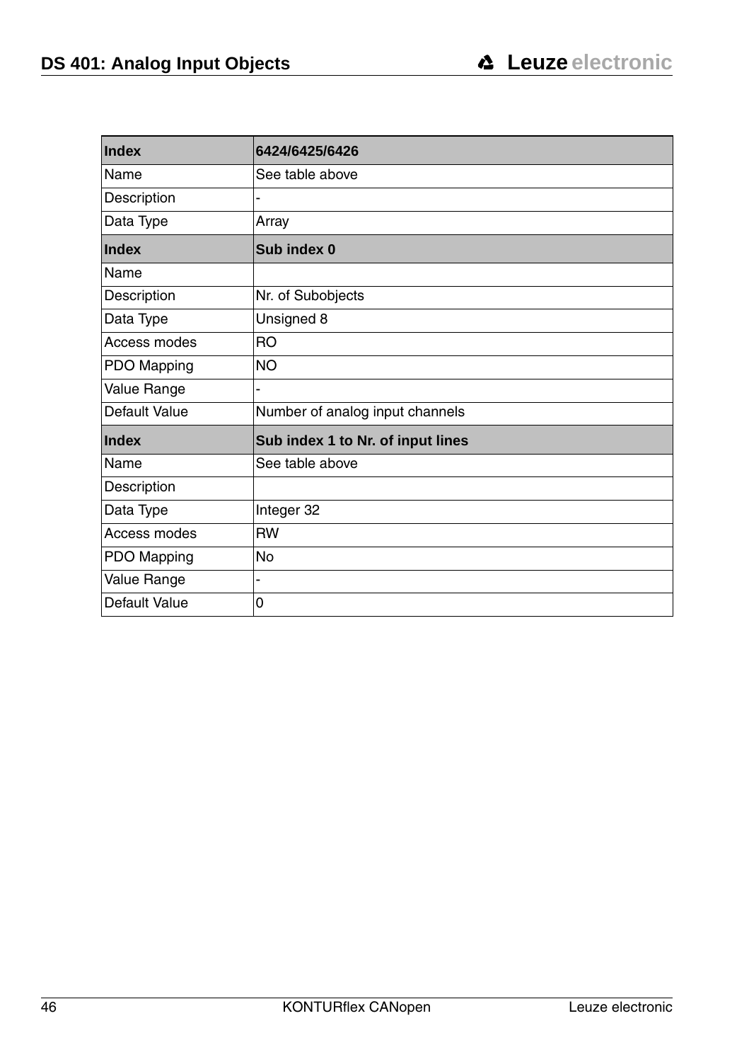| Index | 6424/6425/6426 |
|---|---|
| Name | See table above |
| Description | - |
| Data Type | Array |
| **Index** | **Sub index 0** |
| Name | |
| Description | Nr. of Subobjects |
| Data Type | Unsigned 8 |
| Access modes | RO |
| PDO Mapping | NO |
| Value Range | - |
| Default Value | Number of analog input channels |
| **Index** | **Sub index 1 to Nr. of input lines** |
| Name | See table above |
| Description | |
| Data Type | Integer 32 |
| Access modes | RW |
| PDO Mapping | No |
| Value Range | - |
| Default Value | 0 |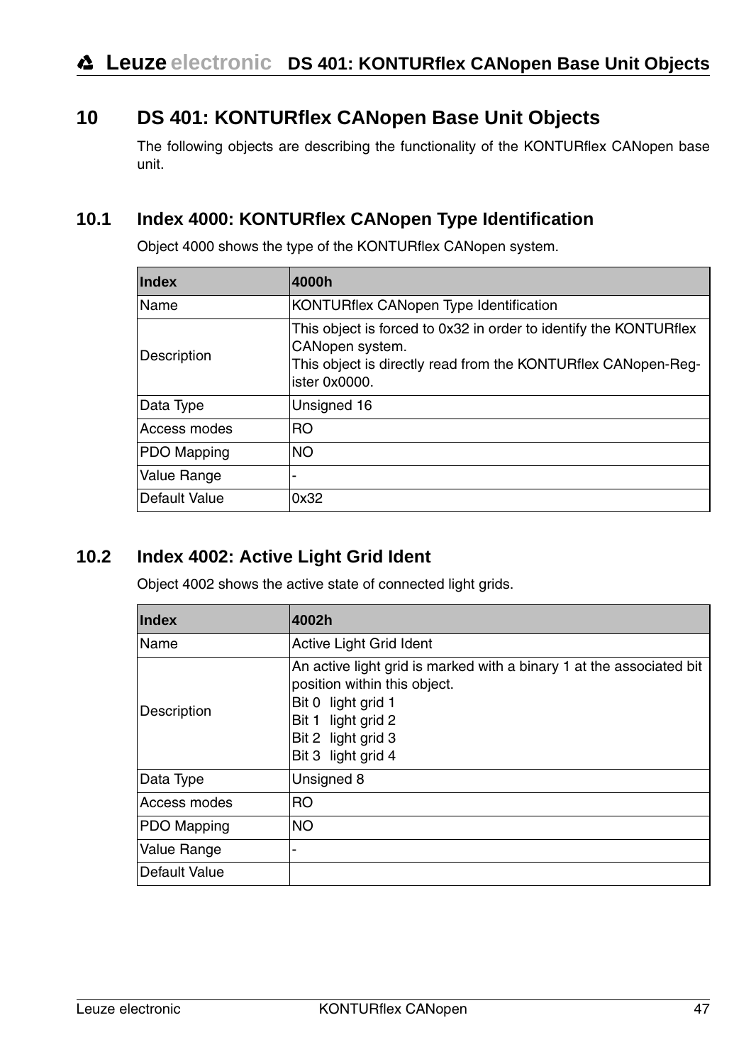# 10 DS 401: KONTURflex CANopen Base Unit Objects

The following objects are describing the functionality of the KONTURflex CANopen base unit.

## 10.1 Index 4000: KONTURflex CANopen Type Identification

Object 4000 shows the type of the KONTURflex CANopen system.

| **Index** | **4000h** |
|---|---|
| Name | KONTURflex CANopen Type Identification |
| Description | This object is forced to 0x32 in order to identify the KONTURflex CANopen system.<br>This object is directly read from the KONTURflex CANopen-Register 0x0000. |
| Data Type | Unsigned 16 |
| Access modes | RO |
| PDO Mapping | NO |
| Value Range | - |
| Default Value | 0x32 |

## 10.2 Index 4002: Active Light Grid Ident

Object 4002 shows the active state of connected light grids.

| **Index** | **4002h** |
|---|---|
| Name | Active Light Grid Ident |
| Description | An active light grid is marked with a binary 1 at the associated bit position within this object.<br>Bit 0 light grid 1<br>Bit 1 light grid 2<br>Bit 2 light grid 3<br>Bit 3 light grid 4 |
| Data Type | Unsigned 8 |
| Access modes | RO |
| PDO Mapping | NO |
| Value Range | - |
| Default Value | |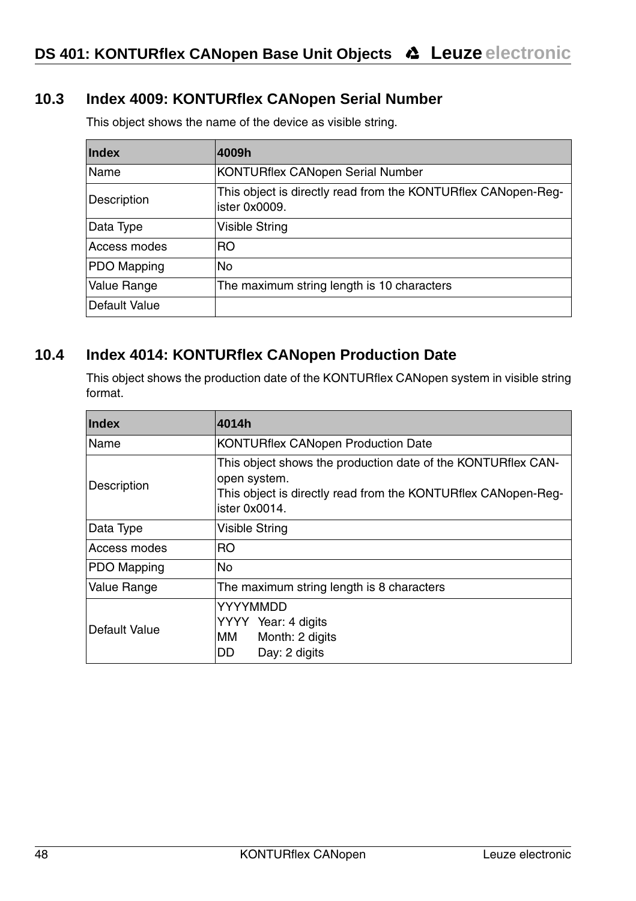## 10.3 Index 4009: KONTURflex CANopen Serial Number

This object shows the name of the device as visible string.

| Index | 4009h |
|---|---|
| Name | KONTURflex CANopen Serial Number |
| Description | This object is directly read from the KONTURflex CANopen-Register 0x0009. |
| Data Type | Visible String |
| Access modes | RO |
| PDO Mapping | No |
| Value Range | The maximum string length is 10 characters |
| Default Value | |

## 10.4 Index 4014: KONTURflex CANopen Production Date

This object shows the production date of the KONTURflex CANopen system in visible string format.

| Index | 4014h |
|---|---|
| Name | KONTURflex CANopen Production Date |
| Description | This object shows the production date of the KONTURflex CANopen system.<br>This object is directly read from the KONTURflex CANopen-Register 0x0014. |
| Data Type | Visible String |
| Access modes | RO |
| PDO Mapping | No |
| Value Range | The maximum string length is 8 characters |
| Default Value | YYYYMMDD<br>YYYY Year: 4 digits<br>MM Month: 2 digits<br>DD Day: 2 digits |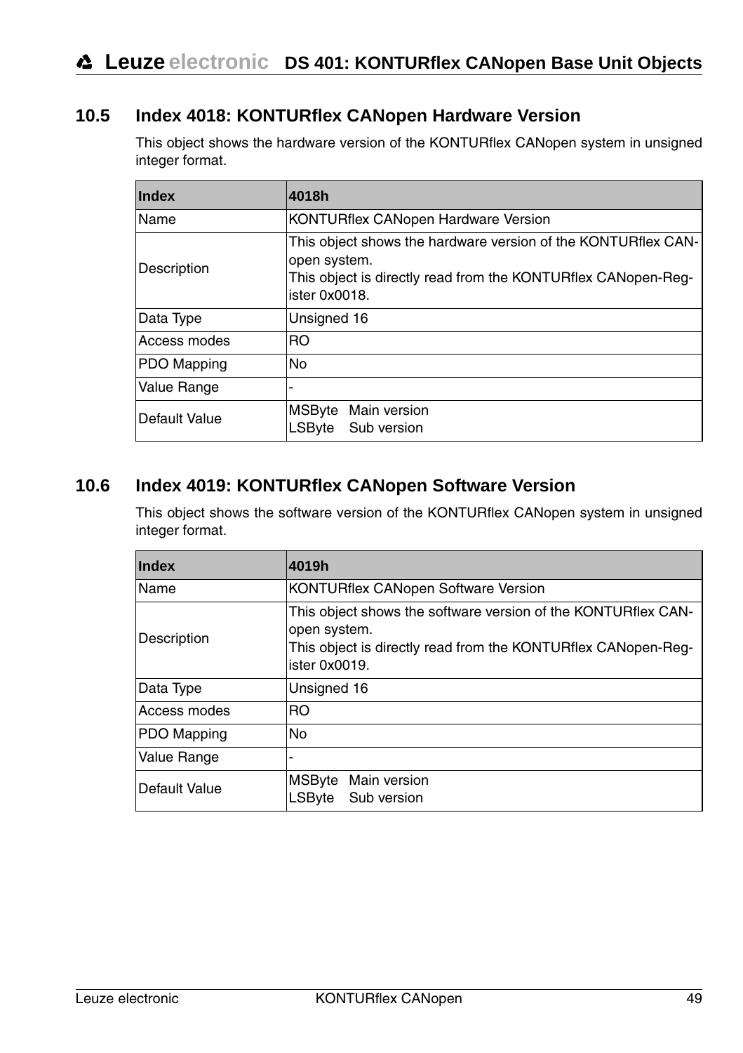## 10.5 Index 4018: KONTURflex CANopen Hardware Version

This object shows the hardware version of the KONTURflex CANopen system in unsigned integer format.

| **Index** | **4018h** |
|---|---|
| Name | KONTURflex CANopen Hardware Version |
| Description | This object shows the hardware version of the KONTURflex CANopen system.<br>This object is directly read from the KONTURflex CANopen-Register 0x0018. |
| Data Type | Unsigned 16 |
| Access modes | RO |
| PDO Mapping | No |
| Value Range | - |
| Default Value | MSByte Main version<br>LSByte Sub version |

## 10.6 Index 4019: KONTURflex CANopen Software Version

This object shows the software version of the KONTURflex CANopen system in unsigned integer format.

| **Index** | **4019h** |
|---|---|
| Name | KONTURflex CANopen Software Version |
| Description | This object shows the software version of the KONTURflex CANopen system.<br>This object is directly read from the KONTURflex CANopen-Register 0x0019. |
| Data Type | Unsigned 16 |
| Access modes | RO |
| PDO Mapping | No |
| Value Range | - |
| Default Value | MSByte Main version<br>LSByte Sub version |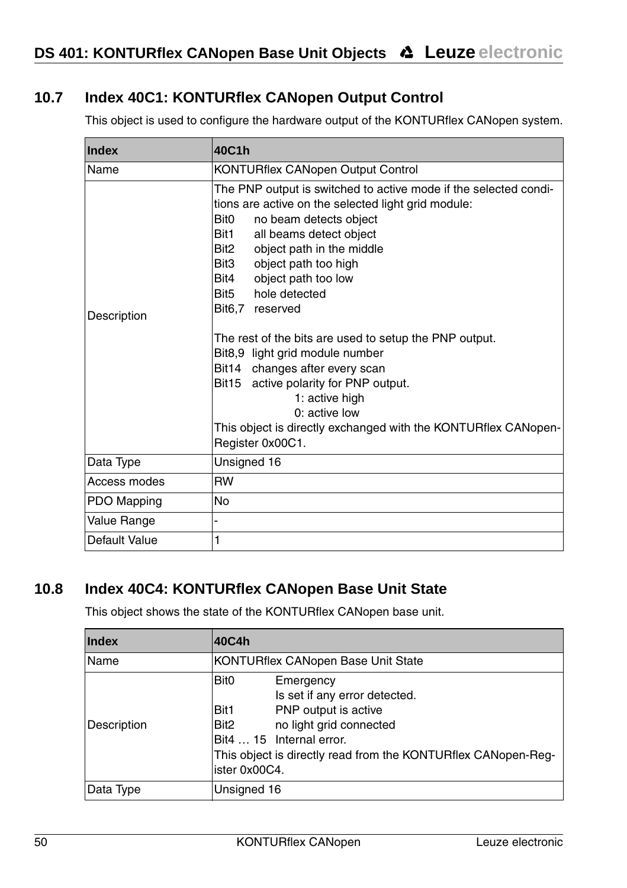## 10.7 Index 40C1: KONTURflex CANopen Output Control

This object is used to configure the hardware output of the KONTURflex CANopen system.

| Index | 40C1h |
|---|---|
| Name | KONTURflex CANopen Output Control |
| Description | The PNP output is switched to active mode if the selected conditions are active on the selected light grid module:<br>Bit0 no beam detects object<br>Bit1 all beams detect object<br>Bit2 object path in the middle<br>Bit3 object path too high<br>Bit4 object path too low<br>Bit5 hole detected<br>Bit6,7 reserved<br><br>The rest of the bits are used to setup the PNP output.<br>Bit8,9 light grid module number<br>Bit14 changes after every scan<br>Bit15 active polarity for PNP output.<br>1: active high<br>0: active low<br>This object is directly exchanged with the KONTURflex CANopen-Register 0x00C1. |
| Data Type | Unsigned 16 |
| Access modes | RW |
| PDO Mapping | No |
| Value Range | - |
| Default Value | 1 |

## 10.8 Index 40C4: KONTURflex CANopen Base Unit State

This object shows the state of the KONTURflex CANopen base unit.

| Index | 40C4h |
|---|---|
| Name | KONTURflex CANopen Base Unit State |
| Description | Bit0 Emergency<br>Is set if any error detected.<br>Bit1 PNP output is active<br>Bit2 no light grid connected<br>Bit4 … 15 Internal error.<br>This object is directly read from the KONTURflex CANopen-Register 0x00C4. |
| Data Type | Unsigned 16 |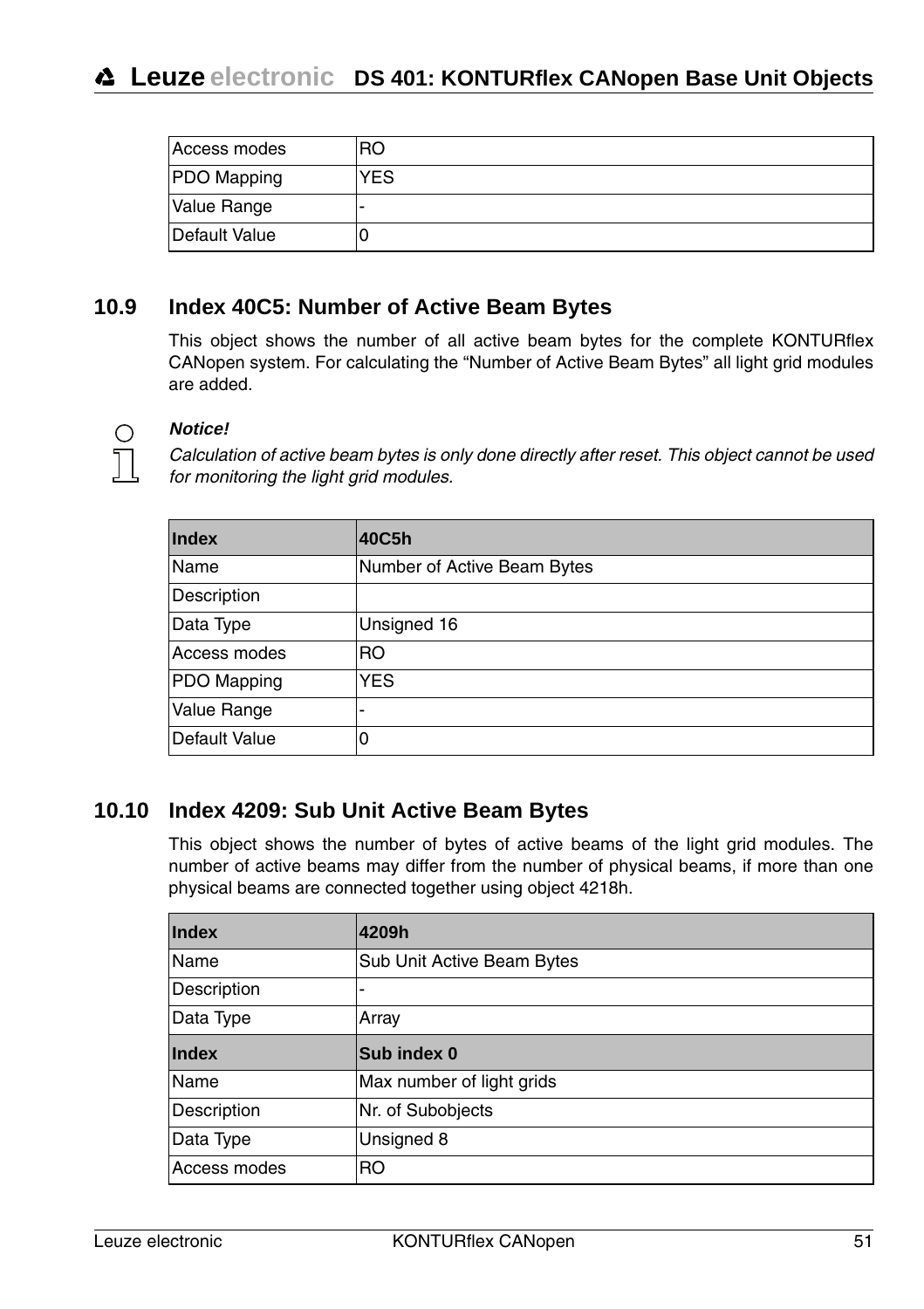| Access modes | RO |
|---|---|
| PDO Mapping | YES |
| Value Range | - |
| Default Value | 0 |

## 10.9 Index 40C5: Number of Active Beam Bytes

This object shows the number of all active beam bytes for the complete KONTURflex CANopen system. For calculating the "Number of Active Beam Bytes" all light grid modules are added.

***Notice!***

*Calculation of active beam bytes is only done directly after reset. This object cannot be used for monitoring the light grid modules.*

| **Index** | **40C5h** |
|---|---|
| Name | Number of Active Beam Bytes |
| Description | |
| Data Type | Unsigned 16 |
| Access modes | RO |
| PDO Mapping | YES |
| Value Range | - |
| Default Value | 0 |

## 10.10 Index 4209: Sub Unit Active Beam Bytes

This object shows the number of bytes of active beams of the light grid modules. The number of active beams may differ from the number of physical beams, if more than one physical beams are connected together using object 4218h.

| **Index** | **4209h** |
|---|---|
| Name | Sub Unit Active Beam Bytes |
| Description | - |
| Data Type | Array |
| **Index** | **Sub index 0** |
| Name | Max number of light grids |
| Description | Nr. of Subobjects |
| Data Type | Unsigned 8 |
| Access modes | RO |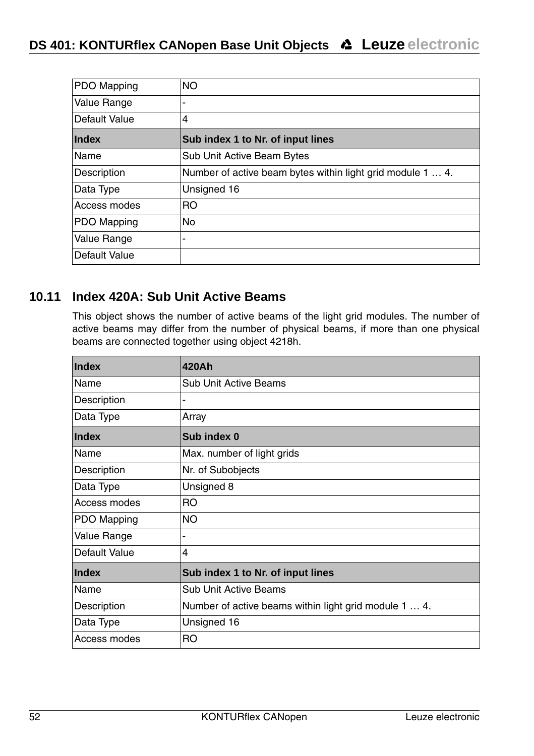| | |
|---|---|
| PDO Mapping | NO |
| Value Range | - |
| Default Value | 4 |
| **Index** | **Sub index 1 to Nr. of input lines** |
| Name | Sub Unit Active Beam Bytes |
| Description | Number of active beam bytes within light grid module 1 … 4. |
| Data Type | Unsigned 16 |
| Access modes | RO |
| PDO Mapping | No |
| Value Range | - |
| Default Value | |

## 10.11 Index 420A: Sub Unit Active Beams

This object shows the number of active beams of the light grid modules. The number of active beams may differ from the number of physical beams, if more than one physical beams are connected together using object 4218h.

| **Index** | **420Ah** |
|---|---|
| Name | Sub Unit Active Beams |
| Description | - |
| Data Type | Array |
| **Index** | **Sub index 0** |
| Name | Max. number of light grids |
| Description | Nr. of Subobjects |
| Data Type | Unsigned 8 |
| Access modes | RO |
| PDO Mapping | NO |
| Value Range | - |
| Default Value | 4 |
| **Index** | **Sub index 1 to Nr. of input lines** |
| Name | Sub Unit Active Beams |
| Description | Number of active beams within light grid module 1 … 4. |
| Data Type | Unsigned 16 |
| Access modes | RO |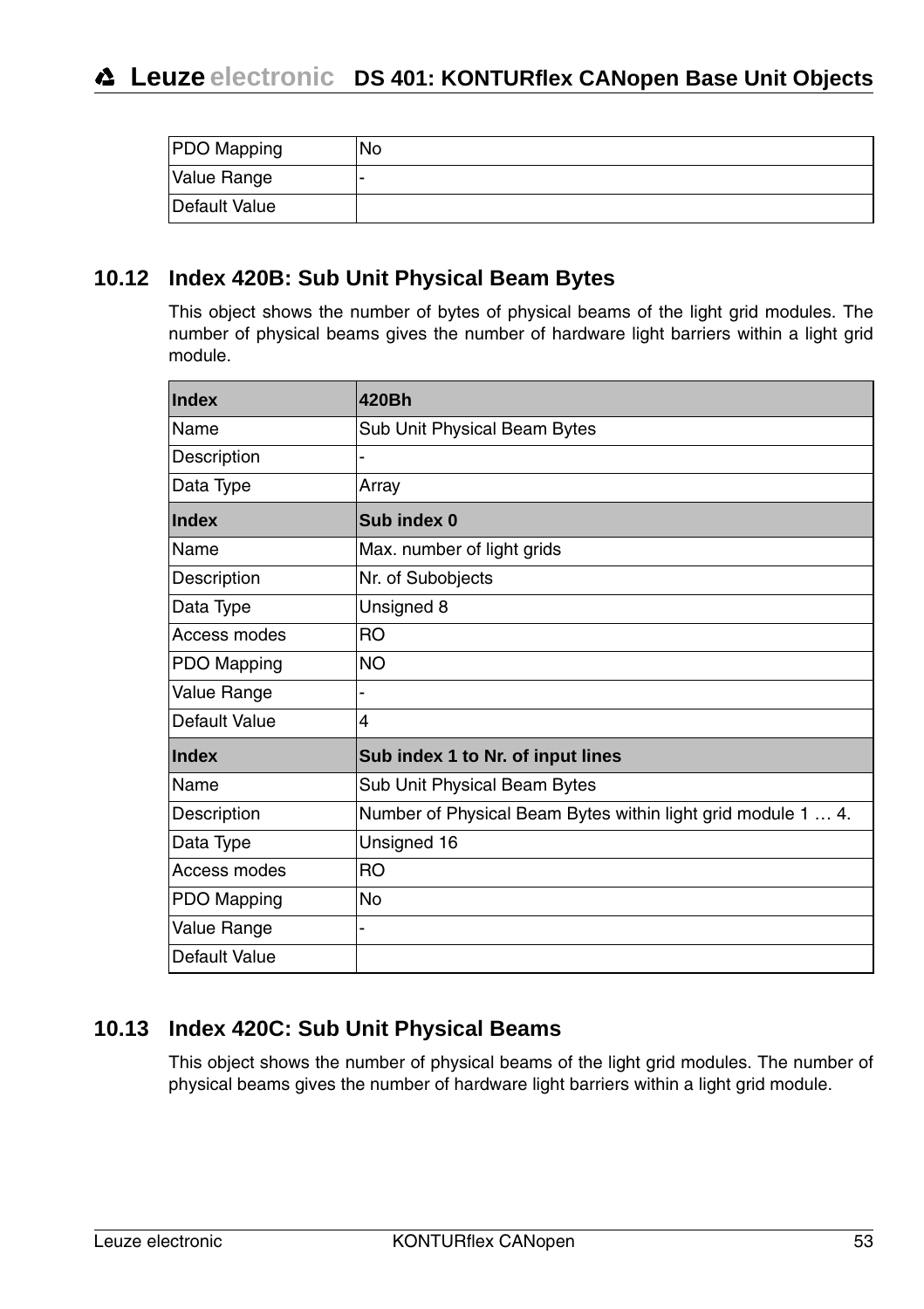| | |
|---|---|
| PDO Mapping | No |
| Value Range | - |
| Default Value | |

## 10.12 Index 420B: Sub Unit Physical Beam Bytes

This object shows the number of bytes of physical beams of the light grid modules. The number of physical beams gives the number of hardware light barriers within a light grid module.

| **Index** | **420Bh** |
|---|---|
| Name | Sub Unit Physical Beam Bytes |
| Description | - |
| Data Type | Array |
| **Index** | **Sub index 0** |
| Name | Max. number of light grids |
| Description | Nr. of Subobjects |
| Data Type | Unsigned 8 |
| Access modes | RO |
| PDO Mapping | NO |
| Value Range | - |
| Default Value | 4 |
| **Index** | **Sub index 1 to Nr. of input lines** |
| Name | Sub Unit Physical Beam Bytes |
| Description | Number of Physical Beam Bytes within light grid module 1 … 4. |
| Data Type | Unsigned 16 |
| Access modes | RO |
| PDO Mapping | No |
| Value Range | - |
| Default Value | |

## 10.13 Index 420C: Sub Unit Physical Beams

This object shows the number of physical beams of the light grid modules. The number of physical beams gives the number of hardware light barriers within a light grid module.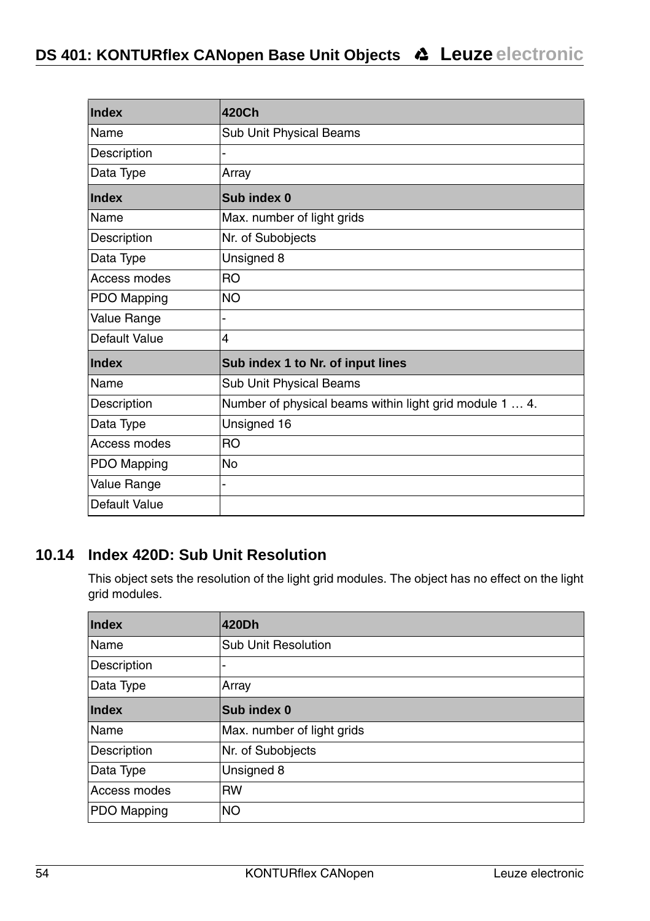| Index | 420Ch |
|---|---|
| Name | Sub Unit Physical Beams |
| Description | - |
| Data Type | Array |
| **Index** | **Sub index 0** |
| Name | Max. number of light grids |
| Description | Nr. of Subobjects |
| Data Type | Unsigned 8 |
| Access modes | RO |
| PDO Mapping | NO |
| Value Range | - |
| Default Value | 4 |
| **Index** | **Sub index 1 to Nr. of input lines** |
| Name | Sub Unit Physical Beams |
| Description | Number of physical beams within light grid module 1 … 4. |
| Data Type | Unsigned 16 |
| Access modes | RO |
| PDO Mapping | No |
| Value Range | - |
| Default Value | |

## 10.14 Index 420D: Sub Unit Resolution

This object sets the resolution of the light grid modules. The object has no effect on the light grid modules.

| Index | 420Dh |
|---|---|
| Name | Sub Unit Resolution |
| Description | - |
| Data Type | Array |
| **Index** | **Sub index 0** |
| Name | Max. number of light grids |
| Description | Nr. of Subobjects |
| Data Type | Unsigned 8 |
| Access modes | RW |
| PDO Mapping | NO |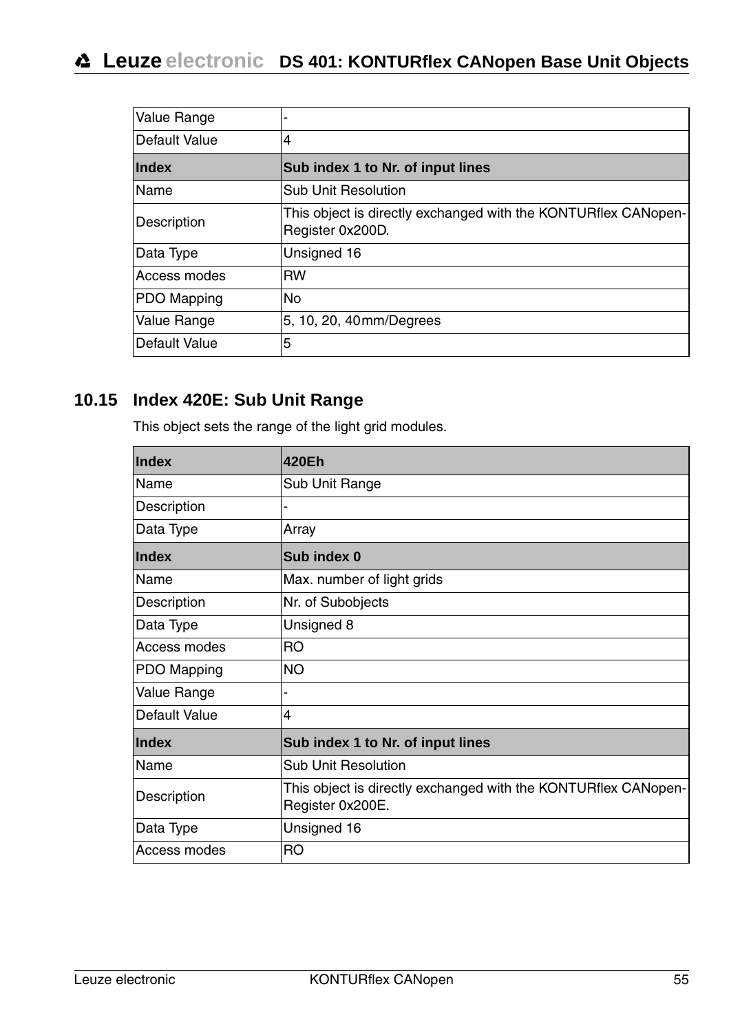| | |
|---|---|
| Value Range | - |
| Default Value | 4 |
| **Index** | **Sub index 1 to Nr. of input lines** |
| Name | Sub Unit Resolution |
| Description | This object is directly exchanged with the KONTURflex CANopen-Register 0x200D. |
| Data Type | Unsigned 16 |
| Access modes | RW |
| PDO Mapping | No |
| Value Range | 5, 10, 20, 40 mm/Degrees |
| Default Value | 5 |

## 10.15 Index 420E: Sub Unit Range

This object sets the range of the light grid modules.

| **Index** | **420Eh** |
|---|---|
| Name | Sub Unit Range |
| Description | - |
| Data Type | Array |
| **Index** | **Sub index 0** |
| Name | Max. number of light grids |
| Description | Nr. of Subobjects |
| Data Type | Unsigned 8 |
| Access modes | RO |
| PDO Mapping | NO |
| Value Range | - |
| Default Value | 4 |
| **Index** | **Sub index 1 to Nr. of input lines** |
| Name | Sub Unit Resolution |
| Description | This object is directly exchanged with the KONTURflex CANopen-Register 0x200E. |
| Data Type | Unsigned 16 |
| Access modes | RO |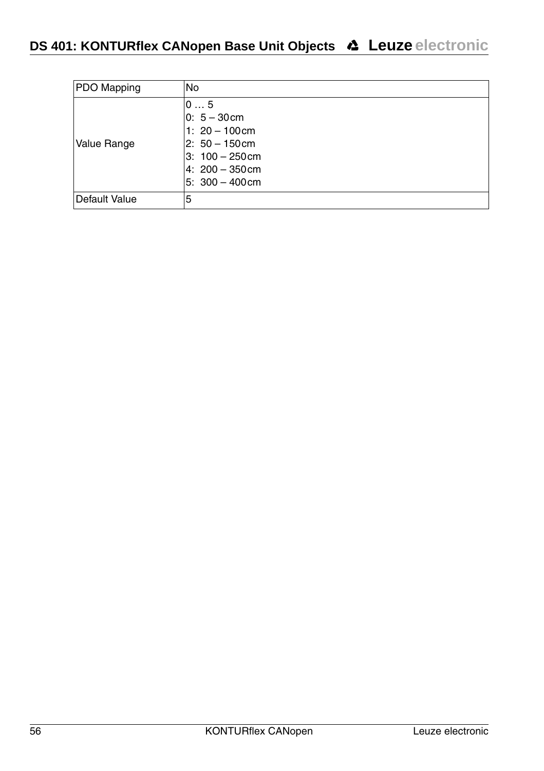| PDO Mapping | No |
|---|---|
| Value Range | 0 … 5<br>0: 5 – 30 cm<br>1: 20 – 100 cm<br>2: 50 – 150 cm<br>3: 100 – 250 cm<br>4: 200 – 350 cm<br>5: 300 – 400 cm |
| Default Value | 5 |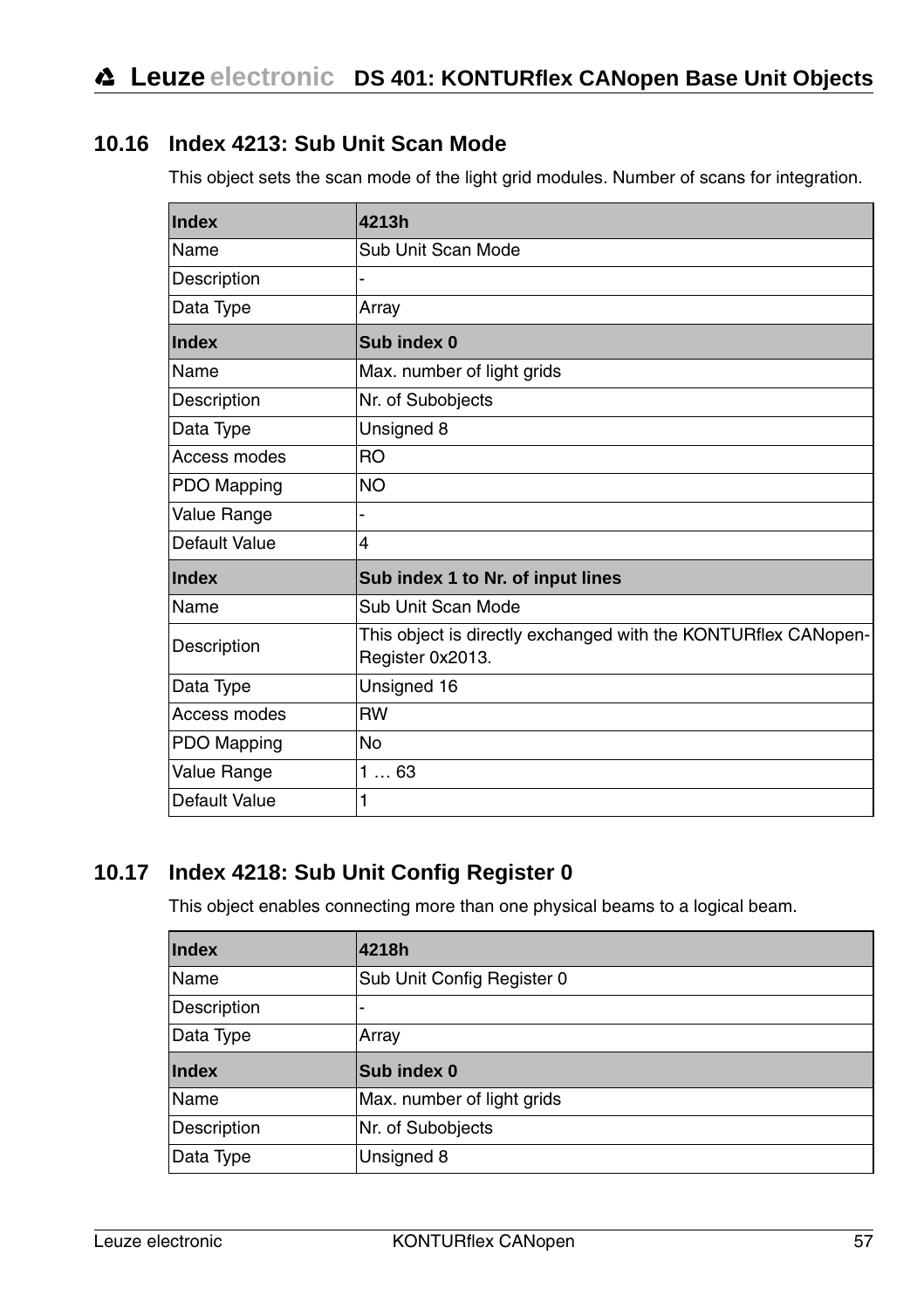## 10.16 Index 4213: Sub Unit Scan Mode

This object sets the scan mode of the light grid modules. Number of scans for integration.

| **Index** | **4213h** |
|---|---|
| Name | Sub Unit Scan Mode |
| Description | - |
| Data Type | Array |
| **Index** | **Sub index 0** |
| Name | Max. number of light grids |
| Description | Nr. of Subobjects |
| Data Type | Unsigned 8 |
| Access modes | RO |
| PDO Mapping | NO |
| Value Range | - |
| Default Value | 4 |
| **Index** | **Sub index 1 to Nr. of input lines** |
| Name | Sub Unit Scan Mode |
| Description | This object is directly exchanged with the KONTURflex CANopen-Register 0x2013. |
| Data Type | Unsigned 16 |
| Access modes | RW |
| PDO Mapping | No |
| Value Range | 1 … 63 |
| Default Value | 1 |

## 10.17 Index 4218: Sub Unit Config Register 0

This object enables connecting more than one physical beams to a logical beam.

| **Index** | **4218h** |
|---|---|
| Name | Sub Unit Config Register 0 |
| Description | - |
| Data Type | Array |
| **Index** | **Sub index 0** |
| Name | Max. number of light grids |
| Description | Nr. of Subobjects |
| Data Type | Unsigned 8 |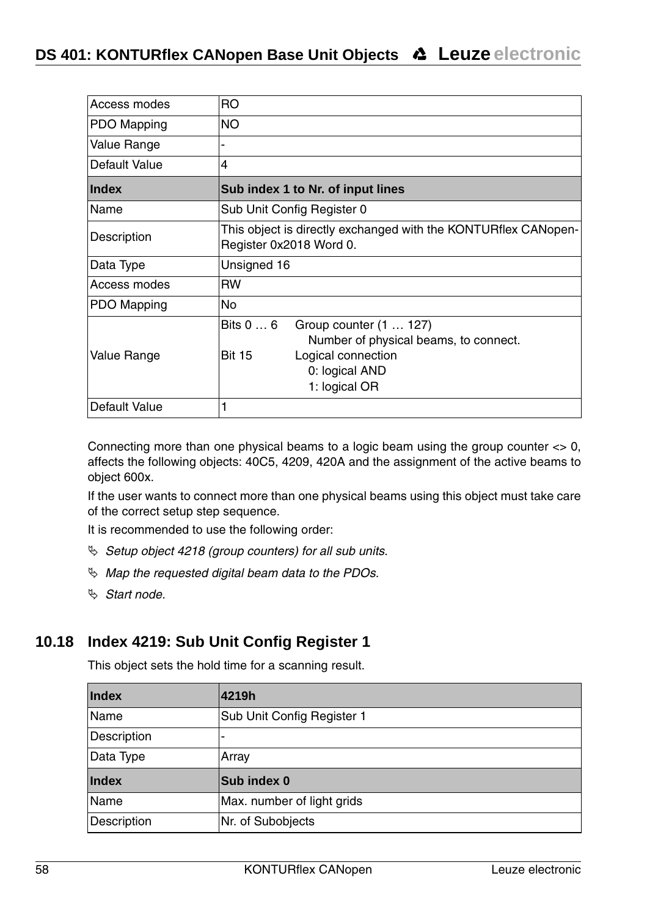| Access modes | RO |
|---|---|
| PDO Mapping | NO |
| Value Range | - |
| Default Value | 4 |
| **Index** | **Sub index 1 to Nr. of input lines** |
| Name | Sub Unit Config Register 0 |
| Description | This object is directly exchanged with the KONTURflex CANopen-Register 0x2018 Word 0. |
| Data Type | Unsigned 16 |
| Access modes | RW |
| PDO Mapping | No |
| Value Range | Bits 0 … 6 Group counter (1 … 127) Number of physical beams, to connect.<br>Bit 15 Logical connection 0: logical AND 1: logical OR |
| Default Value | 1 |

Connecting more than one physical beams to a logic beam using the group counter <> 0, affects the following objects: 40C5, 4209, 420A and the assignment of the active beams to object 600x.

If the user wants to connect more than one physical beams using this object must take care of the correct setup step sequence.

It is recommended to use the following order:

- ↳ *Setup object 4218 (group counters) for all sub units.*
- ↳ *Map the requested digital beam data to the PDOs.*
- ↳ *Start node.*

## 10.18 Index 4219: Sub Unit Config Register 1

This object sets the hold time for a scanning result.

| **Index** | **4219h** |
|---|---|
| Name | Sub Unit Config Register 1 |
| Description | - |
| Data Type | Array |
| **Index** | **Sub index 0** |
| Name | Max. number of light grids |
| Description | Nr. of Subobjects |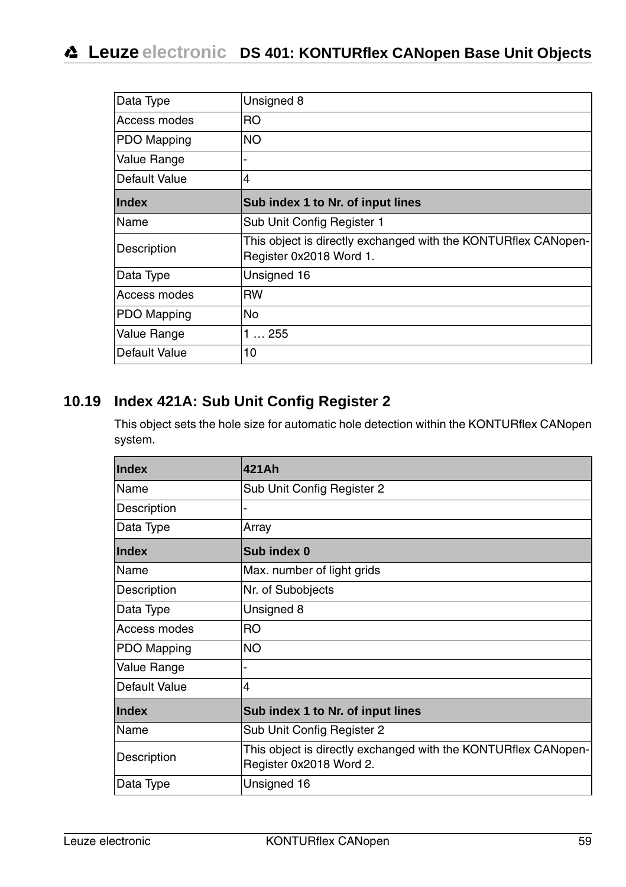| Data Type | Unsigned 8 |
|---|---|
| Access modes | RO |
| PDO Mapping | NO |
| Value Range | - |
| Default Value | 4 |
| **Index** | **Sub index 1 to Nr. of input lines** |
| Name | Sub Unit Config Register 1 |
| Description | This object is directly exchanged with the KONTURflex CANopen-Register 0x2018 Word 1. |
| Data Type | Unsigned 16 |
| Access modes | RW |
| PDO Mapping | No |
| Value Range | 1 … 255 |
| Default Value | 10 |

## 10.19 Index 421A: Sub Unit Config Register 2

This object sets the hole size for automatic hole detection within the KONTURflex CANopen system.

| **Index** | **421Ah** |
|---|---|
| Name | Sub Unit Config Register 2 |
| Description | - |
| Data Type | Array |
| **Index** | **Sub index 0** |
| Name | Max. number of light grids |
| Description | Nr. of Subobjects |
| Data Type | Unsigned 8 |
| Access modes | RO |
| PDO Mapping | NO |
| Value Range | - |
| Default Value | 4 |
| **Index** | **Sub index 1 to Nr. of input lines** |
| Name | Sub Unit Config Register 2 |
| Description | This object is directly exchanged with the KONTURflex CANopen-Register 0x2018 Word 2. |
| Data Type | Unsigned 16 |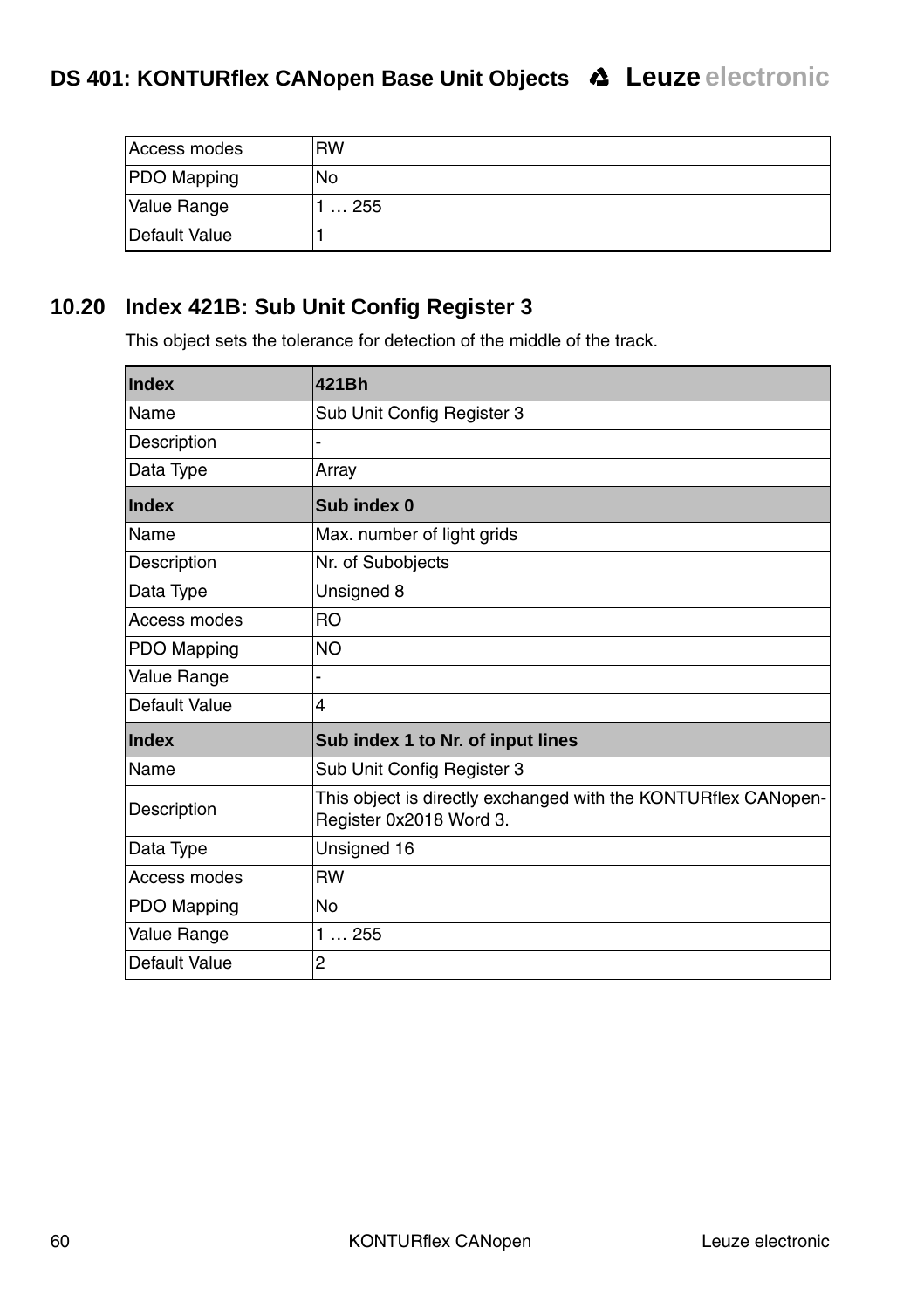| Access modes | RW |
|---|---|
| PDO Mapping | No |
| Value Range | 1 … 255 |
| Default Value | 1 |

## 10.20 Index 421B: Sub Unit Config Register 3

This object sets the tolerance for detection of the middle of the track.

| **Index** | **421Bh** |
|---|---|
| Name | Sub Unit Config Register 3 |
| Description | - |
| Data Type | Array |
| **Index** | **Sub index 0** |
| Name | Max. number of light grids |
| Description | Nr. of Subobjects |
| Data Type | Unsigned 8 |
| Access modes | RO |
| PDO Mapping | NO |
| Value Range | - |
| Default Value | 4 |
| **Index** | **Sub index 1 to Nr. of input lines** |
| Name | Sub Unit Config Register 3 |
| Description | This object is directly exchanged with the KONTURflex CANopen-Register 0x2018 Word 3. |
| Data Type | Unsigned 16 |
| Access modes | RW |
| PDO Mapping | No |
| Value Range | 1 … 255 |
| Default Value | 2 |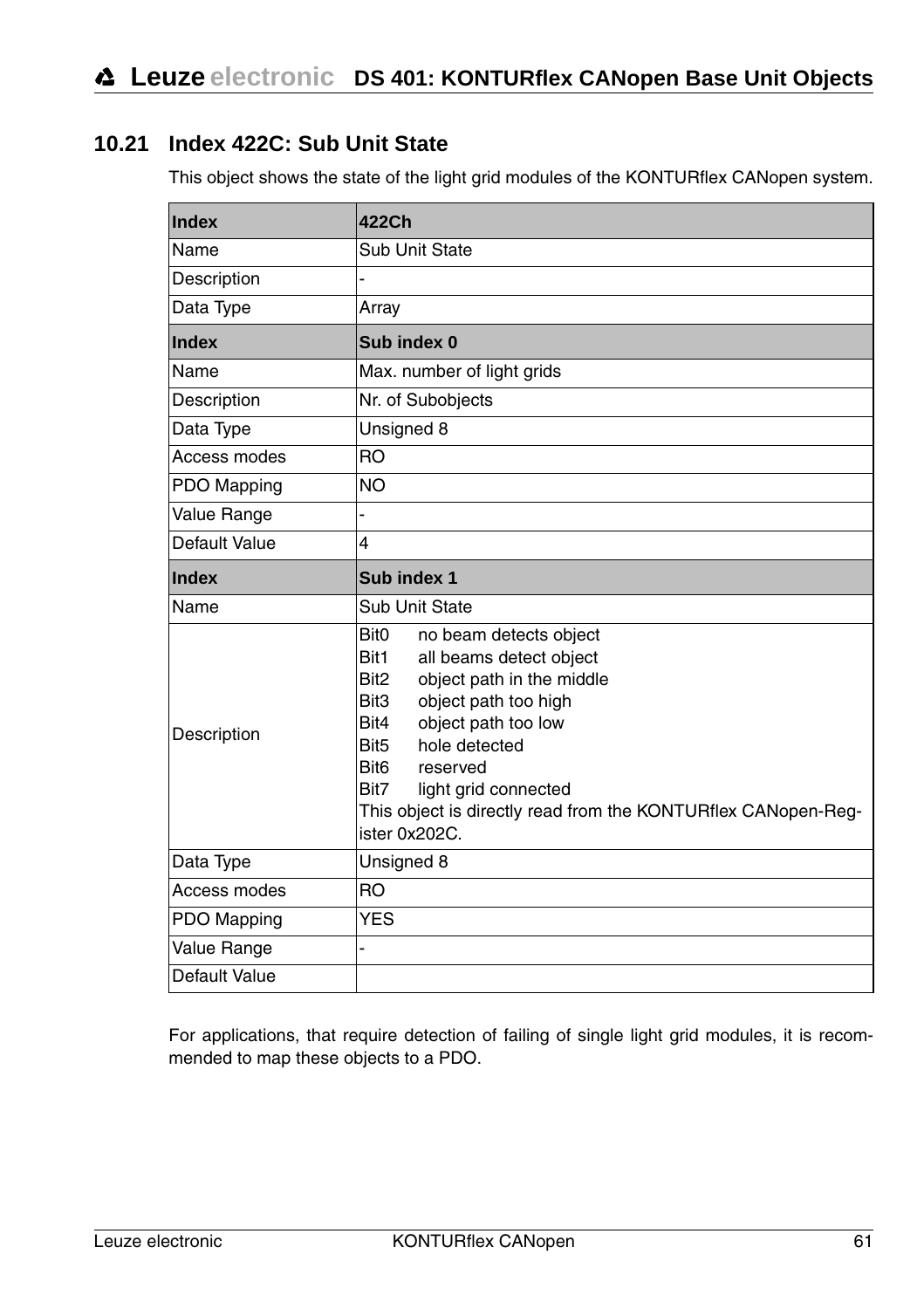## 10.21 Index 422C: Sub Unit State

This object shows the state of the light grid modules of the KONTURflex CANopen system.

| **Index** | **422Ch** |
|---|---|
| Name | Sub Unit State |
| Description | - |
| Data Type | Array |
| **Index** | **Sub index 0** |
| Name | Max. number of light grids |
| Description | Nr. of Subobjects |
| Data Type | Unsigned 8 |
| Access modes | RO |
| PDO Mapping | NO |
| Value Range | - |
| Default Value | 4 |
| **Index** | **Sub index 1** |
| Name | Sub Unit State |
| Description | Bit0 no beam detects object<br>Bit1 all beams detect object<br>Bit2 object path in the middle<br>Bit3 object path too high<br>Bit4 object path too low<br>Bit5 hole detected<br>Bit6 reserved<br>Bit7 light grid connected<br>This object is directly read from the KONTURflex CANopen-Register 0x202C. |
| Data Type | Unsigned 8 |
| Access modes | RO |
| PDO Mapping | YES |
| Value Range | - |
| Default Value | |

For applications, that require detection of failing of single light grid modules, it is recommended to map these objects to a PDO.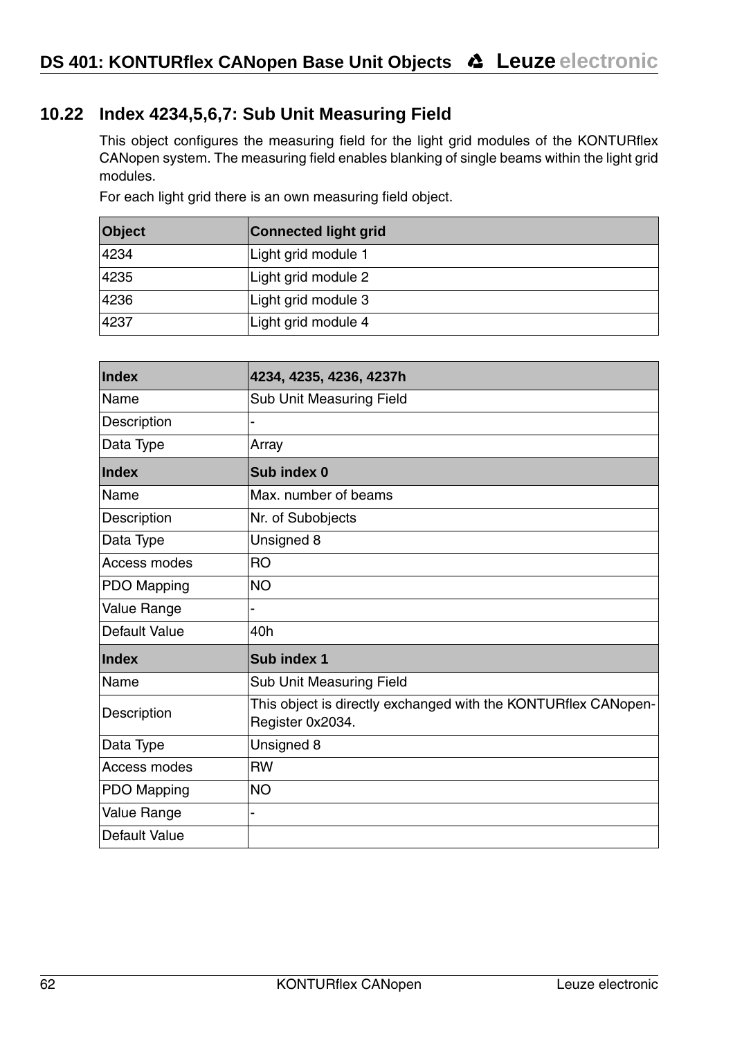## 10.22 Index 4234,5,6,7: Sub Unit Measuring Field

This object configures the measuring field for the light grid modules of the KONTURflex CANopen system. The measuring field enables blanking of single beams within the light grid modules.

For each light grid there is an own measuring field object.

| Object | Connected light grid |
|---|---|
| 4234 | Light grid module 1 |
| 4235 | Light grid module 2 |
| 4236 | Light grid module 3 |
| 4237 | Light grid module 4 |

| Index | 4234, 4235, 4236, 4237h |
|---|---|
| Name | Sub Unit Measuring Field |
| Description | - |
| Data Type | Array |
| **Index** | **Sub index 0** |
| Name | Max. number of beams |
| Description | Nr. of Subobjects |
| Data Type | Unsigned 8 |
| Access modes | RO |
| PDO Mapping | NO |
| Value Range | - |
| Default Value | 40h |
| **Index** | **Sub index 1** |
| Name | Sub Unit Measuring Field |
| Description | This object is directly exchanged with the KONTURflex CANopen-Register 0x2034. |
| Data Type | Unsigned 8 |
| Access modes | RW |
| PDO Mapping | NO |
| Value Range | - |
| Default Value | |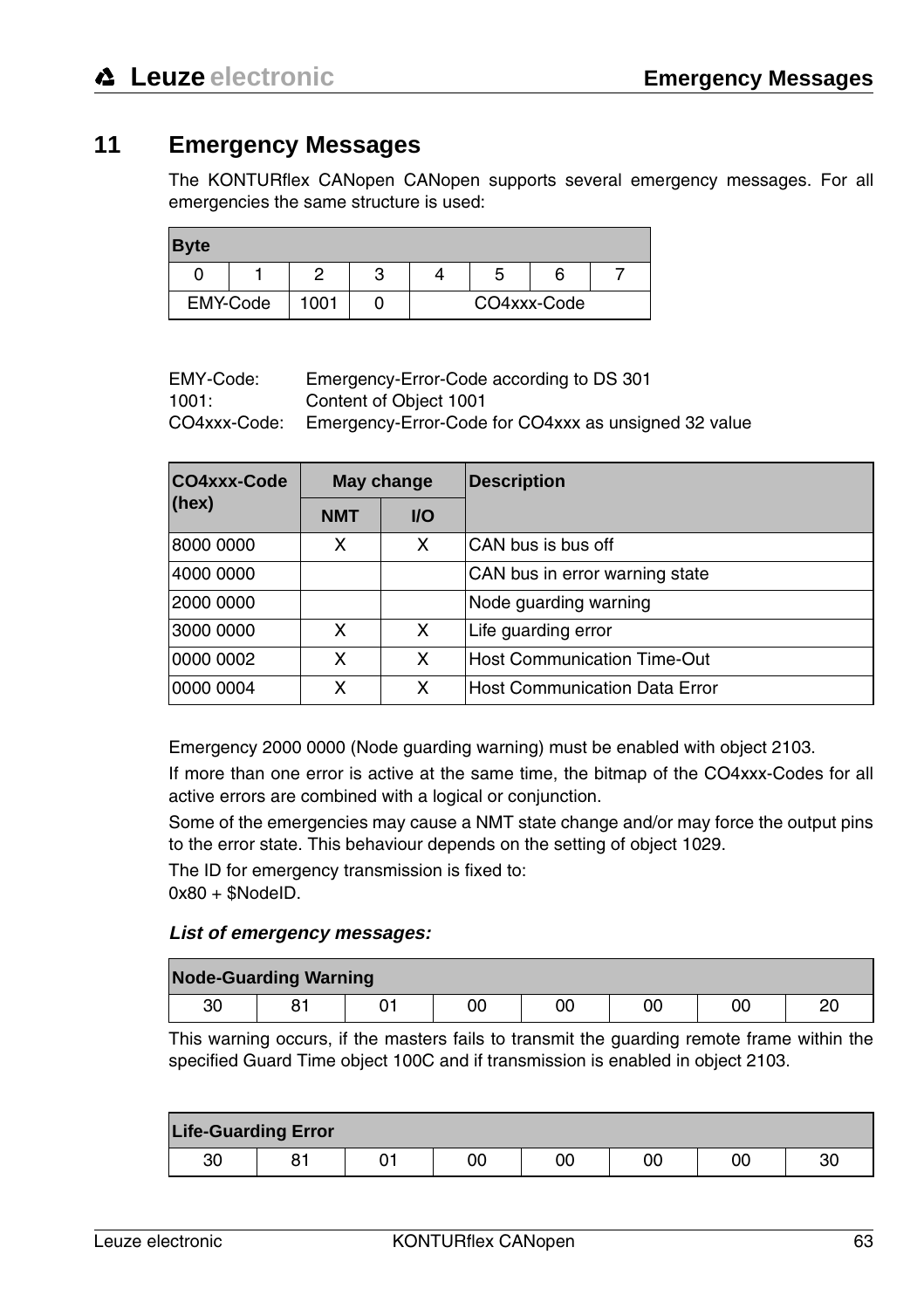# 11 Emergency Messages

The KONTURflex CANopen CANopen supports several emergency messages. For all emergencies the same structure is used:

| Byte | | | | | | | |
|---|---|---|---|---|---|---|---|
| 0 | 1 | 2 | 3 | 4 | 5 | 6 | 7 |
| EMY-Code | | 1001 | 0 | CO4xxx-Code | | | |

EMY-Code: Emergency-Error-Code according to DS 301
1001: Content of Object 1001
CO4xxx-Code: Emergency-Error-Code for CO4xxx as unsigned 32 value

| CO4xxx-Code (hex) | May change | | Description |
|---|---|---|---|
| | NMT | I/O | |
| 8000 0000 | X | X | CAN bus is bus off |
| 4000 0000 | | | CAN bus in error warning state |
| 2000 0000 | | | Node guarding warning |
| 3000 0000 | X | X | Life guarding error |
| 0000 0002 | X | X | Host Communication Time-Out |
| 0000 0004 | X | X | Host Communication Data Error |

Emergency 2000 0000 (Node guarding warning) must be enabled with object 2103.

If more than one error is active at the same time, the bitmap of the CO4xxx-Codes for all active errors are combined with a logical or conjunction.

Some of the emergencies may cause a NMT state change and/or may force the output pins to the error state. This behaviour depends on the setting of object 1029.

The ID for emergency transmission is fixed to:
0x80 + $NodeID.

***List of emergency messages:***

| Node-Guarding Warning | | | | | | | |
|---|---|---|---|---|---|---|---|
| 30 | 81 | 01 | 00 | 00 | 00 | 00 | 20 |

This warning occurs, if the masters fails to transmit the guarding remote frame within the specified Guard Time object 100C and if transmission is enabled in object 2103.

| Life-Guarding Error | | | | | | | |
|---|---|---|---|---|---|---|---|
| 30 | 81 | 01 | 00 | 00 | 00 | 00 | 30 |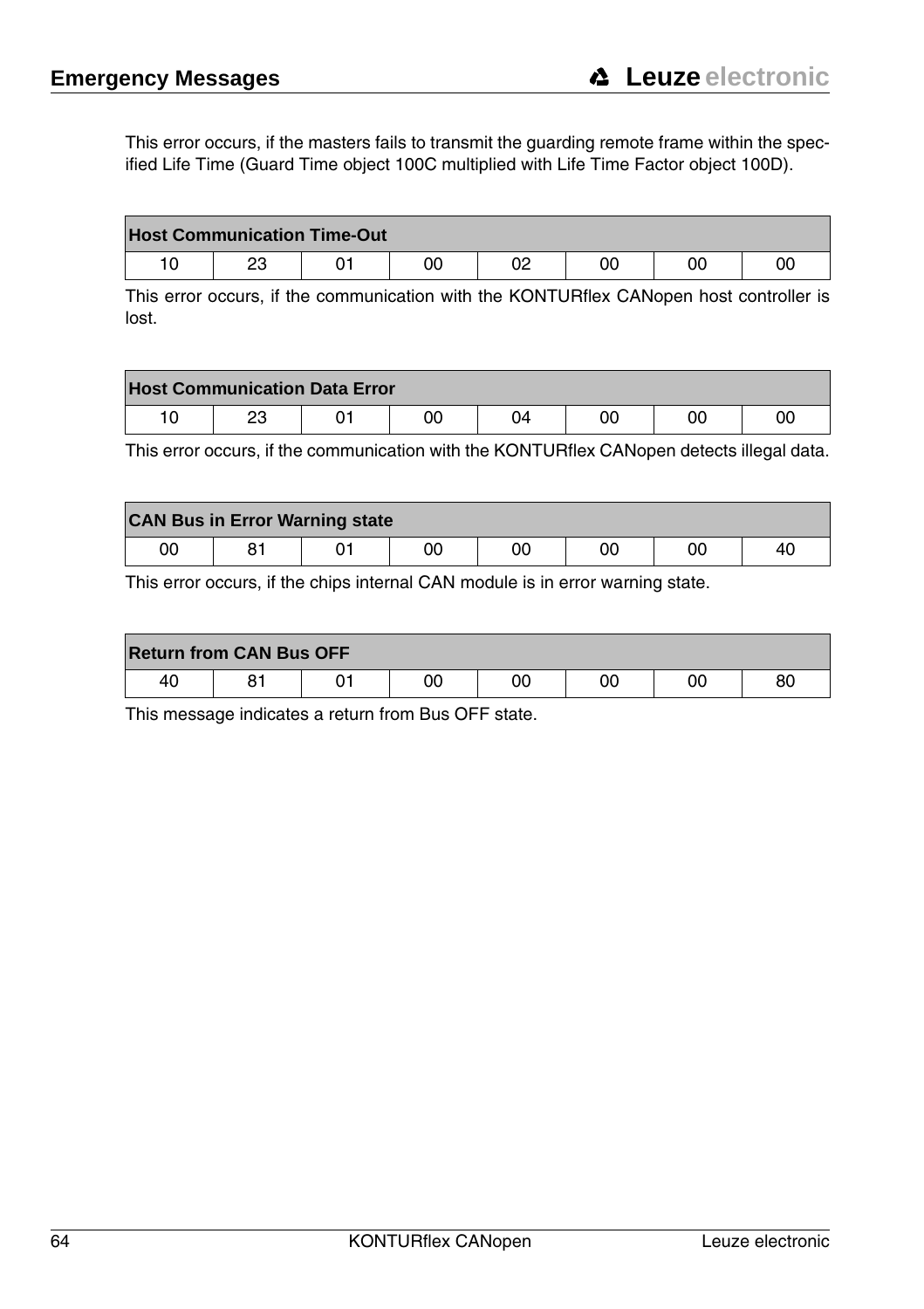This error occurs, if the masters fails to transmit the guarding remote frame within the specified Life Time (Guard Time object 100C multiplied with Life Time Factor object 100D).

| **Host Communication Time-Out** | | | | | | | |
|---|---|---|---|---|---|---|---|
| 10 | 23 | 01 | 00 | 02 | 00 | 00 | 00 |

This error occurs, if the communication with the KONTURflex CANopen host controller is lost.

| **Host Communication Data Error** | | | | | | | |
|---|---|---|---|---|---|---|---|
| 10 | 23 | 01 | 00 | 04 | 00 | 00 | 00 |

This error occurs, if the communication with the KONTURflex CANopen detects illegal data.

| **CAN Bus in Error Warning state** | | | | | | | |
|---|---|---|---|---|---|---|---|
| 00 | 81 | 01 | 00 | 00 | 00 | 00 | 40 |

This error occurs, if the chips internal CAN module is in error warning state.

| **Return from CAN Bus OFF** | | | | | | | |
|---|---|---|---|---|---|---|---|
| 40 | 81 | 01 | 00 | 00 | 00 | 00 | 80 |

This message indicates a return from Bus OFF state.